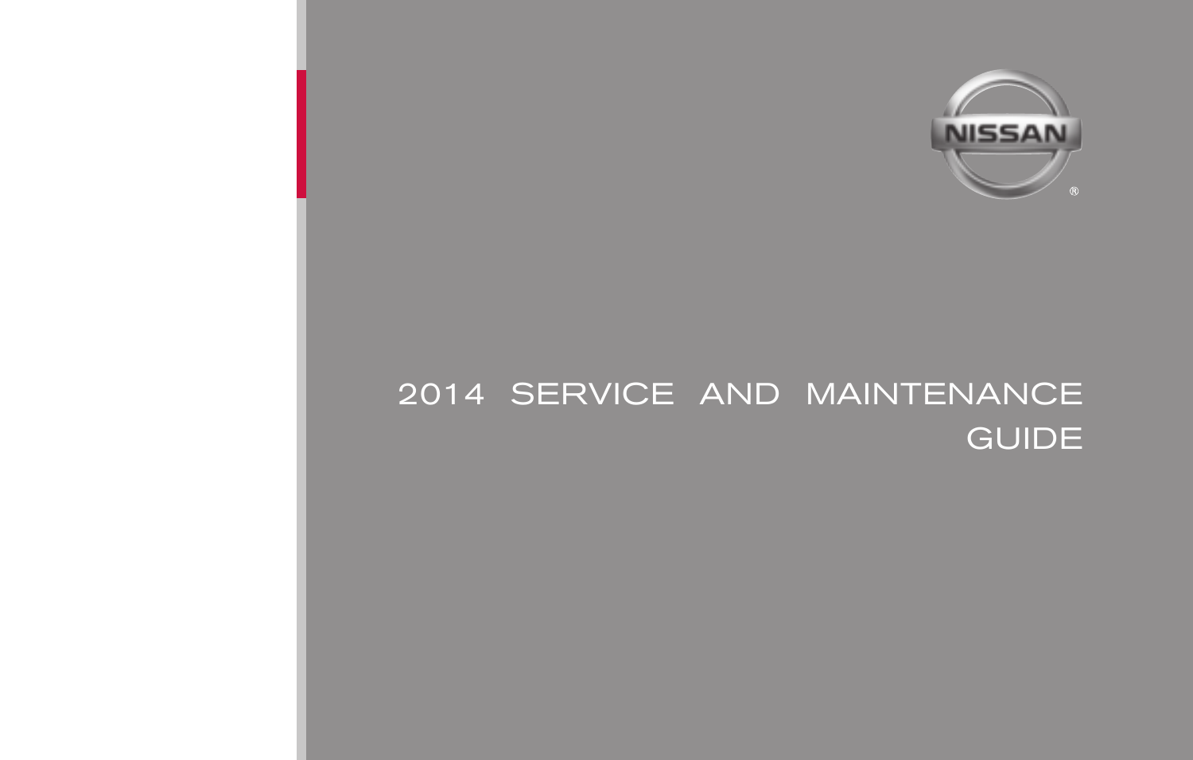NISSAN®

# 2014 SERVICE AND MAINTENANCE GUIDE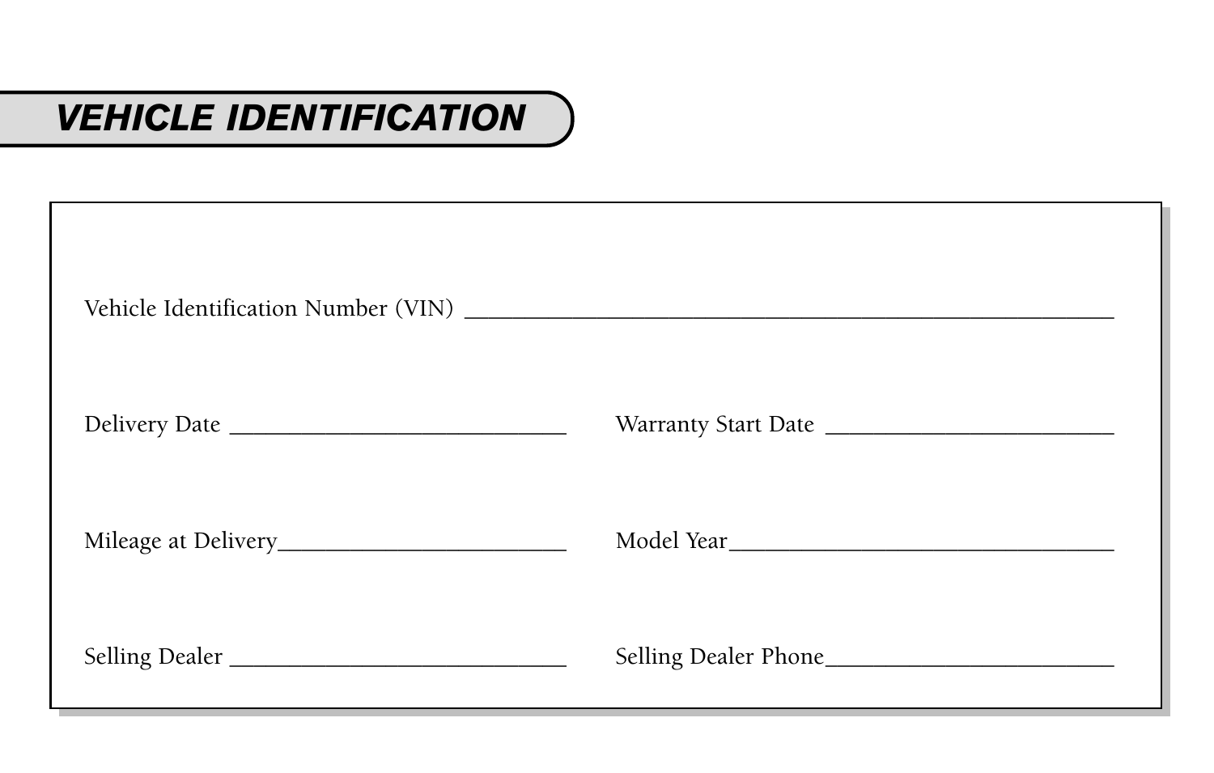# VEHICLE IDENTIFICATION

Vehicle Identification Number (VIN) ________________________________________________

Delivery Date ___________________________ Warranty Start Date _______________________

Mileage at Delivery________________________ Model Year______________________________

Selling Dealer ___________________________ Selling Dealer Phone_______________________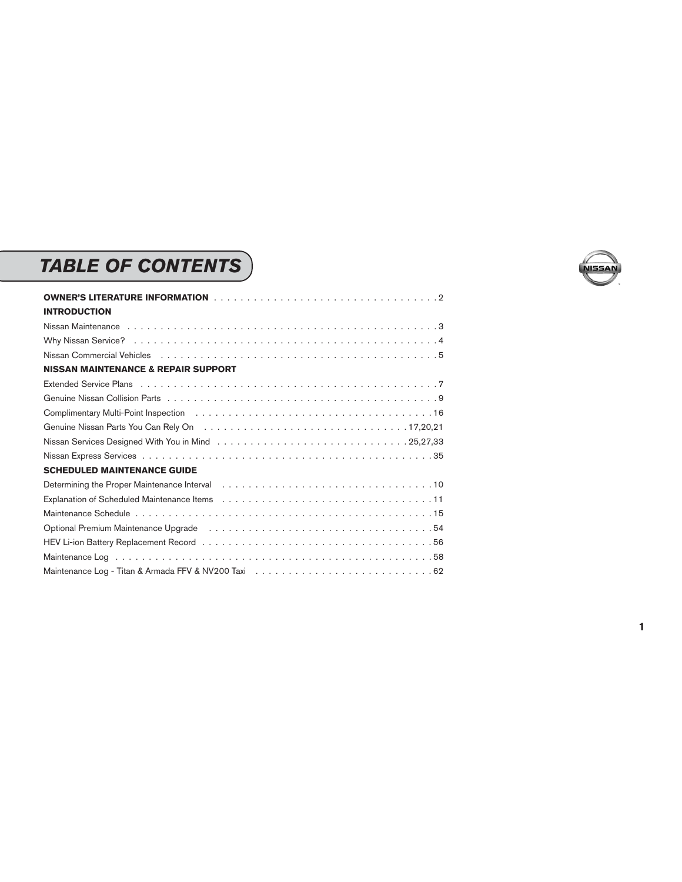# TABLE OF CONTENTS

**OWNER'S LITERATURE INFORMATION** . . . . . . . . . . . . . . . . . . . . . . . . . . . . . . . . . . 2

**INTRODUCTION**

Nissan Maintenance . . . . . . . . . . . . . . . . . . . . . . . . . . . . . . . . . . . . . . . . . . . . . . . 3

Why Nissan Service? . . . . . . . . . . . . . . . . . . . . . . . . . . . . . . . . . . . . . . . . . . . . . . 4

Nissan Commercial Vehicles . . . . . . . . . . . . . . . . . . . . . . . . . . . . . . . . . . . . . . . . . 5

**NISSAN MAINTENANCE & REPAIR SUPPORT**

Extended Service Plans . . . . . . . . . . . . . . . . . . . . . . . . . . . . . . . . . . . . . . . . . . . . 7

Genuine Nissan Collision Parts . . . . . . . . . . . . . . . . . . . . . . . . . . . . . . . . . . . . . . . . 9

Complimentary Multi-Point Inspection . . . . . . . . . . . . . . . . . . . . . . . . . . . . . . . . . . . 16

Genuine Nissan Parts You Can Rely On . . . . . . . . . . . . . . . . . . . . . . . . . . . . . . . 17,20,21

Nissan Services Designed With You in Mind . . . . . . . . . . . . . . . . . . . . . . . . . . . . 25,27,33

Nissan Express Services . . . . . . . . . . . . . . . . . . . . . . . . . . . . . . . . . . . . . . . . . . . 35

**SCHEDULED MAINTENANCE GUIDE**

Determining the Proper Maintenance Interval . . . . . . . . . . . . . . . . . . . . . . . . . . . . . . . 10

Explanation of Scheduled Maintenance Items . . . . . . . . . . . . . . . . . . . . . . . . . . . . . . . 11

Maintenance Schedule . . . . . . . . . . . . . . . . . . . . . . . . . . . . . . . . . . . . . . . . . . . . . 15

Optional Premium Maintenance Upgrade . . . . . . . . . . . . . . . . . . . . . . . . . . . . . . . . . 54

HEV Li-ion Battery Replacement Record . . . . . . . . . . . . . . . . . . . . . . . . . . . . . . . . . . 56

Maintenance Log . . . . . . . . . . . . . . . . . . . . . . . . . . . . . . . . . . . . . . . . . . . . . . . . 58

Maintenance Log - Titan & Armada FFV & NV200 Taxi . . . . . . . . . . . . . . . . . . . . . . . . . . 62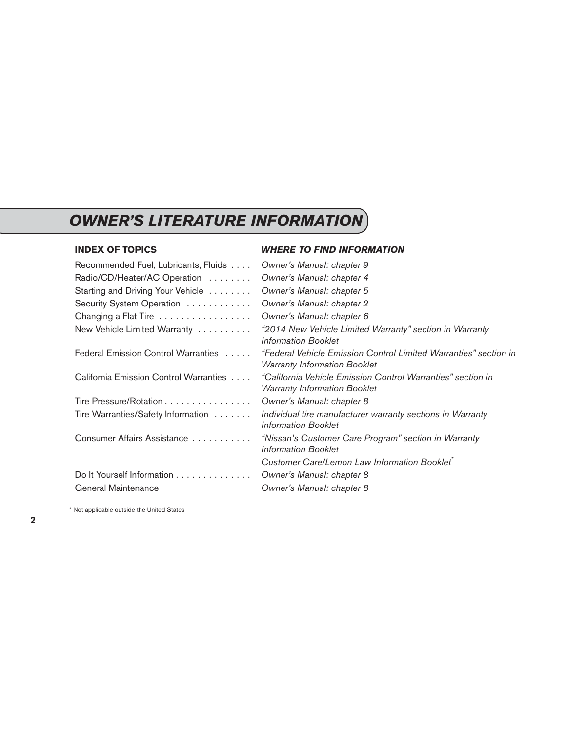# *OWNER'S LITERATURE INFORMATION*

| INDEX OF TOPICS | *WHERE TO FIND INFORMATION* |
|---|---|
| Recommended Fuel, Lubricants, Fluids | *Owner's Manual: chapter 9* |
| Radio/CD/Heater/AC Operation | *Owner's Manual: chapter 4* |
| Starting and Driving Your Vehicle | *Owner's Manual: chapter 5* |
| Security System Operation | *Owner's Manual: chapter 2* |
| Changing a Flat Tire | *Owner's Manual: chapter 6* |
| New Vehicle Limited Warranty | *"2014 New Vehicle Limited Warranty" section in Warranty Information Booklet* |
| Federal Emission Control Warranties | *"Federal Vehicle Emission Control Limited Warranties" section in Warranty Information Booklet* |
| California Emission Control Warranties | *"California Vehicle Emission Control Warranties" section in Warranty Information Booklet* |
| Tire Pressure/Rotation | *Owner's Manual: chapter 8* |
| Tire Warranties/Safety Information | *Individual tire manufacturer warranty sections in Warranty Information Booklet* |
| Consumer Affairs Assistance | *"Nissan's Customer Care Program" section in Warranty Information Booklet*<br>*Customer Care/Lemon Law Information Booklet** |
| Do It Yourself Information | *Owner's Manual: chapter 8* |
| General Maintenance | *Owner's Manual: chapter 8* |

\* Not applicable outside the United States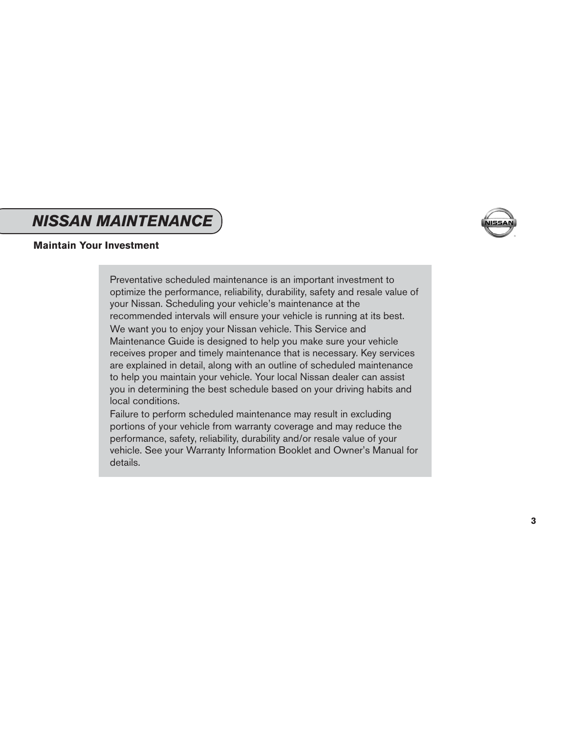# NISSAN MAINTENANCE

## Maintain Your Investment

Preventative scheduled maintenance is an important investment to optimize the performance, reliability, durability, safety and resale value of your Nissan. Scheduling your vehicle's maintenance at the recommended intervals will ensure your vehicle is running at its best.

We want you to enjoy your Nissan vehicle. This Service and Maintenance Guide is designed to help you make sure your vehicle receives proper and timely maintenance that is necessary. Key services are explained in detail, along with an outline of scheduled maintenance to help you maintain your vehicle. Your local Nissan dealer can assist you in determining the best schedule based on your driving habits and local conditions.

Failure to perform scheduled maintenance may result in excluding portions of your vehicle from warranty coverage and may reduce the performance, safety, reliability, durability and/or resale value of your vehicle. See your Warranty Information Booklet and Owner's Manual for details.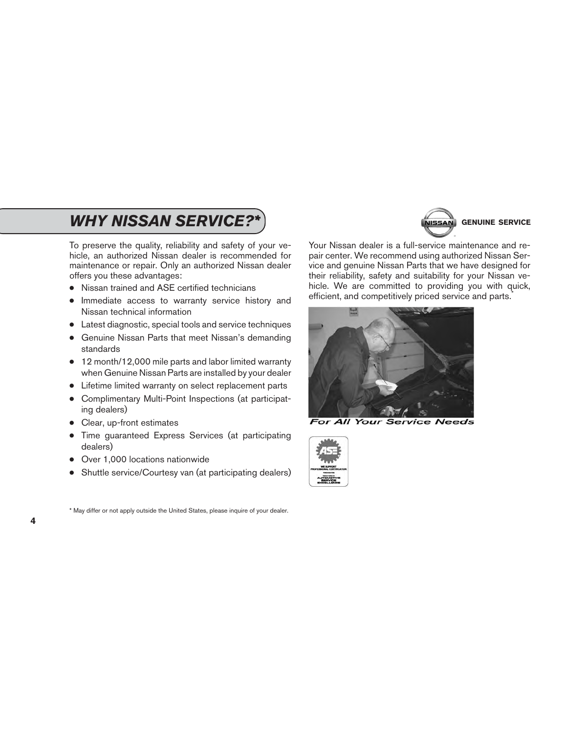## *WHY NISSAN SERVICE?**

To preserve the quality, reliability and safety of your vehicle, an authorized Nissan dealer is recommended for maintenance or repair. Only an authorized Nissan dealer offers you these advantages:

- Nissan trained and ASE certified technicians
- Immediate access to warranty service history and Nissan technical information
- Latest diagnostic, special tools and service techniques
- Genuine Nissan Parts that meet Nissan's demanding standards
- 12 month/12,000 mile parts and labor limited warranty when Genuine Nissan Parts are installed by your dealer
- Lifetime limited warranty on select replacement parts
- Complimentary Multi-Point Inspections (at participating dealers)
- Clear, up-front estimates
- Time guaranteed Express Services (at participating dealers)
- Over 1,000 locations nationwide
- Shuttle service/Courtesy van (at participating dealers)

\* May differ or not apply outside the United States, please inquire of your dealer.

**GENUINE SERVICE**

Your Nissan dealer is a full-service maintenance and repair center. We recommend using authorized Nissan Service and genuine Nissan Parts that we have designed for their reliability, safety and suitability for your Nissan vehicle. We are committed to providing you with quick, efficient, and competitively priced service and parts.*

*For All Your Service Needs*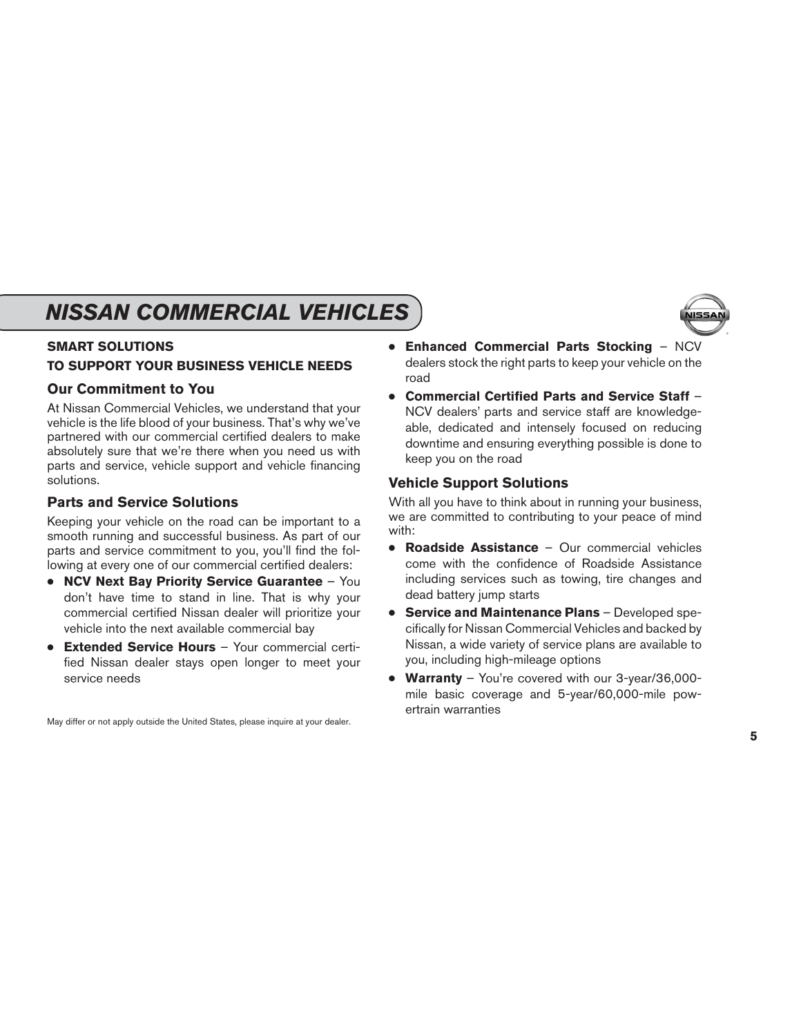# NISSAN COMMERCIAL VEHICLES

## SMART SOLUTIONS TO SUPPORT YOUR BUSINESS VEHICLE NEEDS

### Our Commitment to You

At Nissan Commercial Vehicles, we understand that your vehicle is the life blood of your business. That's why we've partnered with our commercial certified dealers to make absolutely sure that we're there when you need us with parts and service, vehicle support and vehicle financing solutions.

### Parts and Service Solutions

Keeping your vehicle on the road can be important to a smooth running and successful business. As part of our parts and service commitment to you, you'll find the following at every one of our commercial certified dealers:

- **NCV Next Bay Priority Service Guarantee** – You don't have time to stand in line. That is why your commercial certified Nissan dealer will prioritize your vehicle into the next available commercial bay
- **Extended Service Hours** – Your commercial certified Nissan dealer stays open longer to meet your service needs
- **Enhanced Commercial Parts Stocking** – NCV dealers stock the right parts to keep your vehicle on the road
- **Commercial Certified Parts and Service Staff** – NCV dealers' parts and service staff are knowledgeable, dedicated and intensely focused on reducing downtime and ensuring everything possible is done to keep you on the road

May differ or not apply outside the United States, please inquire at your dealer.

### Vehicle Support Solutions

With all you have to think about in running your business, we are committed to contributing to your peace of mind with:

- **Roadside Assistance** – Our commercial vehicles come with the confidence of Roadside Assistance including services such as towing, tire changes and dead battery jump starts
- **Service and Maintenance Plans** – Developed specifically for Nissan Commercial Vehicles and backed by Nissan, a wide variety of service plans are available to you, including high-mileage options
- **Warranty** – You're covered with our 3-year/36,000-mile basic coverage and 5-year/60,000-mile powertrain warranties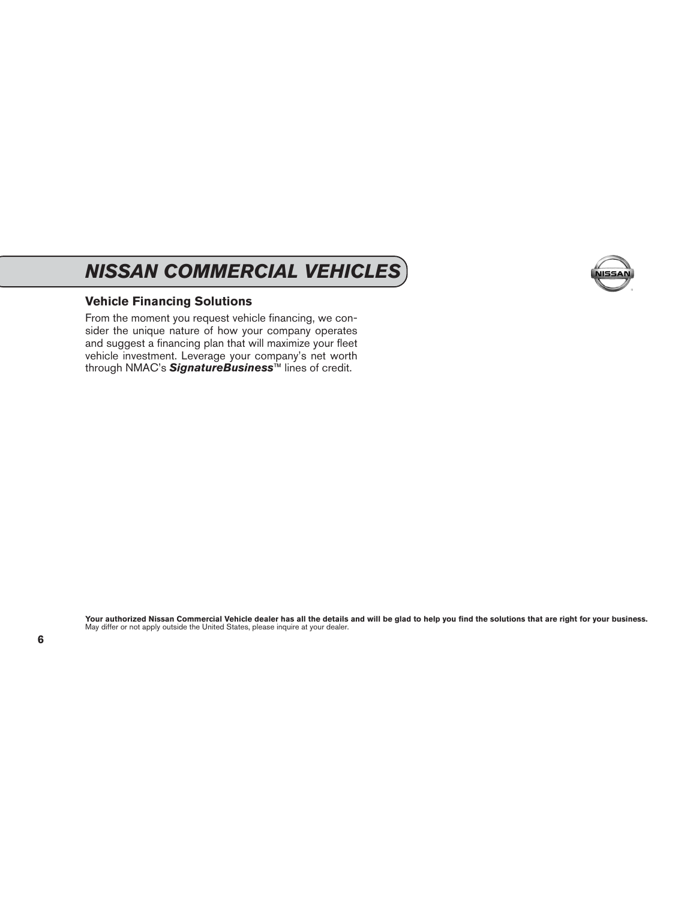# NISSAN COMMERCIAL VEHICLES

## Vehicle Financing Solutions

From the moment you request vehicle financing, we consider the unique nature of how your company operates and suggest a financing plan that will maximize your fleet vehicle investment. Leverage your company's net worth through NMAC's ***SignatureBusiness***™ lines of credit.

**Your authorized Nissan Commercial Vehicle dealer has all the details and will be glad to help you find the solutions that are right for your business.**
May differ or not apply outside the United States, please inquire at your dealer.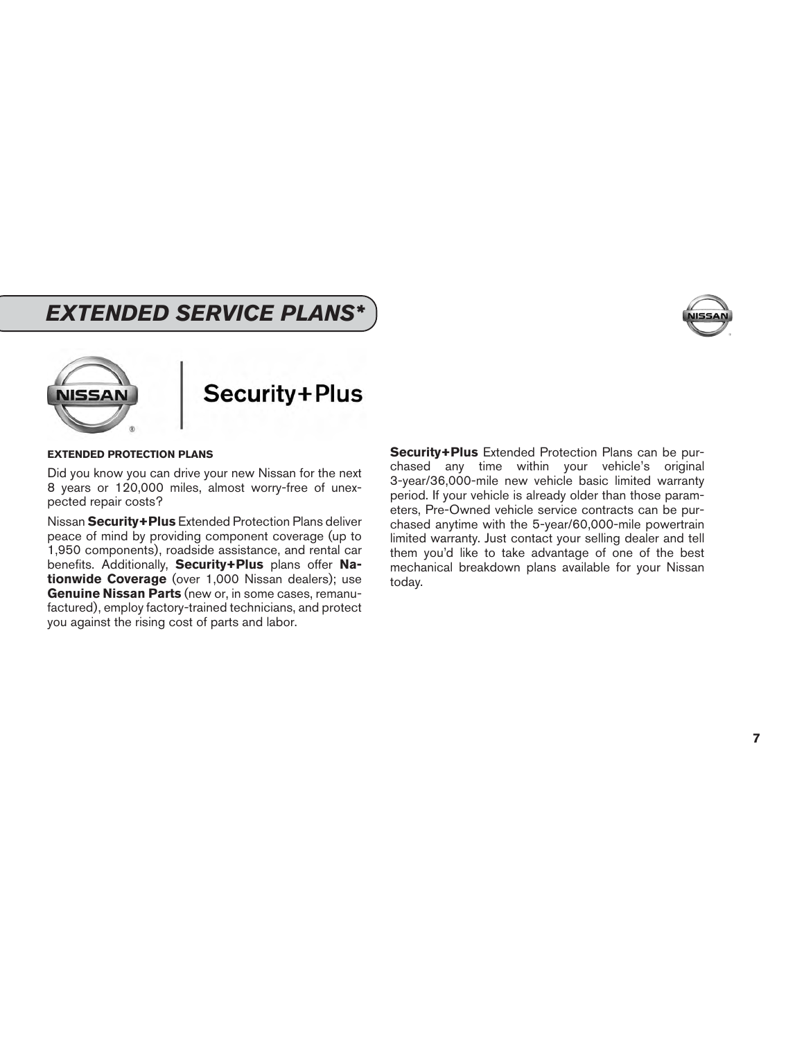# EXTENDED SERVICE PLANS*

Security+Plus

### EXTENDED PROTECTION PLANS

Did you know you can drive your new Nissan for the next 8 years or 120,000 miles, almost worry-free of unexpected repair costs?

Nissan **Security+Plus** Extended Protection Plans deliver peace of mind by providing component coverage (up to 1,950 components), roadside assistance, and rental car benefits. Additionally, **Security+Plus** plans offer **Nationwide Coverage** (over 1,000 Nissan dealers); use **Genuine Nissan Parts** (new or, in some cases, remanufactured), employ factory-trained technicians, and protect you against the rising cost of parts and labor.

**Security+Plus** Extended Protection Plans can be purchased any time within your vehicle's original 3-year/36,000-mile new vehicle basic limited warranty period. If your vehicle is already older than those parameters, Pre-Owned vehicle service contracts can be purchased anytime with the 5-year/60,000-mile powertrain limited warranty. Just contact your selling dealer and tell them you'd like to take advantage of one of the best mechanical breakdown plans available for your Nissan today.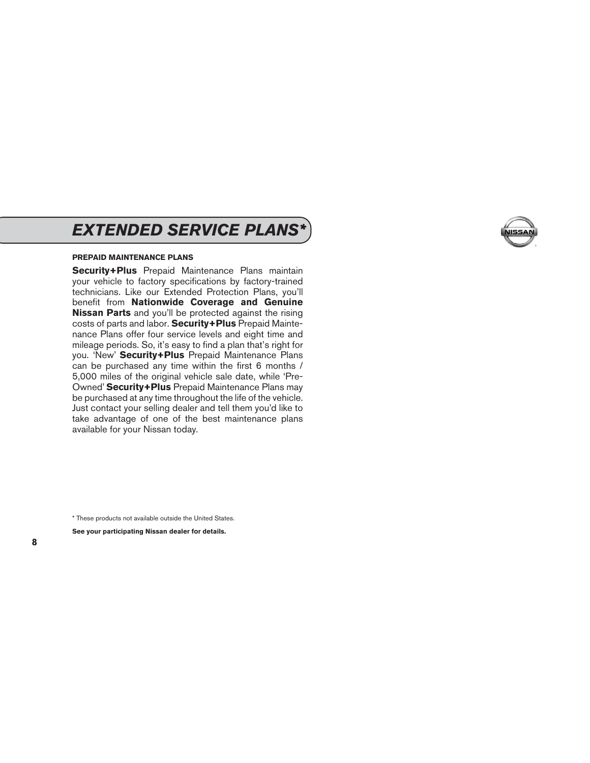# EXTENDED SERVICE PLANS*

### PREPAID MAINTENANCE PLANS

**Security+Plus** Prepaid Maintenance Plans maintain your vehicle to factory specifications by factory-trained technicians. Like our Extended Protection Plans, you'll benefit from **Nationwide Coverage and Genuine Nissan Parts** and you'll be protected against the rising costs of parts and labor. **Security+Plus** Prepaid Maintenance Plans offer four service levels and eight time and mileage periods. So, it's easy to find a plan that's right for you. 'New' **Security+Plus** Prepaid Maintenance Plans can be purchased any time within the first 6 months / 5,000 miles of the original vehicle sale date, while 'Pre-Owned' **Security+Plus** Prepaid Maintenance Plans may be purchased at any time throughout the life of the vehicle. Just contact your selling dealer and tell them you'd like to take advantage of one of the best maintenance plans available for your Nissan today.

* These products not available outside the United States.

**See your participating Nissan dealer for details.**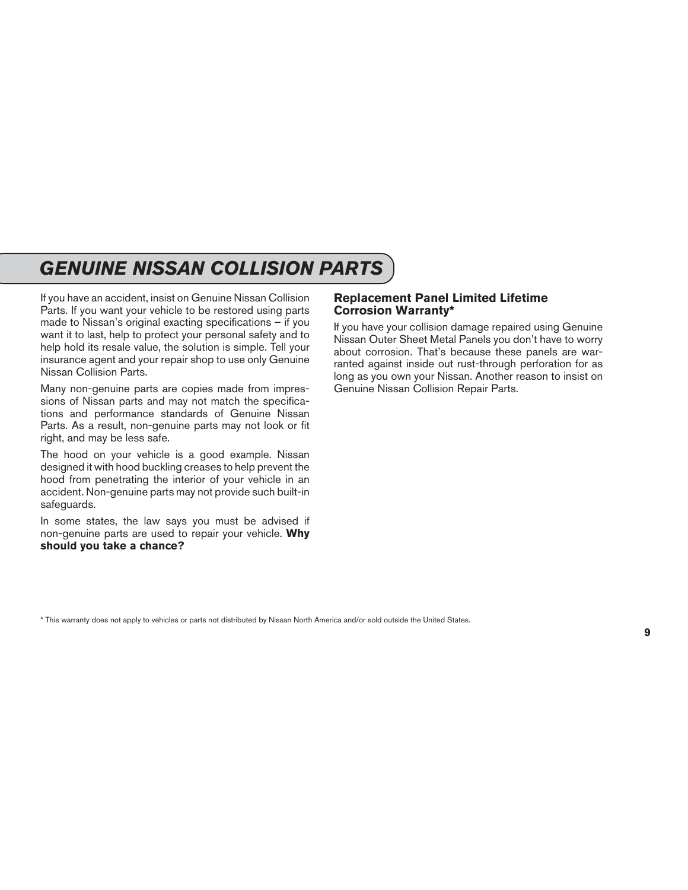# GENUINE NISSAN COLLISION PARTS

If you have an accident, insist on Genuine Nissan Collision Parts. If you want your vehicle to be restored using parts made to Nissan's original exacting specifications – if you want it to last, help to protect your personal safety and to help hold its resale value, the solution is simple. Tell your insurance agent and your repair shop to use only Genuine Nissan Collision Parts.

Many non-genuine parts are copies made from impressions of Nissan parts and may not match the specifications and performance standards of Genuine Nissan Parts. As a result, non-genuine parts may not look or fit right, and may be less safe.

The hood on your vehicle is a good example. Nissan designed it with hood buckling creases to help prevent the hood from penetrating the interior of your vehicle in an accident. Non-genuine parts may not provide such built-in safeguards.

In some states, the law says you must be advised if non-genuine parts are used to repair your vehicle. **Why should you take a chance?**

## Replacement Panel Limited Lifetime Corrosion Warranty*

If you have your collision damage repaired using Genuine Nissan Outer Sheet Metal Panels you don't have to worry about corrosion. That's because these panels are warranted against inside out rust-through perforation for as long as you own your Nissan. Another reason to insist on Genuine Nissan Collision Repair Parts.

* This warranty does not apply to vehicles or parts not distributed by Nissan North America and/or sold outside the United States.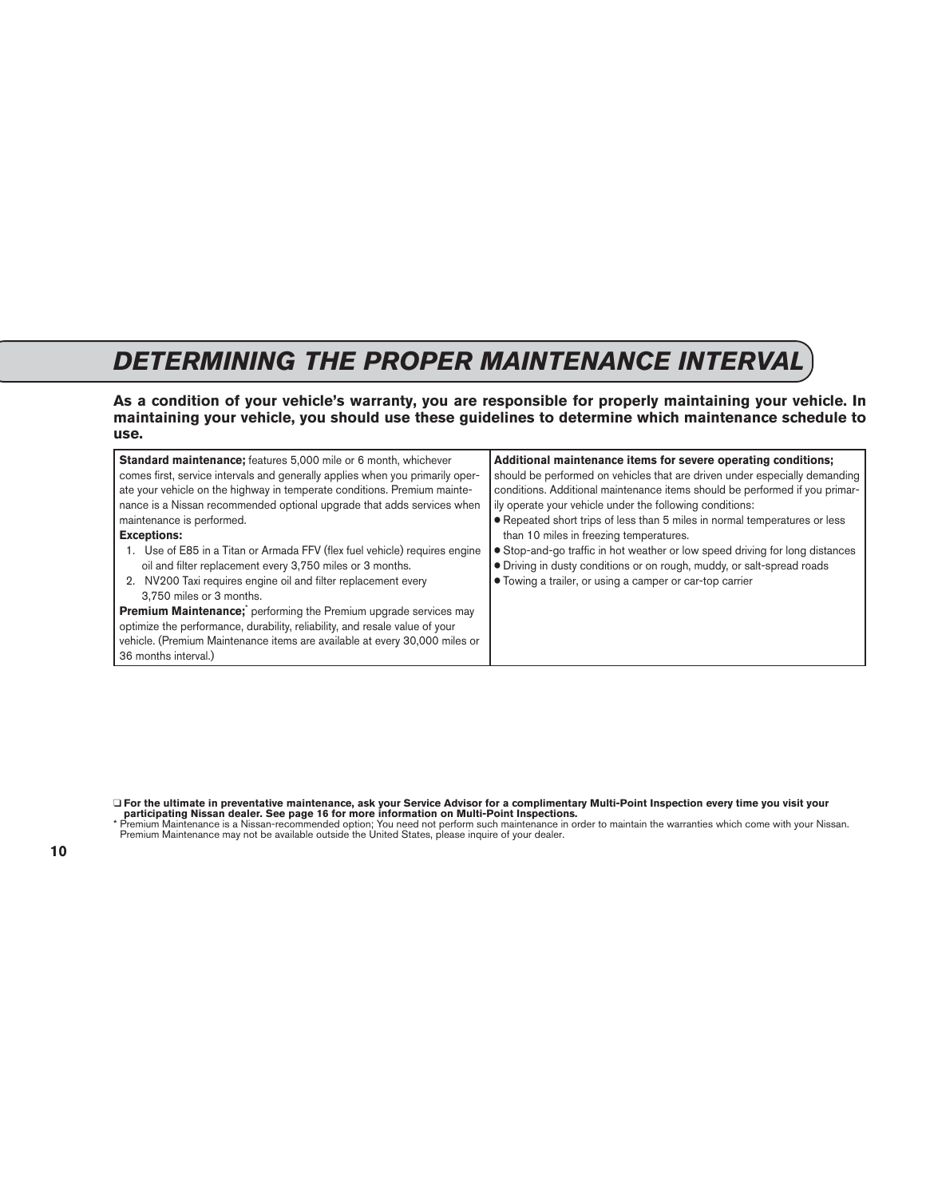# DETERMINING THE PROPER MAINTENANCE INTERVAL

**As a condition of your vehicle's warranty, you are responsible for properly maintaining your vehicle. In maintaining your vehicle, you should use these guidelines to determine which maintenance schedule to use.**

| | |
|---|---|
| **Standard maintenance;** features 5,000 mile or 6 month, whichever comes first, service intervals and generally applies when you primarily operate your vehicle on the highway in temperate conditions. Premium maintenance is a Nissan recommended optional upgrade that adds services when maintenance is performed.<br>**Exceptions:**<br>1. Use of E85 in a Titan or Armada FFV (flex fuel vehicle) requires engine oil and filter replacement every 3,750 miles or 3 months.<br>2. NV200 Taxi requires engine oil and filter replacement every 3,750 miles or 3 months.<br>**Premium Maintenance;*** performing the Premium upgrade services may optimize the performance, durability, reliability, and resale value of your vehicle. (Premium Maintenance items are available at every 30,000 miles or 36 months interval.) | **Additional maintenance items for severe operating conditions;** should be performed on vehicles that are driven under especially demanding conditions. Additional maintenance items should be performed if you primarily operate your vehicle under the following conditions:<br>• Repeated short trips of less than 5 miles in normal temperatures or less than 10 miles in freezing temperatures.<br>• Stop-and-go traffic in hot weather or low speed driving for long distances<br>• Driving in dusty conditions or on rough, muddy, or salt-spread roads<br>• Towing a trailer, or using a camper or car-top carrier |

❑ **For the ultimate in preventative maintenance, ask your Service Advisor for a complimentary Multi-Point Inspection every time you visit your participating Nissan dealer. See page 16 for more information on Multi-Point Inspections.**

\* Premium Maintenance is a Nissan-recommended option; You need not perform such maintenance in order to maintain the warranties which come with your Nissan. Premium Maintenance may not be available outside the United States, please inquire of your dealer.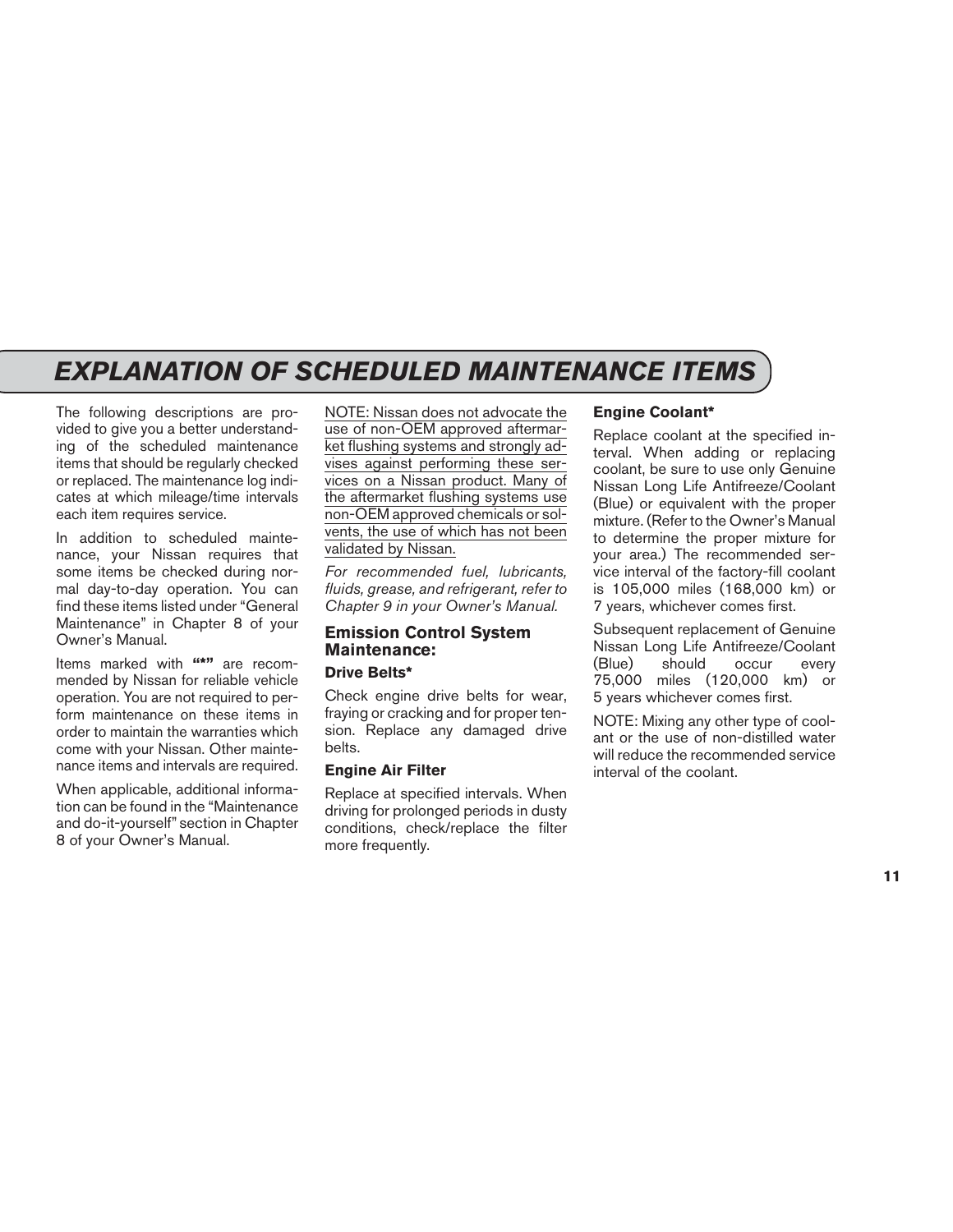# EXPLANATION OF SCHEDULED MAINTENANCE ITEMS

The following descriptions are provided to give you a better understanding of the scheduled maintenance items that should be regularly checked or replaced. The maintenance log indicates at which mileage/time intervals each item requires service.

In addition to scheduled maintenance, your Nissan requires that some items be checked during normal day-to-day operation. You can find these items listed under "General Maintenance" in Chapter 8 of your Owner's Manual.

Items marked with **"*"** are recommended by Nissan for reliable vehicle operation. You are not required to perform maintenance on these items in order to maintain the warranties which come with your Nissan. Other maintenance items and intervals are required.

When applicable, additional information can be found in the "Maintenance and do-it-yourself" section in Chapter 8 of your Owner's Manual.

NOTE: Nissan does not advocate the use of non-OEM approved aftermarket flushing systems and strongly advises against performing these services on a Nissan product. Many of the aftermarket flushing systems use non-OEM approved chemicals or solvents, the use of which has not been validated by Nissan.

*For recommended fuel, lubricants, fluids, grease, and refrigerant, refer to Chapter 9 in your Owner's Manual.*

## Emission Control System Maintenance:

### Drive Belts*

Check engine drive belts for wear, fraying or cracking and for proper tension. Replace any damaged drive belts.

### Engine Air Filter

Replace at specified intervals. When driving for prolonged periods in dusty conditions, check/replace the filter more frequently.

### Engine Coolant*

Replace coolant at the specified interval. When adding or replacing coolant, be sure to use only Genuine Nissan Long Life Antifreeze/Coolant (Blue) or equivalent with the proper mixture. (Refer to the Owner's Manual to determine the proper mixture for your area.) The recommended service interval of the factory-fill coolant is 105,000 miles (168,000 km) or 7 years, whichever comes first.

Subsequent replacement of Genuine Nissan Long Life Antifreeze/Coolant (Blue) should occur every 75,000 miles (120,000 km) or 5 years whichever comes first.

NOTE: Mixing any other type of coolant or the use of non-distilled water will reduce the recommended service interval of the coolant.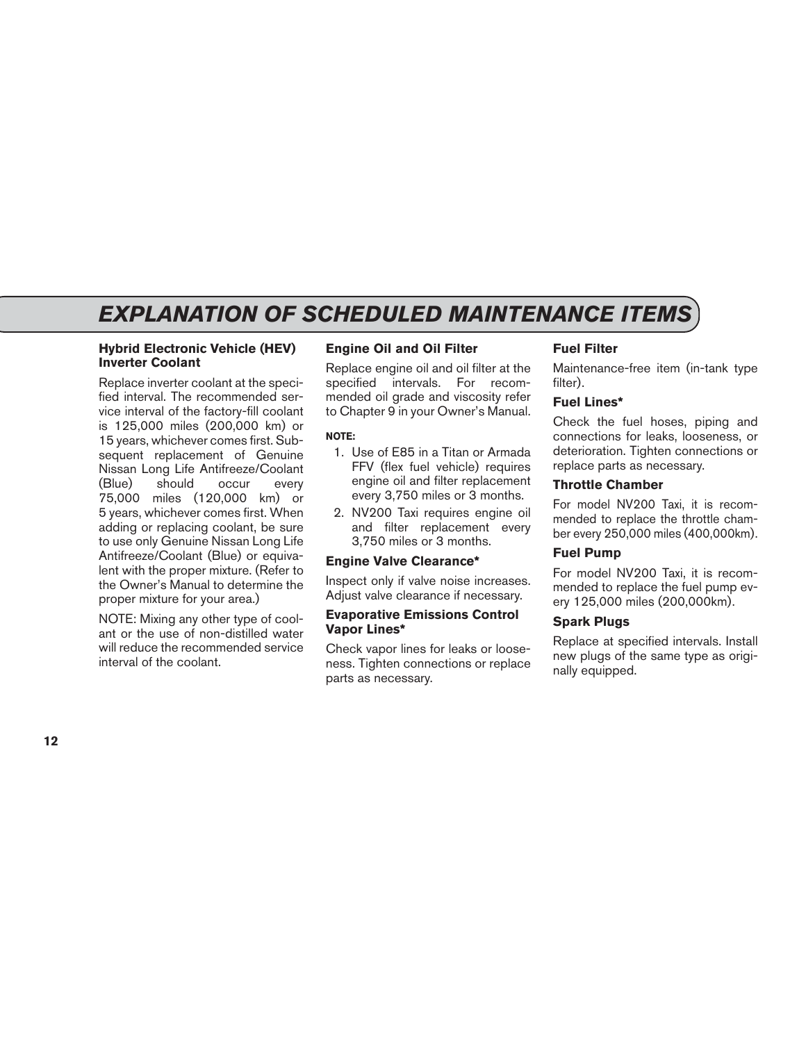# EXPLANATION OF SCHEDULED MAINTENANCE ITEMS

### Hybrid Electronic Vehicle (HEV) Inverter Coolant

Replace inverter coolant at the specified interval. The recommended service interval of the factory-fill coolant is 125,000 miles (200,000 km) or 15 years, whichever comes first. Subsequent replacement of Genuine Nissan Long Life Antifreeze/Coolant (Blue) should occur every 75,000 miles (120,000 km) or 5 years, whichever comes first. When adding or replacing coolant, be sure to use only Genuine Nissan Long Life Antifreeze/Coolant (Blue) or equivalent with the proper mixture. (Refer to the Owner's Manual to determine the proper mixture for your area.)

NOTE: Mixing any other type of coolant or the use of non-distilled water will reduce the recommended service interval of the coolant.

### Engine Oil and Oil Filter

Replace engine oil and oil filter at the specified intervals. For recommended oil grade and viscosity refer to Chapter 9 in your Owner's Manual.

**NOTE:**

1. Use of E85 in a Titan or Armada FFV (flex fuel vehicle) requires engine oil and filter replacement every 3,750 miles or 3 months.
2. NV200 Taxi requires engine oil and filter replacement every 3,750 miles or 3 months.

### Engine Valve Clearance*

Inspect only if valve noise increases. Adjust valve clearance if necessary.

### Evaporative Emissions Control Vapor Lines*

Check vapor lines for leaks or looseness. Tighten connections or replace parts as necessary.

### Fuel Filter

Maintenance-free item (in-tank type filter).

### Fuel Lines*

Check the fuel hoses, piping and connections for leaks, looseness, or deterioration. Tighten connections or replace parts as necessary.

### Throttle Chamber

For model NV200 Taxi, it is recommended to replace the throttle chamber every 250,000 miles (400,000km).

### Fuel Pump

For model NV200 Taxi, it is recommended to replace the fuel pump every 125,000 miles (200,000km).

### Spark Plugs

Replace at specified intervals. Install new plugs of the same type as originally equipped.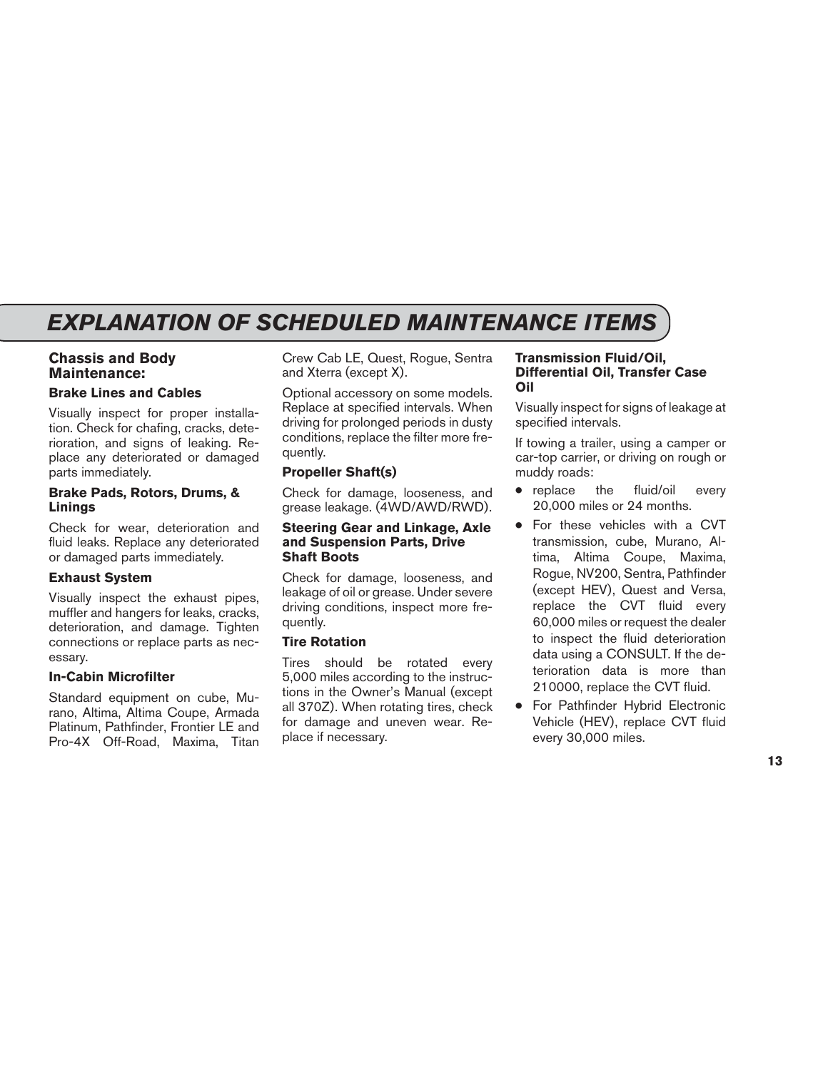# EXPLANATION OF SCHEDULED MAINTENANCE ITEMS

## Chassis and Body Maintenance:

### Brake Lines and Cables

Visually inspect for proper installation. Check for chafing, cracks, deterioration, and signs of leaking. Replace any deteriorated or damaged parts immediately.

### Brake Pads, Rotors, Drums, & Linings

Check for wear, deterioration and fluid leaks. Replace any deteriorated or damaged parts immediately.

### Exhaust System

Visually inspect the exhaust pipes, muffler and hangers for leaks, cracks, deterioration, and damage. Tighten connections or replace parts as necessary.

### In-Cabin Microfilter

Standard equipment on cube, Murano, Altima, Altima Coupe, Armada Platinum, Pathfinder, Frontier LE and Pro-4X Off-Road, Maxima, Titan Crew Cab LE, Quest, Rogue, Sentra and Xterra (except X).

Optional accessory on some models. Replace at specified intervals. When driving for prolonged periods in dusty conditions, replace the filter more frequently.

### Propeller Shaft(s)

Check for damage, looseness, and grease leakage. (4WD/AWD/RWD).

### Steering Gear and Linkage, Axle and Suspension Parts, Drive Shaft Boots

Check for damage, looseness, and leakage of oil or grease. Under severe driving conditions, inspect more frequently.

### Tire Rotation

Tires should be rotated every 5,000 miles according to the instructions in the Owner's Manual (except all 370Z). When rotating tires, check for damage and uneven wear. Replace if necessary.

### Transmission Fluid/Oil, Differential Oil, Transfer Case Oil

Visually inspect for signs of leakage at specified intervals.

If towing a trailer, using a camper or car-top carrier, or driving on rough or muddy roads:

- replace the fluid/oil every 20,000 miles or 24 months.
- For these vehicles with a CVT transmission, cube, Murano, Altima, Altima Coupe, Maxima, Rogue, NV200, Sentra, Pathfinder (except HEV), Quest and Versa, replace the CVT fluid every 60,000 miles or request the dealer to inspect the fluid deterioration data using a CONSULT. If the deterioration data is more than 210000, replace the CVT fluid.
- For Pathfinder Hybrid Electronic Vehicle (HEV), replace CVT fluid every 30,000 miles.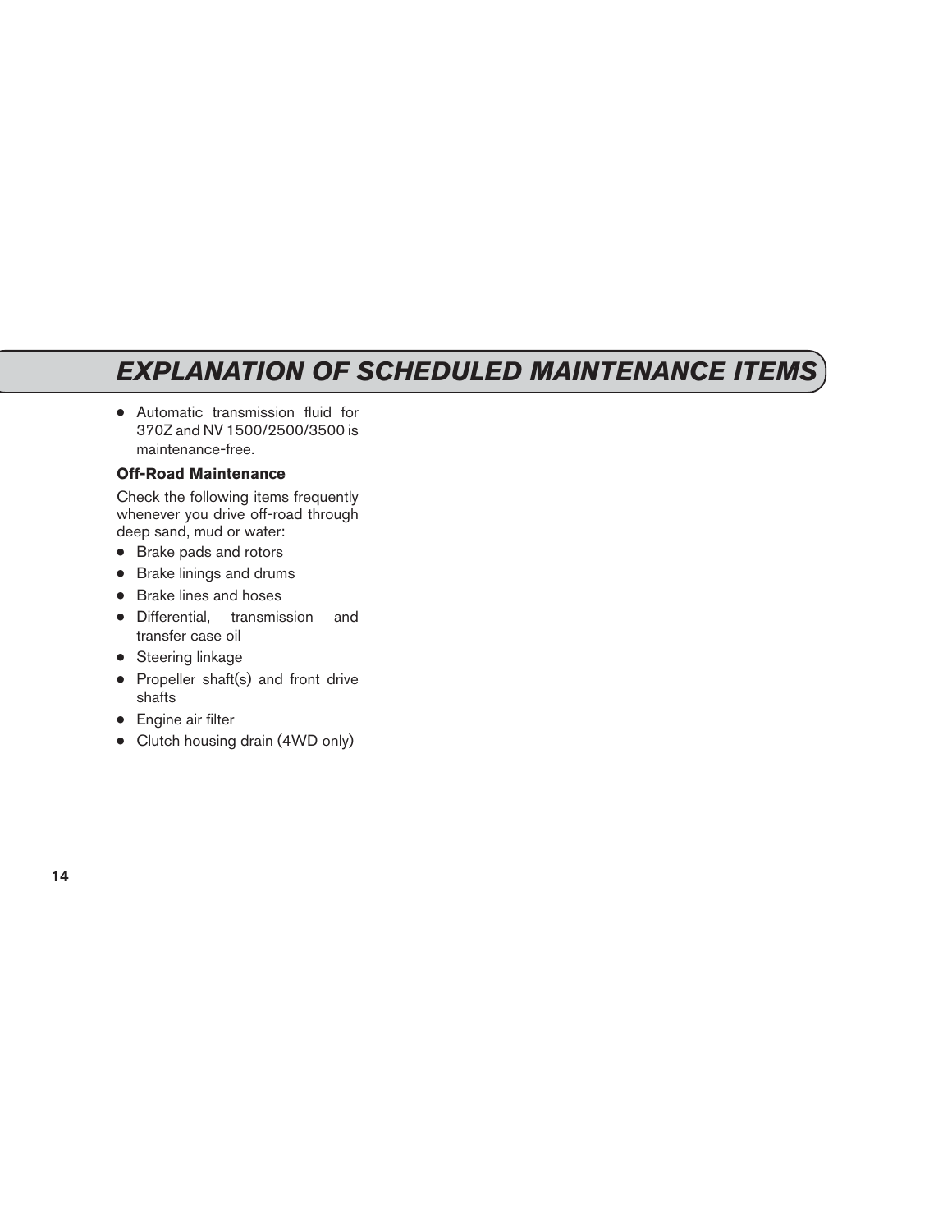## EXPLANATION OF SCHEDULED MAINTENANCE ITEMS

- Automatic transmission fluid for 370Z and NV 1500/2500/3500 is maintenance-free.

### Off-Road Maintenance

Check the following items frequently whenever you drive off-road through deep sand, mud or water:

- Brake pads and rotors
- Brake linings and drums
- Brake lines and hoses
- Differential, transmission and transfer case oil
- Steering linkage
- Propeller shaft(s) and front drive shafts
- Engine air filter
- Clutch housing drain (4WD only)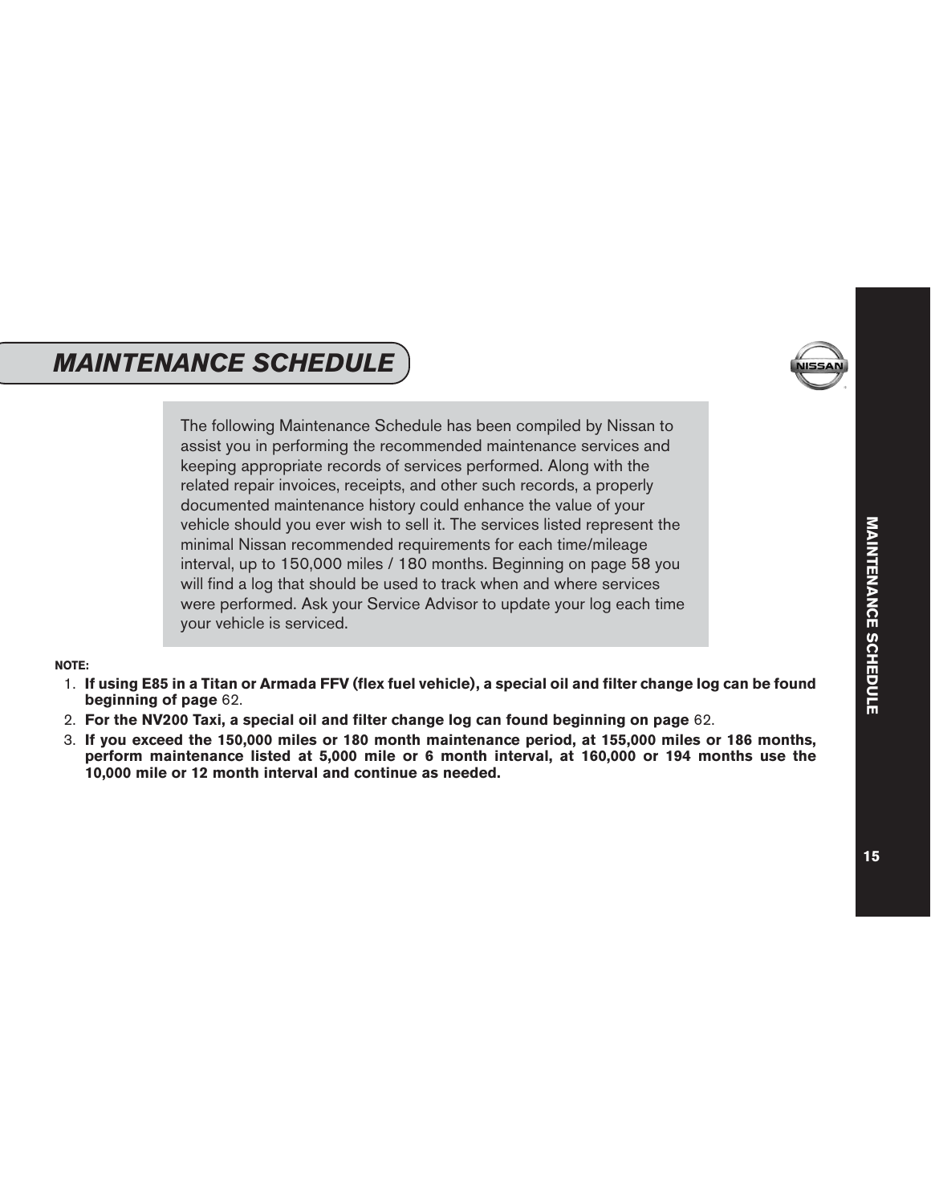# MAINTENANCE SCHEDULE

The following Maintenance Schedule has been compiled by Nissan to assist you in performing the recommended maintenance services and keeping appropriate records of services performed. Along with the related repair invoices, receipts, and other such records, a properly documented maintenance history could enhance the value of your vehicle should you ever wish to sell it. The services listed represent the minimal Nissan recommended requirements for each time/mileage interval, up to 150,000 miles / 180 months. Beginning on page 58 you will find a log that should be used to track when and where services were performed. Ask your Service Advisor to update your log each time your vehicle is serviced.

**NOTE:**

1. **If using E85 in a Titan or Armada FFV (flex fuel vehicle), a special oil and filter change log can be found beginning of page** 62.
2. **For the NV200 Taxi, a special oil and filter change log can found beginning on page** 62.
3. **If you exceed the 150,000 miles or 180 month maintenance period, at 155,000 miles or 186 months, perform maintenance listed at 5,000 mile or 6 month interval, at 160,000 or 194 months use the 10,000 mile or 12 month interval and continue as needed.**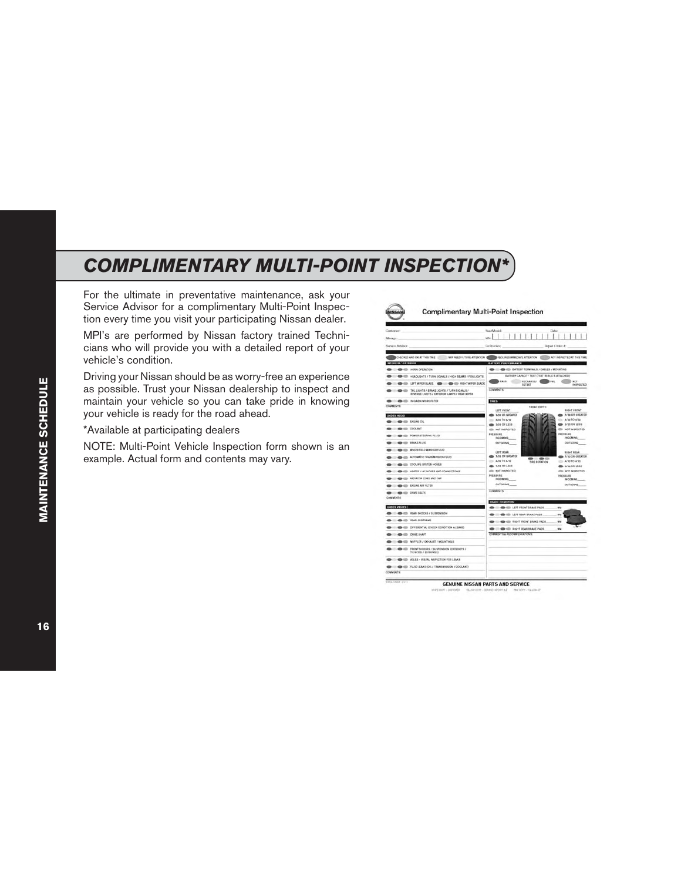# COMPLIMENTARY MULTI-POINT INSPECTION*

For the ultimate in preventative maintenance, ask your Service Advisor for a complimentary Multi-Point Inspection every time you visit your participating Nissan dealer.

MPI's are performed by Nissan factory trained Technicians who will provide you with a detailed report of your vehicle's condition.

Driving your Nissan should be as worry-free an experience as possible. Trust your Nissan dealership to inspect and maintain your vehicle so you can take pride in knowing your vehicle is ready for the road ahead.

*Available at participating dealers

NOTE: Multi-Point Vehicle Inspection form shown is an example. Actual form and contents may vary.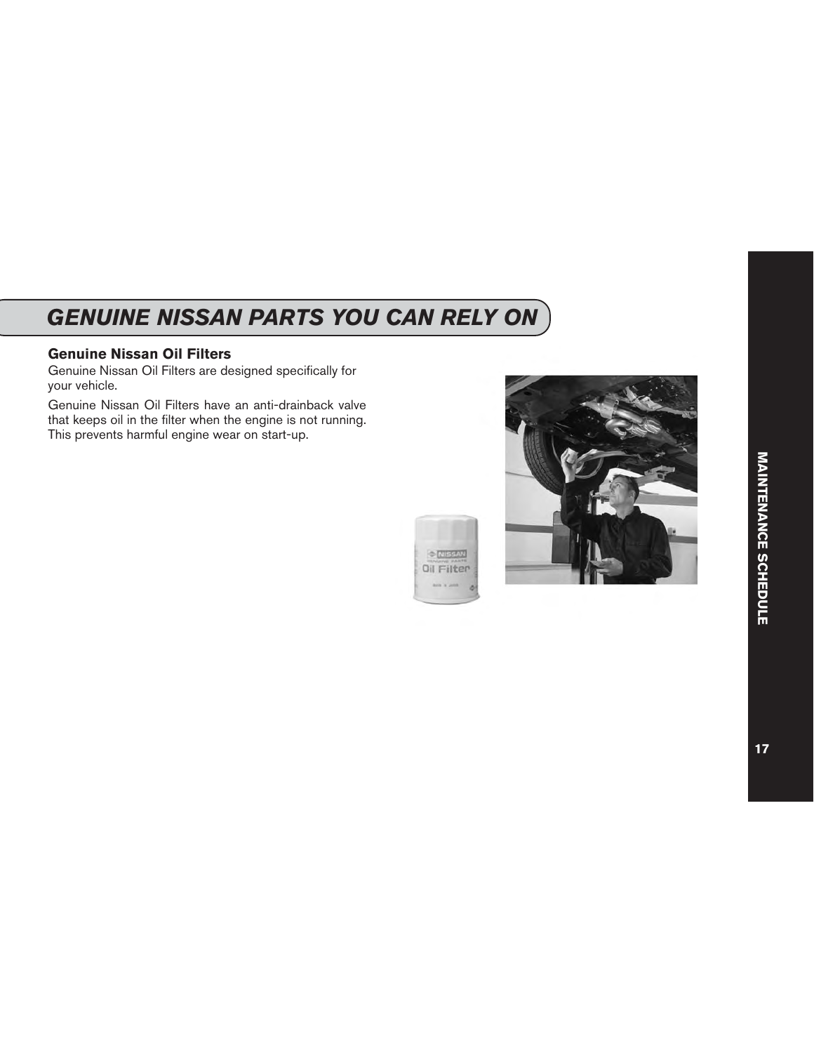# GENUINE NISSAN PARTS YOU CAN RELY ON

### Genuine Nissan Oil Filters

Genuine Nissan Oil Filters are designed specifically for your vehicle.

Genuine Nissan Oil Filters have an anti-drainback valve that keeps oil in the filter when the engine is not running. This prevents harmful engine wear on start-up.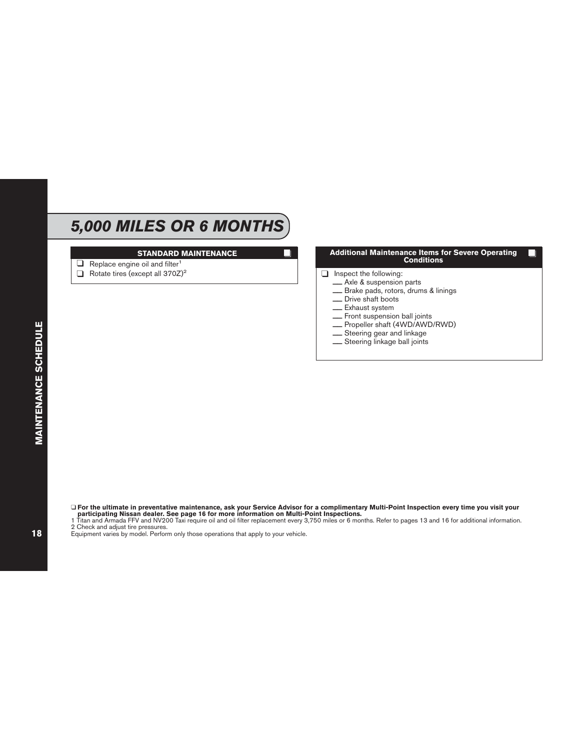# 5,000 MILES OR 6 MONTHS

## STANDARD MAINTENANCE ❑

- ❑ Replace engine oil and filter[1]
- ❑ Rotate tires (except all 370Z)[2]

## Additional Maintenance Items for Severe Operating Conditions ❑

- ❑ Inspect the following:
  - ___ Axle & suspension parts
  - ___ Brake pads, rotors, drums & linings
  - ___ Drive shaft boots
  - ___ Exhaust system
  - ___ Front suspension ball joints
  - ___ Propeller shaft (4WD/AWD/RWD)
  - ___ Steering gear and linkage
  - ___ Steering linkage ball joints

❑ **For the ultimate in preventative maintenance, ask your Service Advisor for a complimentary Multi-Point Inspection every time you visit your participating Nissan dealer. See page 16 for more information on Multi-Point Inspections.**

1 Titan and Armada FFV and NV200 Taxi require oil and oil filter replacement every 3,750 miles or 6 months. Refer to pages 13 and 16 for additional information.

2 Check and adjust tire pressures.

Equipment varies by model. Perform only those operations that apply to your vehicle.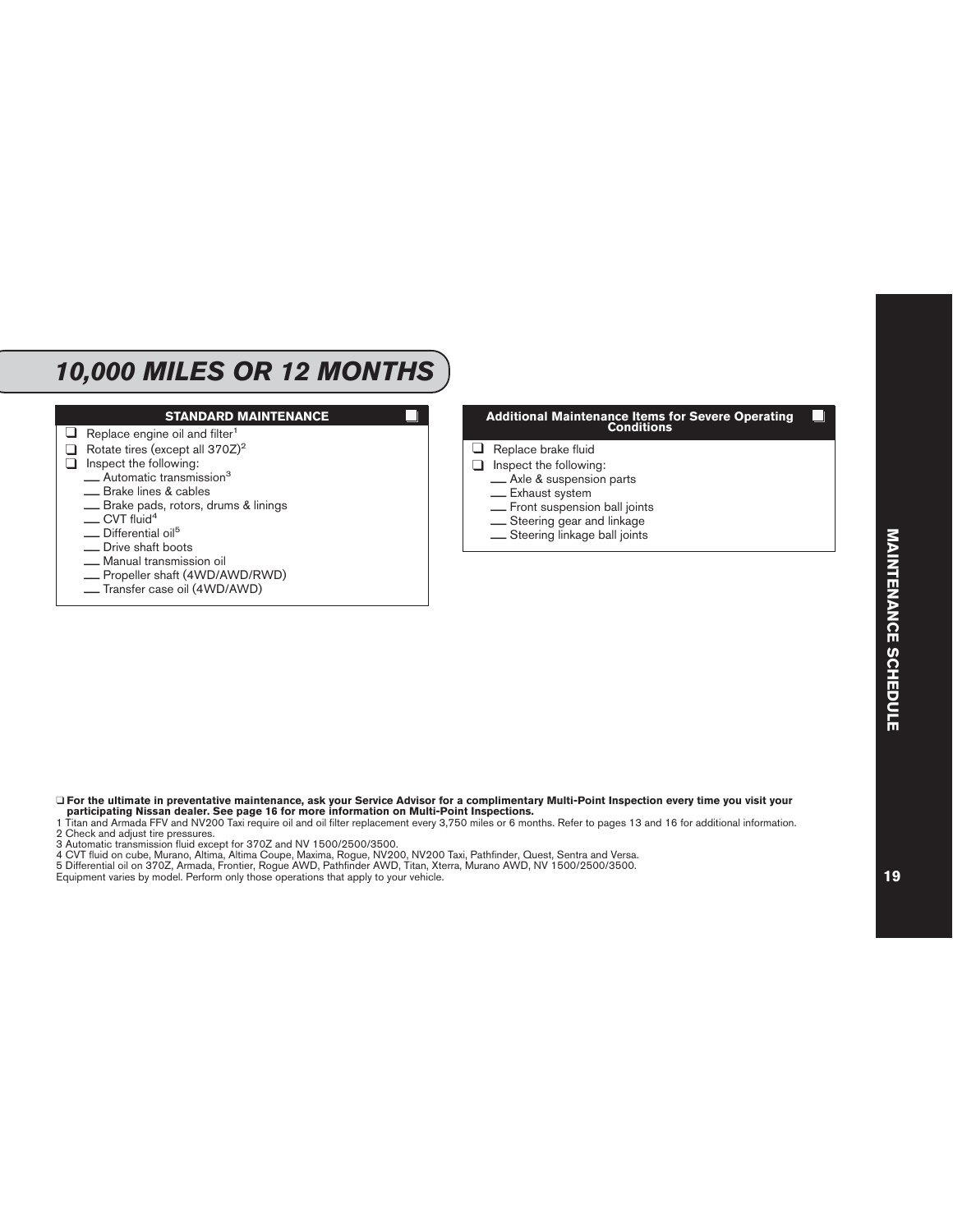# 10,000 MILES OR 12 MONTHS

## STANDARD MAINTENANCE ☐

- ☐ Replace engine oil and filter[1]
- ☐ Rotate tires (except all 370Z)[2]
- ☐ Inspect the following:
  - ___ Automatic transmission[3]
  - ___ Brake lines & cables
  - ___ Brake pads, rotors, drums & linings
  - ___ CVT fluid[4]
  - ___ Differential oil[5]
  - ___ Drive shaft boots
  - ___ Manual transmission oil
  - ___ Propeller shaft (4WD/AWD/RWD)
  - ___ Transfer case oil (4WD/AWD)

## Additional Maintenance Items for Severe Operating Conditions ☐

- ☐ Replace brake fluid
- ☐ Inspect the following:
  - ___ Axle & suspension parts
  - ___ Exhaust system
  - ___ Front suspension ball joints
  - ___ Steering gear and linkage
  - ___ Steering linkage ball joints

☐ **For the ultimate in preventative maintenance, ask your Service Advisor for a complimentary Multi-Point Inspection every time you visit your participating Nissan dealer. See page 16 for more information on Multi-Point Inspections.**

1 Titan and Armada FFV and NV200 Taxi require oil and oil filter replacement every 3,750 miles or 6 months. Refer to pages 13 and 16 for additional information.
2 Check and adjust tire pressures.
3 Automatic transmission fluid except for 370Z and NV 1500/2500/3500.
4 CVT fluid on cube, Murano, Altima, Altima Coupe, Maxima, Rogue, NV200, NV200 Taxi, Pathfinder, Quest, Sentra and Versa.
5 Differential oil on 370Z, Armada, Frontier, Rogue AWD, Pathfinder AWD, Titan, Xterra, Murano AWD, NV 1500/2500/3500.
Equipment varies by model. Perform only those operations that apply to your vehicle.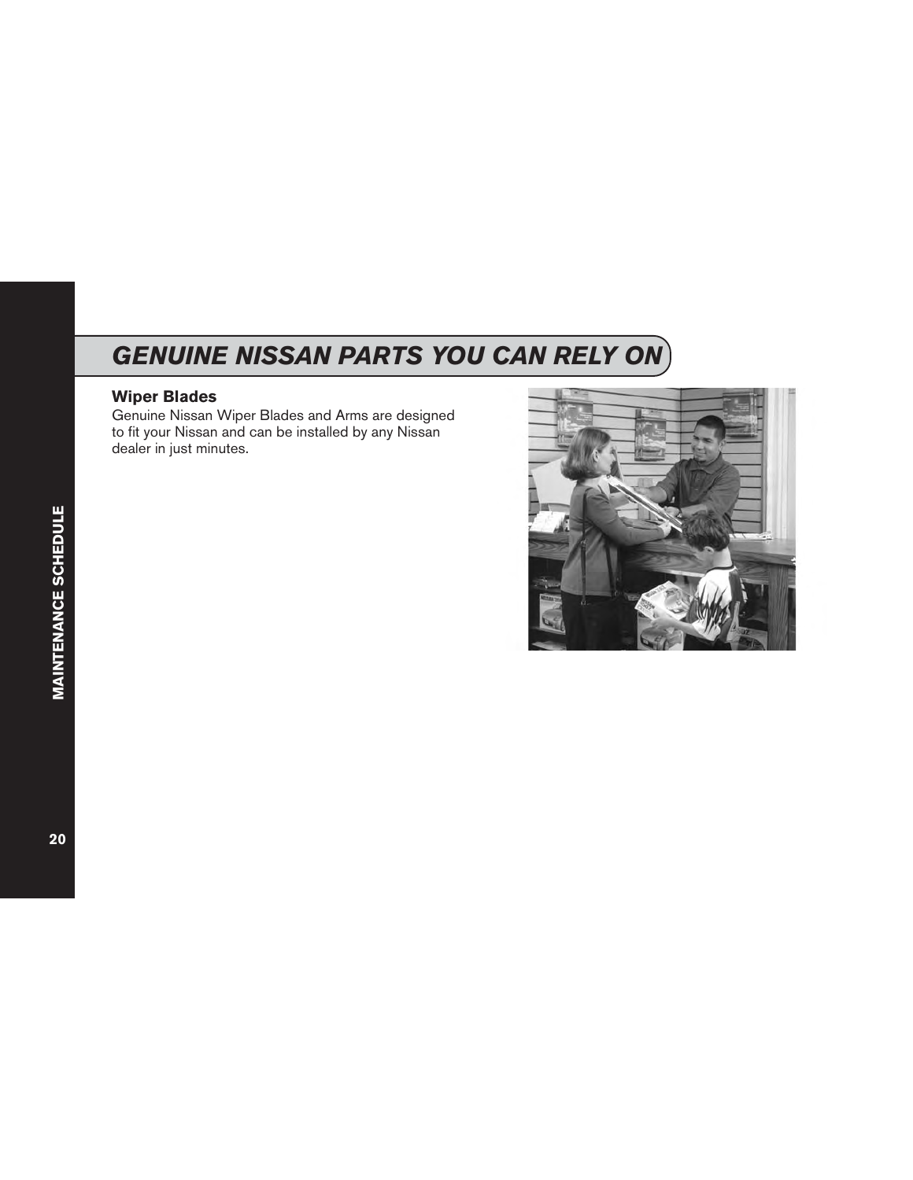# GENUINE NISSAN PARTS YOU CAN RELY ON

### Wiper Blades

Genuine Nissan Wiper Blades and Arms are designed to fit your Nissan and can be installed by any Nissan dealer in just minutes.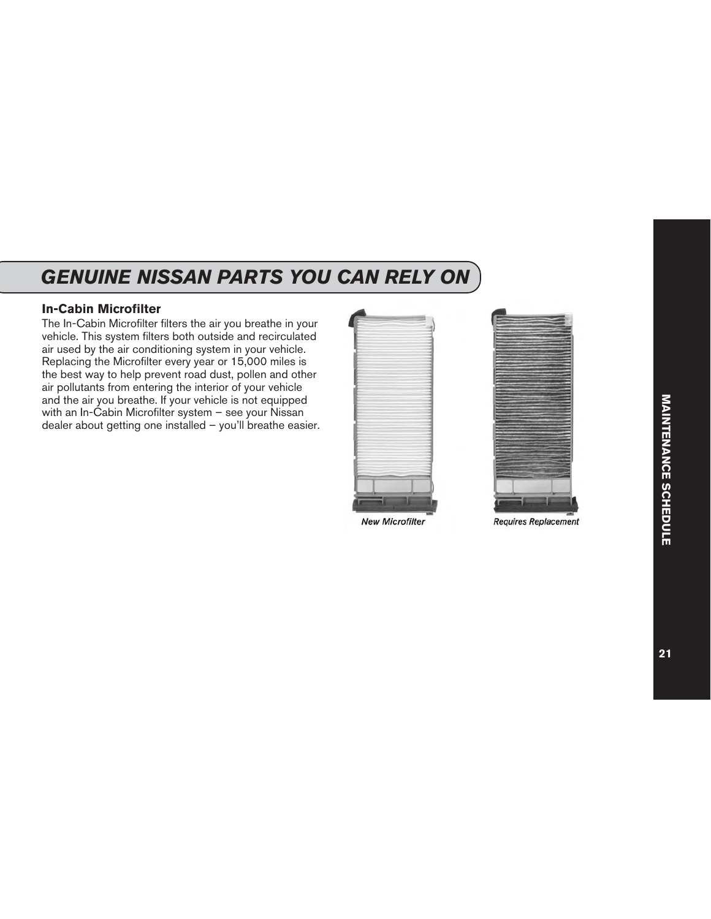## GENUINE NISSAN PARTS YOU CAN RELY ON

### In-Cabin Microfilter

The In-Cabin Microfilter filters the air you breathe in your vehicle. This system filters both outside and recirculated air used by the air conditioning system in your vehicle. Replacing the Microfilter every year or 15,000 miles is the best way to help prevent road dust, pollen and other air pollutants from entering the interior of your vehicle and the air you breathe. If your vehicle is not equipped with an In-Cabin Microfilter system – see your Nissan dealer about getting one installed – you'll breathe easier.

*New Microfilter*

*Requires Replacement*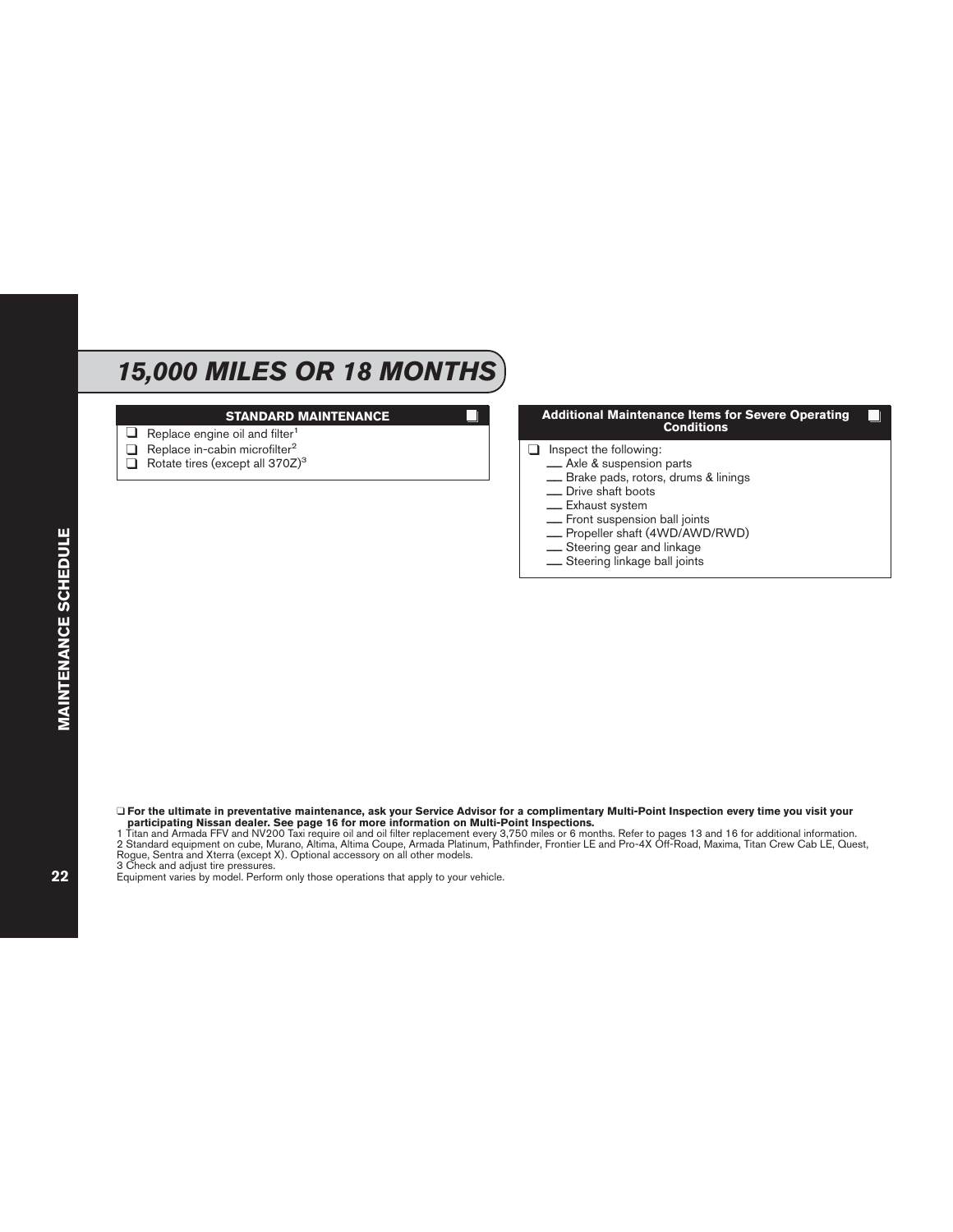# *15,000 MILES OR 18 MONTHS*

## STANDARD MAINTENANCE

- ❑ Replace engine oil and filter[1]
- ❑ Replace in-cabin microfilter[2]
- ❑ Rotate tires (except all 370Z)[3]

## Additional Maintenance Items for Severe Operating Conditions

- ❑ Inspect the following:
  - ___ Axle & suspension parts
  - ___ Brake pads, rotors, drums & linings
  - ___ Drive shaft boots
  - ___ Exhaust system
  - ___ Front suspension ball joints
  - ___ Propeller shaft (4WD/AWD/RWD)
  - ___ Steering gear and linkage
  - ___ Steering linkage ball joints

❑ **For the ultimate in preventative maintenance, ask your Service Advisor for a complimentary Multi-Point Inspection every time you visit your participating Nissan dealer. See page 16 for more information on Multi-Point Inspections.**

1 Titan and Armada FFV and NV200 Taxi require oil and oil filter replacement every 3,750 miles or 6 months. Refer to pages 13 and 16 for additional information.

2 Standard equipment on cube, Murano, Altima, Altima Coupe, Armada Platinum, Pathfinder, Frontier LE and Pro-4X Off-Road, Maxima, Titan Crew Cab LE, Quest, Rogue, Sentra and Xterra (except X). Optional accessory on all other models.

3 Check and adjust tire pressures.

Equipment varies by model. Perform only those operations that apply to your vehicle.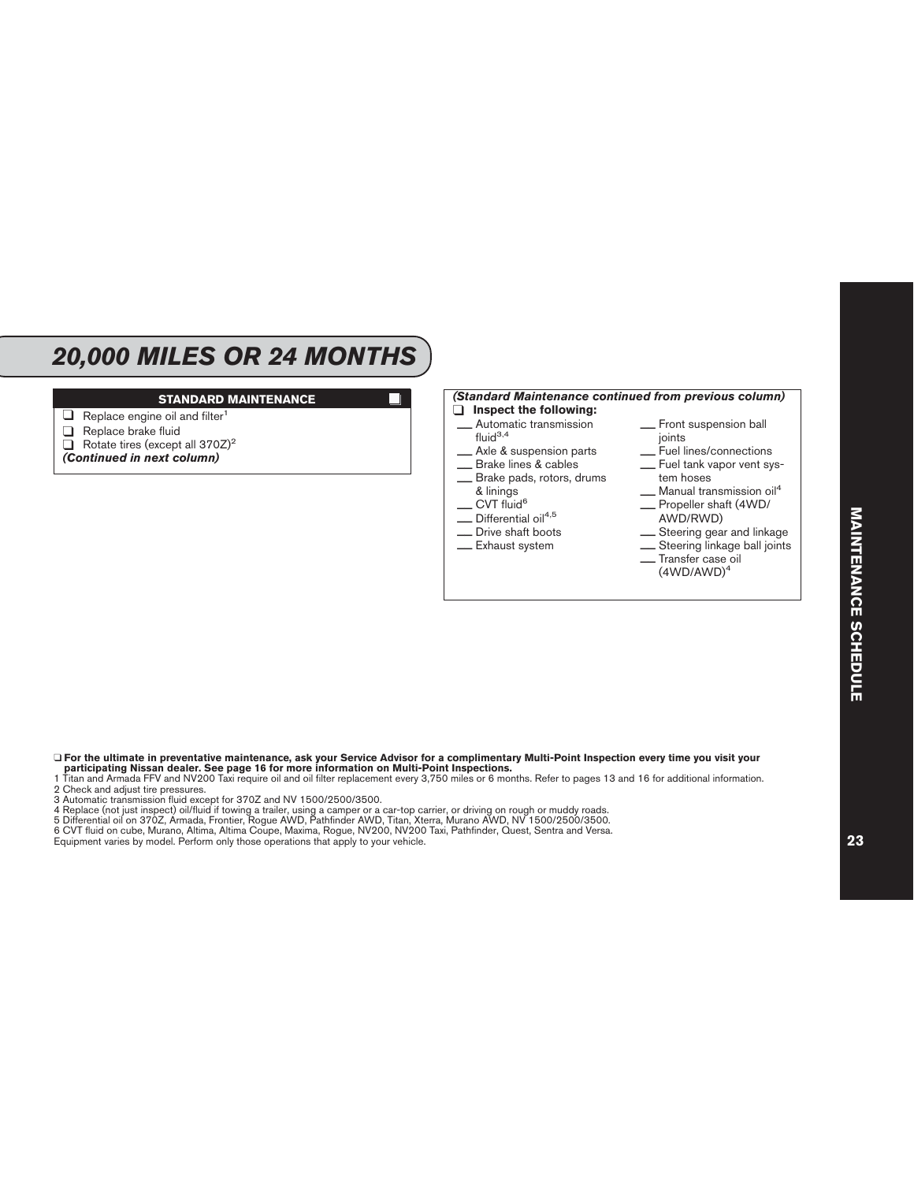# 20,000 MILES OR 24 MONTHS

## STANDARD MAINTENANCE ❑

- ❑ Replace engine oil and filter[1]
- ❑ Replace brake fluid
- ❑ Rotate tires (except all 370Z)[2]

***(Continued in next column)***

***(Standard Maintenance continued from previous column)***

❑ **Inspect the following:**

- ___ Automatic transmission fluid[3,4]
- ___ Axle & suspension parts
- ___ Brake lines & cables
- ___ Brake pads, rotors, drums & linings
- ___ CVT fluid[6]
- ___ Differential oil[4,5]
- ___ Drive shaft boots
- ___ Exhaust system
- ___ Front suspension ball joints
- ___ Fuel lines/connections
- ___ Fuel tank vapor vent system hoses
- ___ Manual transmission oil[4]
- ___ Propeller shaft (4WD/AWD/RWD)
- ___ Steering gear and linkage
- ___ Steering linkage ball joints
- ___ Transfer case oil (4WD/AWD)[4]

❑ **For the ultimate in preventative maintenance, ask your Service Advisor for a complimentary Multi-Point Inspection every time you visit your participating Nissan dealer. See page 16 for more information on Multi-Point Inspections.**

1 Titan and Armada FFV and NV200 Taxi require oil and oil filter replacement every 3,750 miles or 6 months. Refer to pages 13 and 16 for additional information.
2 Check and adjust tire pressures.
3 Automatic transmission fluid except for 370Z and NV 1500/2500/3500.
4 Replace (not just inspect) oil/fluid if towing a trailer, using a camper or a car-top carrier, or driving on rough or muddy roads.
5 Differential oil on 370Z, Armada, Frontier, Rogue AWD, Pathfinder AWD, Titan, Xterra, Murano AWD, NV 1500/2500/3500.
6 CVT fluid on cube, Murano, Altima, Altima Coupe, Maxima, Rogue, NV200, NV200 Taxi, Pathfinder, Quest, Sentra and Versa.
Equipment varies by model. Perform only those operations that apply to your vehicle.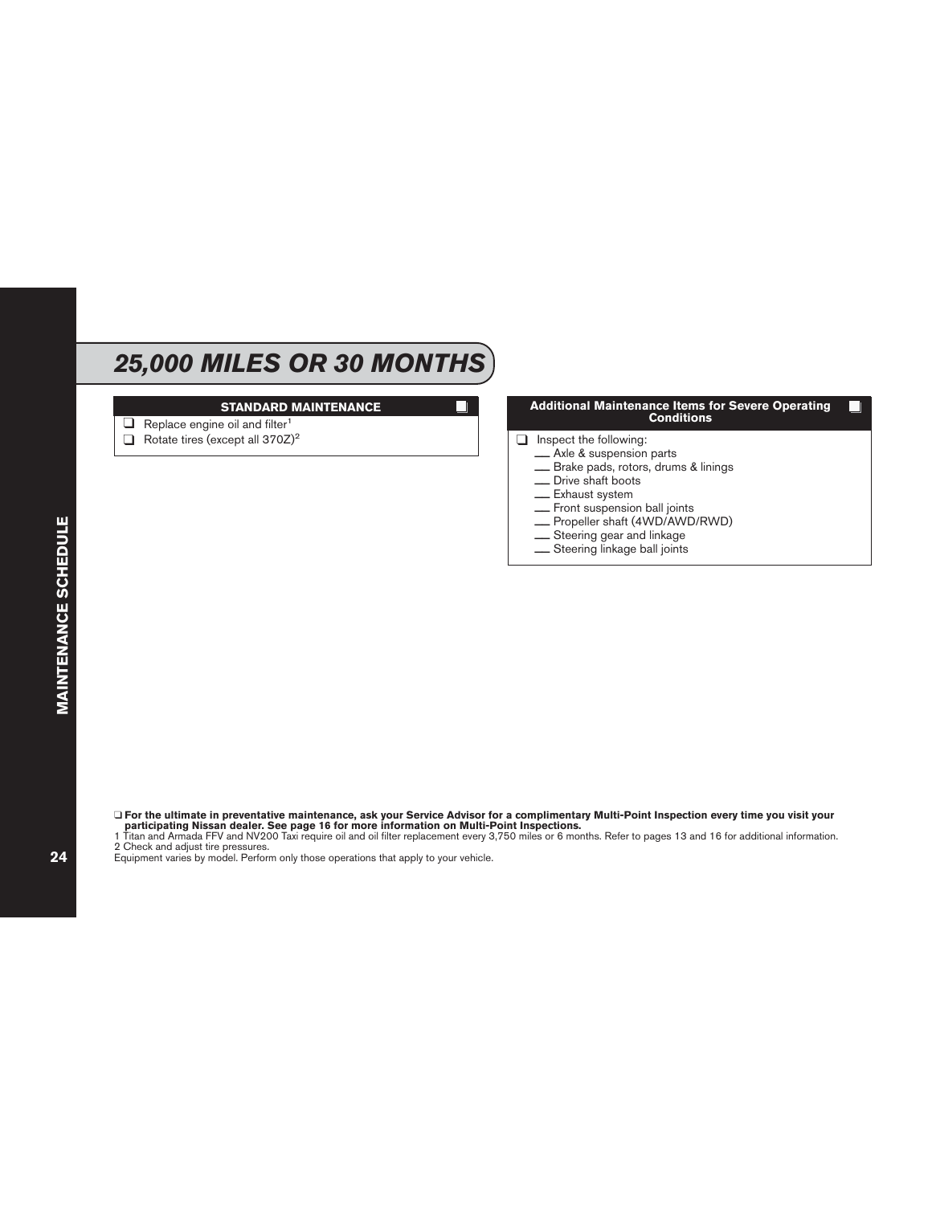# 25,000 MILES OR 30 MONTHS

## STANDARD MAINTENANCE

- ❑ Replace engine oil and filter[1]
- ❑ Rotate tires (except all 370Z)[2]

## Additional Maintenance Items for Severe Operating Conditions

- ❑ Inspect the following:
  - __ Axle & suspension parts
  - __ Brake pads, rotors, drums & linings
  - __ Drive shaft boots
  - __ Exhaust system
  - __ Front suspension ball joints
  - __ Propeller shaft (4WD/AWD/RWD)
  - __ Steering gear and linkage
  - __ Steering linkage ball joints

❑ **For the ultimate in preventative maintenance, ask your Service Advisor for a complimentary Multi-Point Inspection every time you visit your participating Nissan dealer. See page 16 for more information on Multi-Point Inspections.**

1 Titan and Armada FFV and NV200 Taxi require oil and oil filter replacement every 3,750 miles or 6 months. Refer to pages 13 and 16 for additional information.

2 Check and adjust tire pressures.

Equipment varies by model. Perform only those operations that apply to your vehicle.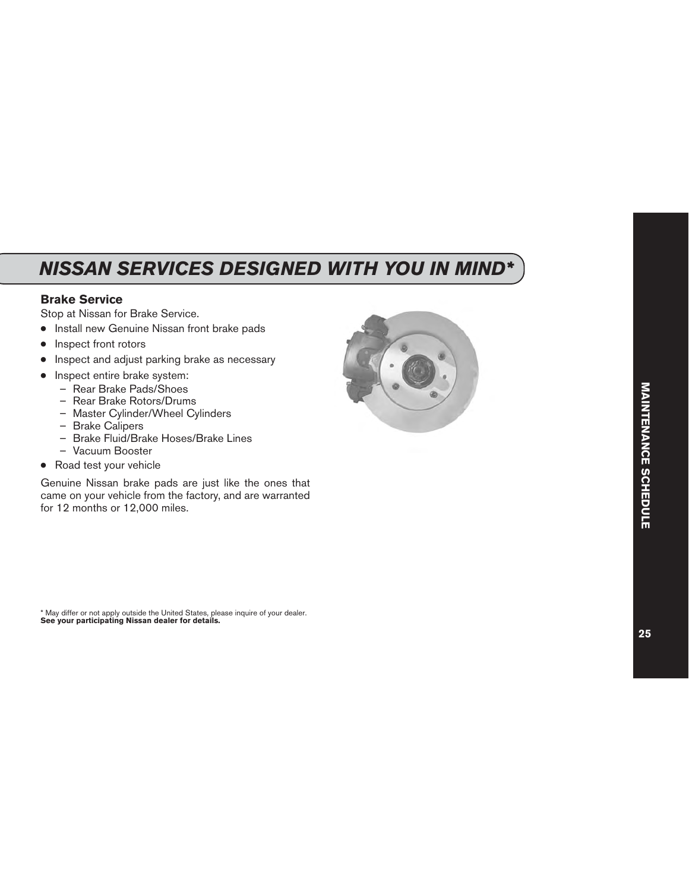## NISSAN SERVICES DESIGNED WITH YOU IN MIND*

### Brake Service

Stop at Nissan for Brake Service.

- Install new Genuine Nissan front brake pads
- Inspect front rotors
- Inspect and adjust parking brake as necessary
- Inspect entire brake system:
  - Rear Brake Pads/Shoes
  - Rear Brake Rotors/Drums
  - Master Cylinder/Wheel Cylinders
  - Brake Calipers
  - Brake Fluid/Brake Hoses/Brake Lines
  - Vacuum Booster
- Road test your vehicle

Genuine Nissan brake pads are just like the ones that came on your vehicle from the factory, and are warranted for 12 months or 12,000 miles.

\* May differ or not apply outside the United States, please inquire of your dealer.
**See your participating Nissan dealer for details.**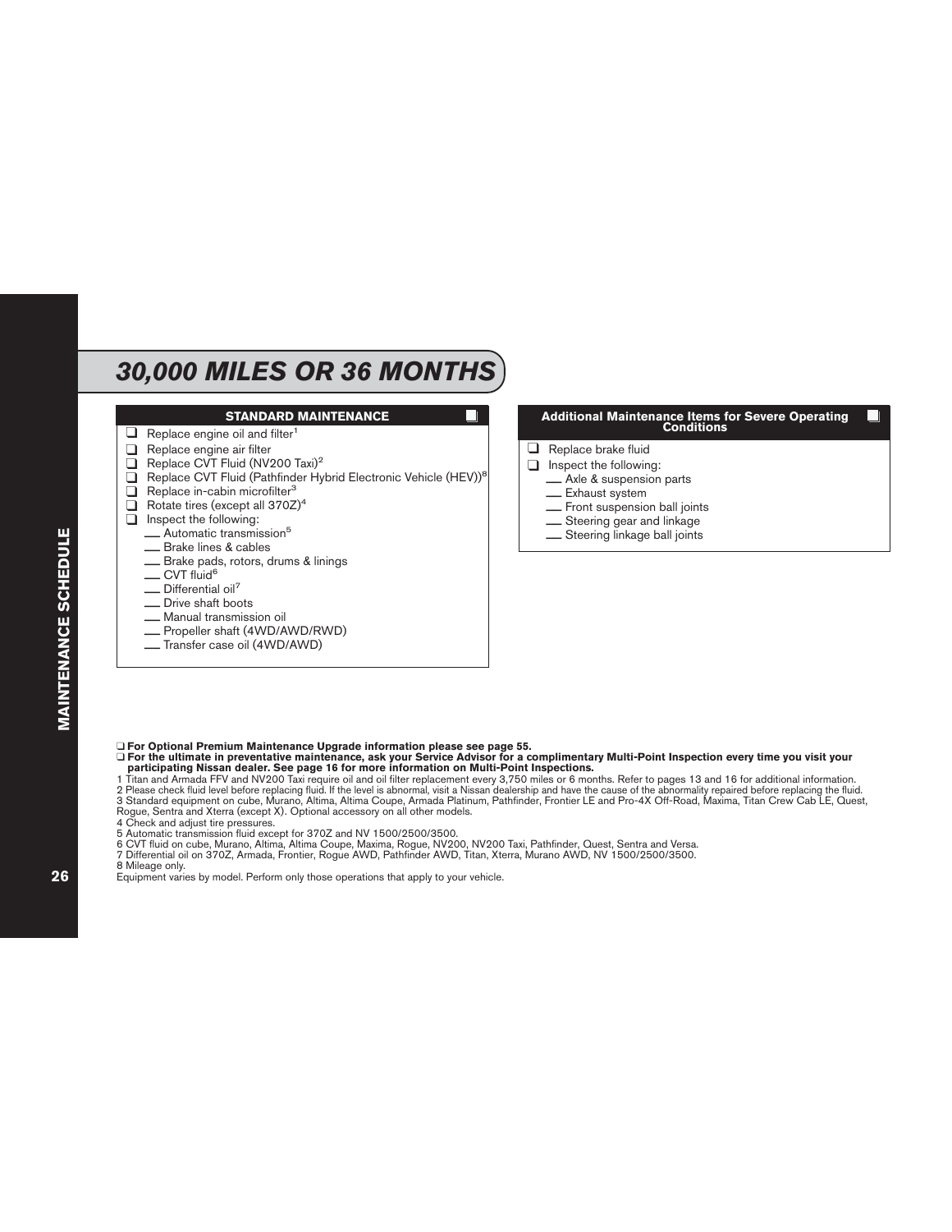# 30,000 MILES OR 36 MONTHS

**STANDARD MAINTENANCE** ❑

- ❑ Replace engine oil and filter[1]
- ❑ Replace engine air filter
- ❑ Replace CVT Fluid (NV200 Taxi)[2]
- ❑ Replace CVT Fluid (Pathfinder Hybrid Electronic Vehicle (HEV))[8]
- ❑ Replace in-cabin microfilter[3]
- ❑ Rotate tires (except all 370Z)[4]
- ❑ Inspect the following:
  - ___ Automatic transmission[5]
  - ___ Brake lines & cables
  - ___ Brake pads, rotors, drums & linings
  - ___ CVT fluid[6]
  - ___ Differential oil[7]
  - ___ Drive shaft boots
  - ___ Manual transmission oil
  - ___ Propeller shaft (4WD/AWD/RWD)
  - ___ Transfer case oil (4WD/AWD)

**Additional Maintenance Items for Severe Operating Conditions** ❑

- ❑ Replace brake fluid
- ❑ Inspect the following:
  - ___ Axle & suspension parts
  - ___ Exhaust system
  - ___ Front suspension ball joints
  - ___ Steering gear and linkage
  - ___ Steering linkage ball joints

❑ **For Optional Premium Maintenance Upgrade information please see page 55.**
❑ **For the ultimate in preventative maintenance, ask your Service Advisor for a complimentary Multi-Point Inspection every time you visit your participating Nissan dealer. See page 16 for more information on Multi-Point Inspections.**

1 Titan and Armada FFV and NV200 Taxi require oil and oil filter replacement every 3,750 miles or 6 months. Refer to pages 13 and 16 for additional information.
2 Please check fluid level before replacing fluid. If the level is abnormal, visit a Nissan dealership and have the cause of the abnormality repaired before replacing the fluid.
3 Standard equipment on cube, Murano, Altima, Altima Coupe, Armada Platinum, Pathfinder, Frontier LE and Pro-4X Off-Road, Maxima, Titan Crew Cab LE, Quest, Rogue, Sentra and Xterra (except X). Optional accessory on all other models.
4 Check and adjust tire pressures.
5 Automatic transmission fluid except for 370Z and NV 1500/2500/3500.
6 CVT fluid on cube, Murano, Altima, Altima Coupe, Maxima, Rogue, NV200, NV200 Taxi, Pathfinder, Quest, Sentra and Versa.
7 Differential oil on 370Z, Armada, Frontier, Rogue AWD, Pathfinder AWD, Titan, Xterra, Murano AWD, NV 1500/2500/3500.
8 Mileage only.
Equipment varies by model. Perform only those operations that apply to your vehicle.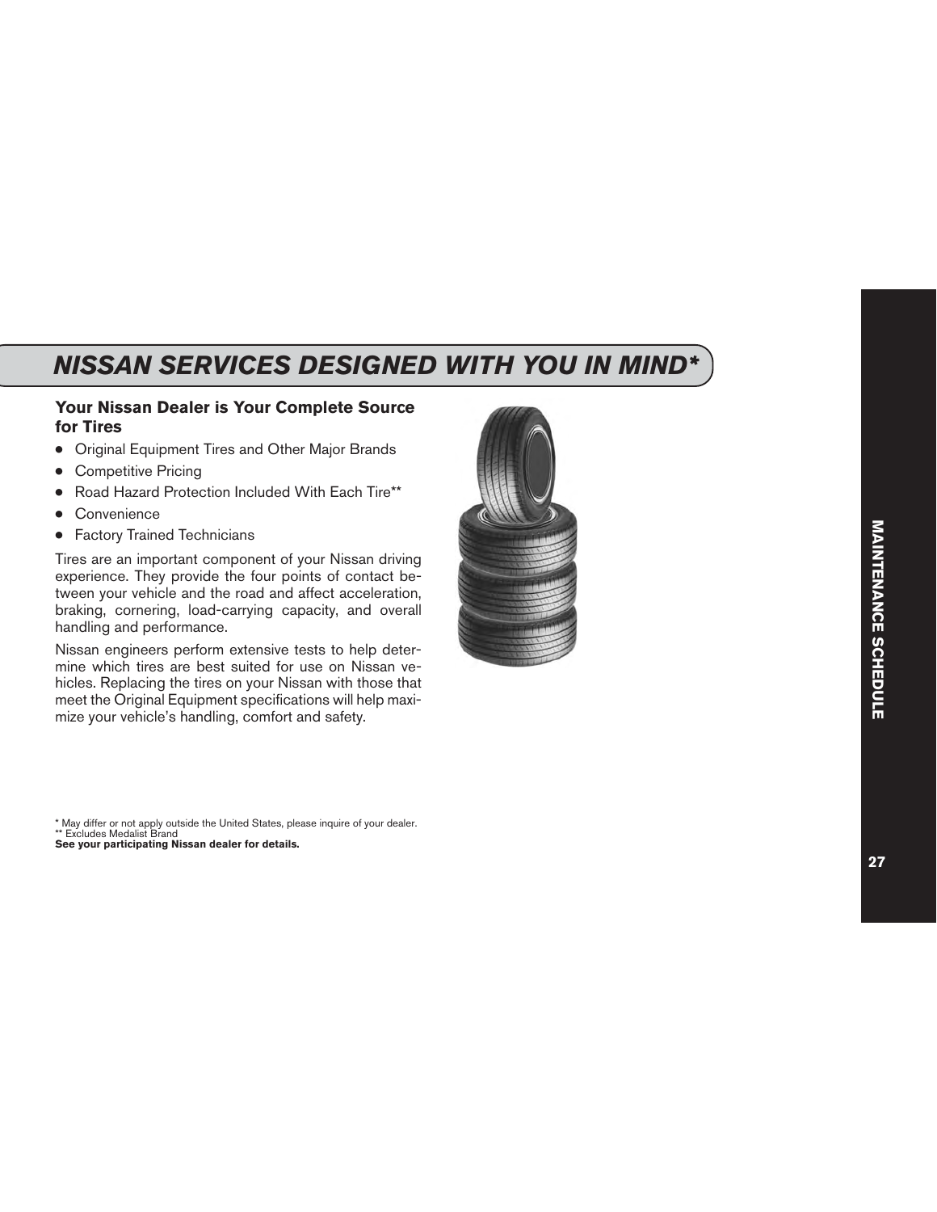# NISSAN SERVICES DESIGNED WITH YOU IN MIND*

## Your Nissan Dealer is Your Complete Source for Tires

- Original Equipment Tires and Other Major Brands
- Competitive Pricing
- Road Hazard Protection Included With Each Tire**
- Convenience
- Factory Trained Technicians

Tires are an important component of your Nissan driving experience. They provide the four points of contact between your vehicle and the road and affect acceleration, braking, cornering, load-carrying capacity, and overall handling and performance.

Nissan engineers perform extensive tests to help determine which tires are best suited for use on Nissan vehicles. Replacing the tires on your Nissan with those that meet the Original Equipment specifications will help maximize your vehicle's handling, comfort and safety.

\* May differ or not apply outside the United States, please inquire of your dealer.
** Excludes Medalist Brand
**See your participating Nissan dealer for details.**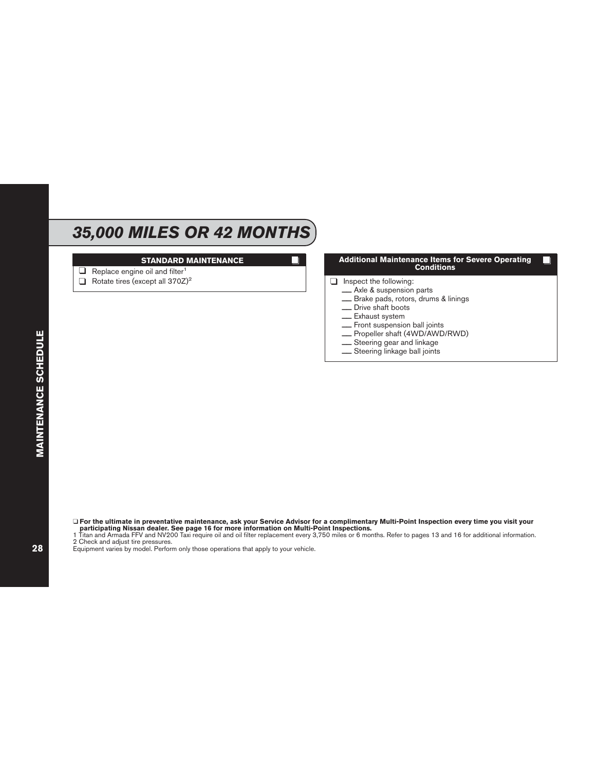# 35,000 MILES OR 42 MONTHS

## STANDARD MAINTENANCE

- ❑ Replace engine oil and filter[1]
- ❑ Rotate tires (except all 370Z)[2]

## Additional Maintenance Items for Severe Operating Conditions

- ❑ Inspect the following:
  - ___ Axle & suspension parts
  - ___ Brake pads, rotors, drums & linings
  - ___ Drive shaft boots
  - ___ Exhaust system
  - ___ Front suspension ball joints
  - ___ Propeller shaft (4WD/AWD/RWD)
  - ___ Steering gear and linkage
  - ___ Steering linkage ball joints

❑ **For the ultimate in preventative maintenance, ask your Service Advisor for a complimentary Multi-Point Inspection every time you visit your participating Nissan dealer. See page 16 for more information on Multi-Point Inspections.**

1 Titan and Armada FFV and NV200 Taxi require oil and oil filter replacement every 3,750 miles or 6 months. Refer to pages 13 and 16 for additional information.

2 Check and adjust tire pressures.

Equipment varies by model. Perform only those operations that apply to your vehicle.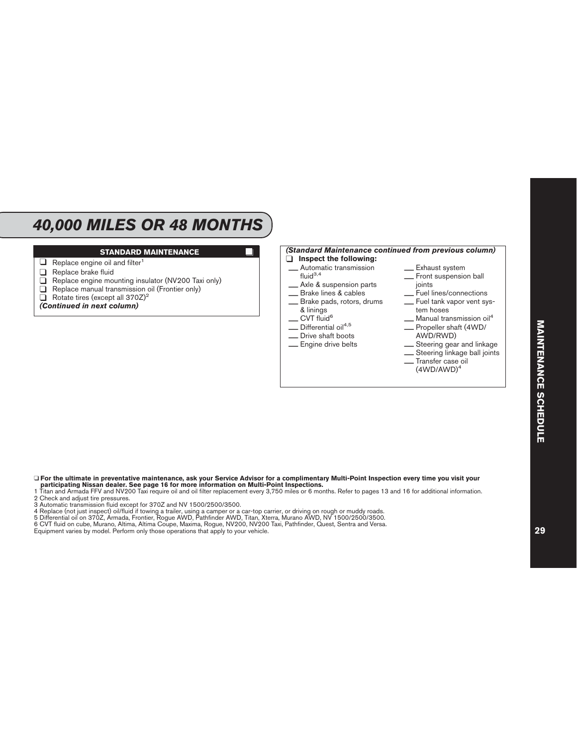# 40,000 MILES OR 48 MONTHS

**STANDARD MAINTENANCE**

- ❑ Replace engine oil and filter[1]
- ❑ Replace brake fluid
- ❑ Replace engine mounting insulator (NV200 Taxi only)
- ❑ Replace manual transmission oil (Frontier only)
- ❑ Rotate tires (except all 370Z)[2]

***(Continued in next column)***

***(Standard Maintenance continued from previous column)***

❑ **Inspect the following:**

- ___ Automatic transmission fluid[3,4]
- ___ Axle & suspension parts
- ___ Brake lines & cables
- ___ Brake pads, rotors, drums & linings
- ___ CVT fluid[6]
- ___ Differential oil[4,5]
- ___ Drive shaft boots
- ___ Engine drive belts
- ___ Exhaust system
- ___ Front suspension ball joints
- ___ Fuel lines/connections
- ___ Fuel tank vapor vent system hoses
- ___ Manual transmission oil[4]
- ___ Propeller shaft (4WD/AWD/RWD)
- ___ Steering gear and linkage
- ___ Steering linkage ball joints
- ___ Transfer case oil (4WD/AWD)[4]

❑ **For the ultimate in preventative maintenance, ask your Service Advisor for a complimentary Multi-Point Inspection every time you visit your participating Nissan dealer. See page 16 for more information on Multi-Point Inspections.**

1 Titan and Armada FFV and NV200 Taxi require oil and oil filter replacement every 3,750 miles or 6 months. Refer to pages 13 and 16 for additional information.
2 Check and adjust tire pressures.
3 Automatic transmission fluid except for 370Z and NV 1500/2500/3500.
4 Replace (not just inspect) oil/fluid if towing a trailer, using a camper or a car-top carrier, or driving on rough or muddy roads.
5 Differential oil on 370Z, Armada, Frontier, Rogue AWD, Pathfinder AWD, Titan, Xterra, Murano AWD, NV 1500/2500/3500.
6 CVT fluid on cube, Murano, Altima, Altima Coupe, Maxima, Rogue, NV200, NV200 Taxi, Pathfinder, Quest, Sentra and Versa.
Equipment varies by model. Perform only those operations that apply to your vehicle.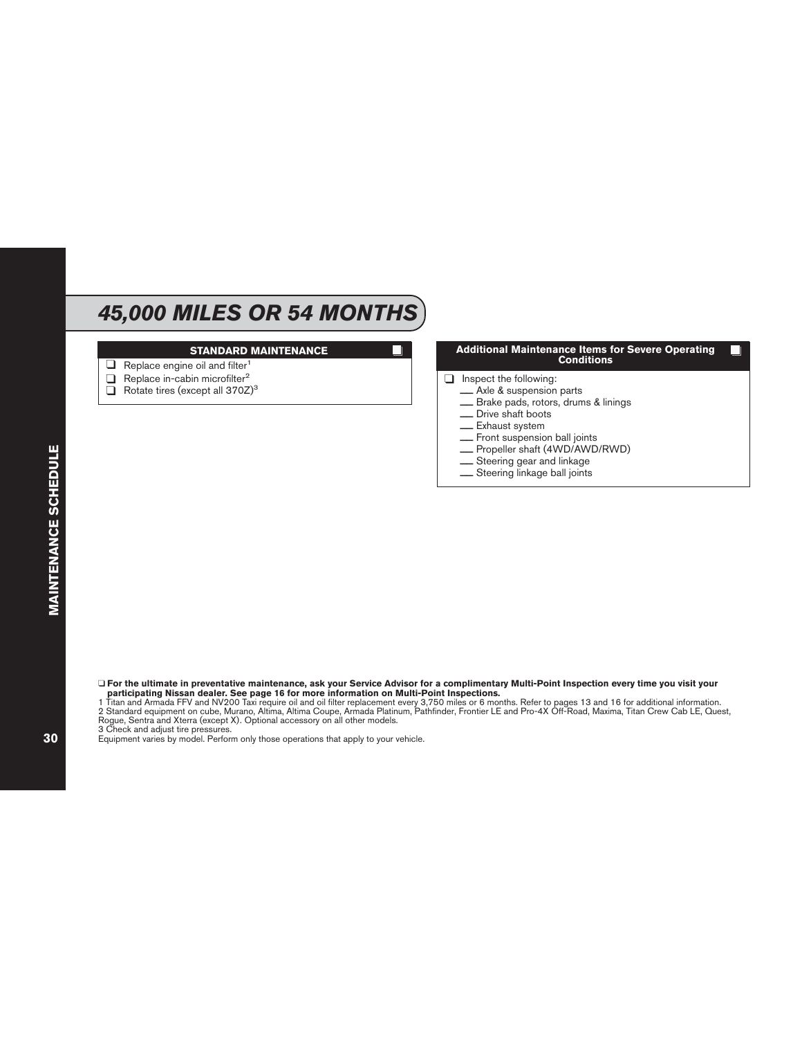# 45,000 MILES OR 54 MONTHS

## STANDARD MAINTENANCE ❑

- ❑ Replace engine oil and filter[1]
- ❑ Replace in-cabin microfilter[2]
- ❑ Rotate tires (except all 370Z)[3]

## Additional Maintenance Items for Severe Operating Conditions ❑

- ❑ Inspect the following:
  - __ Axle & suspension parts
  - __ Brake pads, rotors, drums & linings
  - __ Drive shaft boots
  - __ Exhaust system
  - __ Front suspension ball joints
  - __ Propeller shaft (4WD/AWD/RWD)
  - __ Steering gear and linkage
  - __ Steering linkage ball joints

❑ **For the ultimate in preventative maintenance, ask your Service Advisor for a complimentary Multi-Point Inspection every time you visit your participating Nissan dealer. See page 16 for more information on Multi-Point Inspections.**

1 Titan and Armada FFV and NV200 Taxi require oil and oil filter replacement every 3,750 miles or 6 months. Refer to pages 13 and 16 for additional information.

2 Standard equipment on cube, Murano, Altima, Altima Coupe, Armada Platinum, Pathfinder, Frontier LE and Pro-4X Off-Road, Maxima, Titan Crew Cab LE, Quest, Rogue, Sentra and Xterra (except X). Optional accessory on all other models.

3 Check and adjust tire pressures.

Equipment varies by model. Perform only those operations that apply to your vehicle.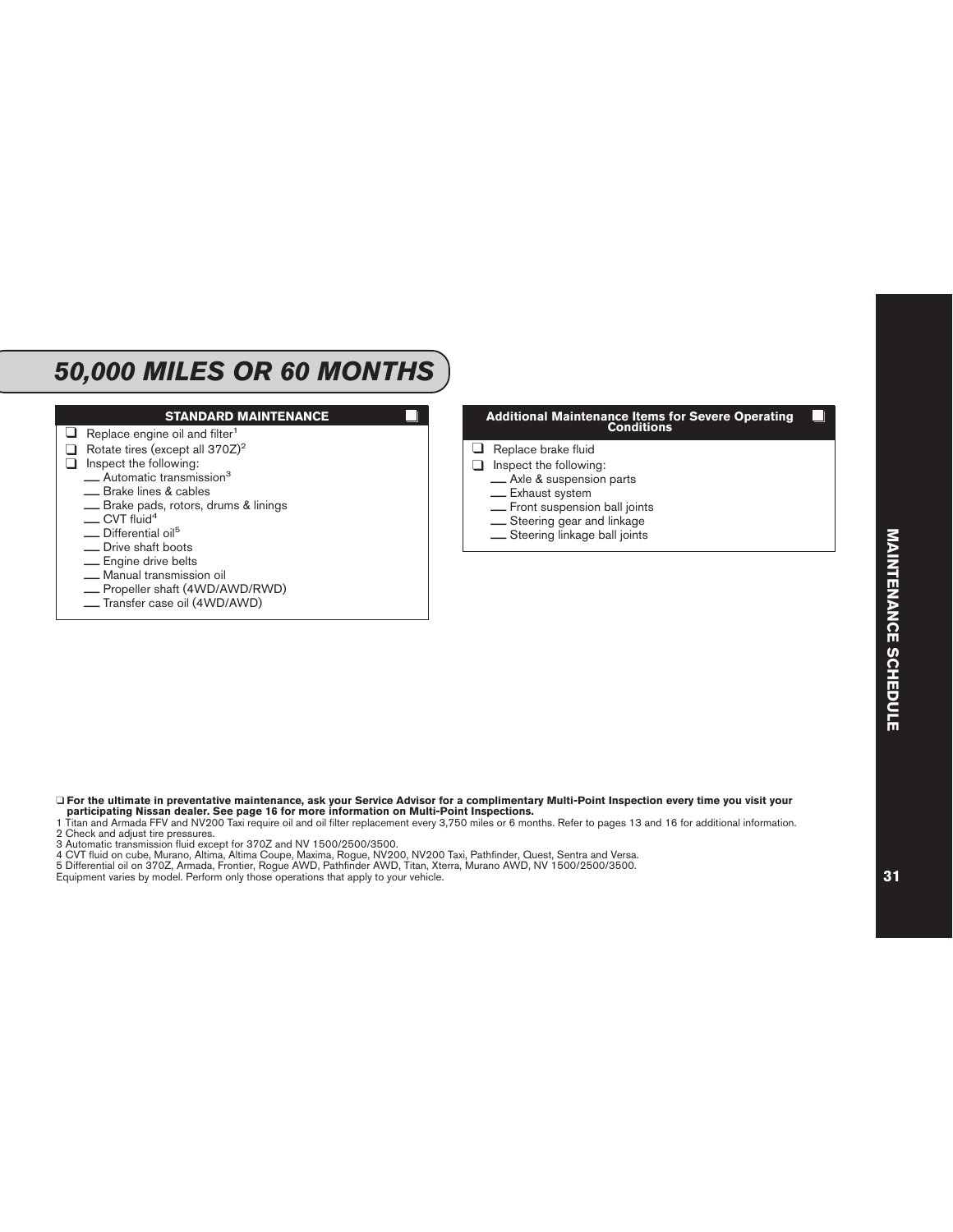# 50,000 MILES OR 60 MONTHS

### STANDARD MAINTENANCE ❑

- ❑ Replace engine oil and filter[1]
- ❑ Rotate tires (except all 370Z)[2]
- ❑ Inspect the following:
  - ___ Automatic transmission[3]
  - ___ Brake lines & cables
  - ___ Brake pads, rotors, drums & linings
  - ___ CVT fluid[4]
  - ___ Differential oil[5]
  - ___ Drive shaft boots
  - ___ Engine drive belts
  - ___ Manual transmission oil
  - ___ Propeller shaft (4WD/AWD/RWD)
  - ___ Transfer case oil (4WD/AWD)

### Additional Maintenance Items for Severe Operating Conditions ❑

- ❑ Replace brake fluid
- ❑ Inspect the following:
  - ___ Axle & suspension parts
  - ___ Exhaust system
  - ___ Front suspension ball joints
  - ___ Steering gear and linkage
  - ___ Steering linkage ball joints

❑ **For the ultimate in preventative maintenance, ask your Service Advisor for a complimentary Multi-Point Inspection every time you visit your participating Nissan dealer. See page 16 for more information on Multi-Point Inspections.**

1 Titan and Armada FFV and NV200 Taxi require oil and oil filter replacement every 3,750 miles or 6 months. Refer to pages 13 and 16 for additional information.
2 Check and adjust tire pressures.
3 Automatic transmission fluid except for 370Z and NV 1500/2500/3500.
4 CVT fluid on cube, Murano, Altima, Altima Coupe, Maxima, Rogue, NV200, NV200 Taxi, Pathfinder, Quest, Sentra and Versa.
5 Differential oil on 370Z, Armada, Frontier, Rogue AWD, Pathfinder AWD, Titan, Xterra, Murano AWD, NV 1500/2500/3500.
Equipment varies by model. Perform only those operations that apply to your vehicle.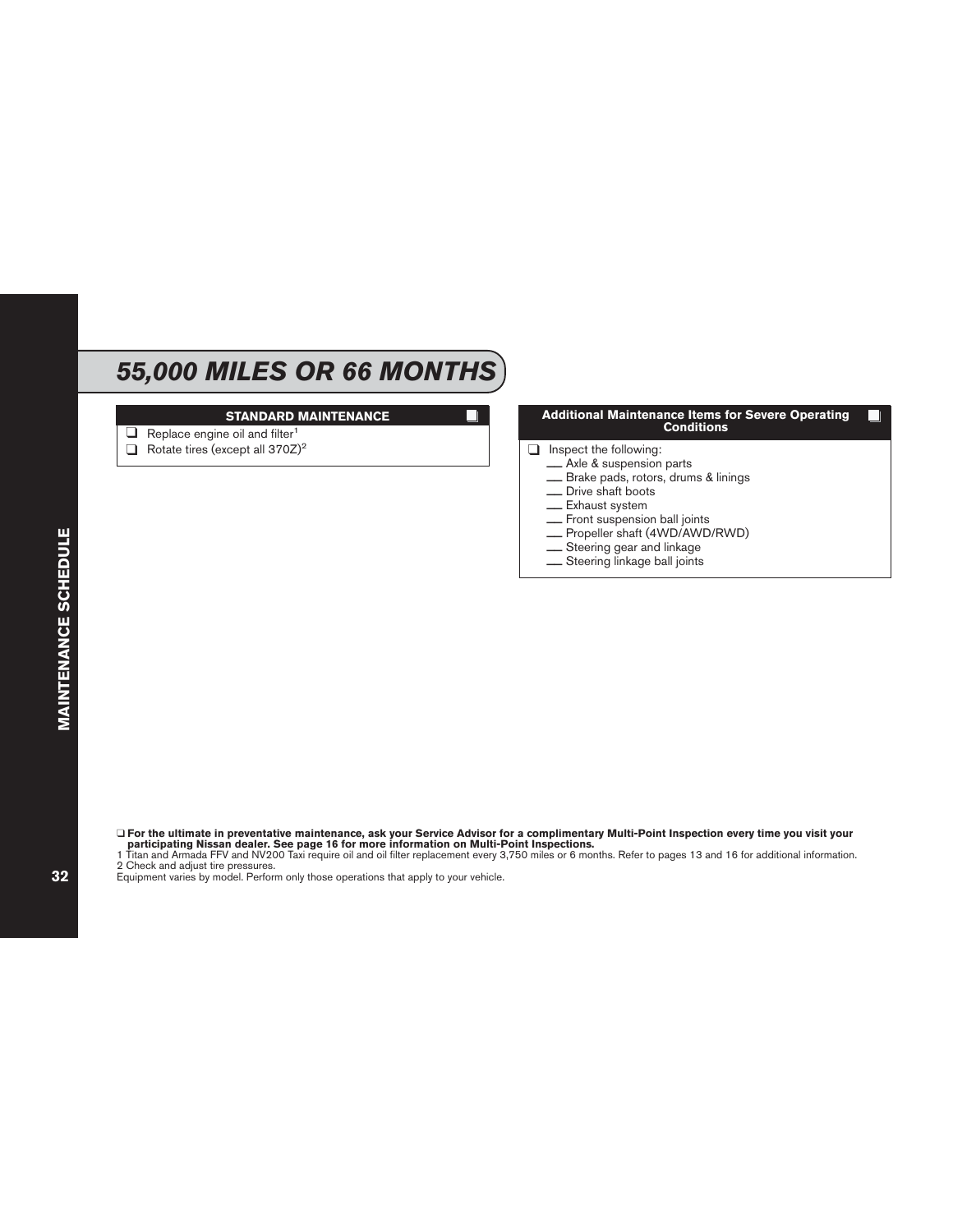# 55,000 MILES OR 66 MONTHS

**STANDARD MAINTENANCE** ❑

❑ Replace engine oil and filter[1]

❑ Rotate tires (except all 370Z)[2]

**Additional Maintenance Items for Severe Operating Conditions** ❑

❑ Inspect the following:

- ___ Axle & suspension parts
- ___ Brake pads, rotors, drums & linings
- ___ Drive shaft boots
- ___ Exhaust system
- ___ Front suspension ball joints
- ___ Propeller shaft (4WD/AWD/RWD)
- ___ Steering gear and linkage
- ___ Steering linkage ball joints

❑ **For the ultimate in preventative maintenance, ask your Service Advisor for a complimentary Multi-Point Inspection every time you visit your participating Nissan dealer. See page 16 for more information on Multi-Point Inspections.**

1 Titan and Armada FFV and NV200 Taxi require oil and oil filter replacement every 3,750 miles or 6 months. Refer to pages 13 and 16 for additional information.

2 Check and adjust tire pressures.

Equipment varies by model. Perform only those operations that apply to your vehicle.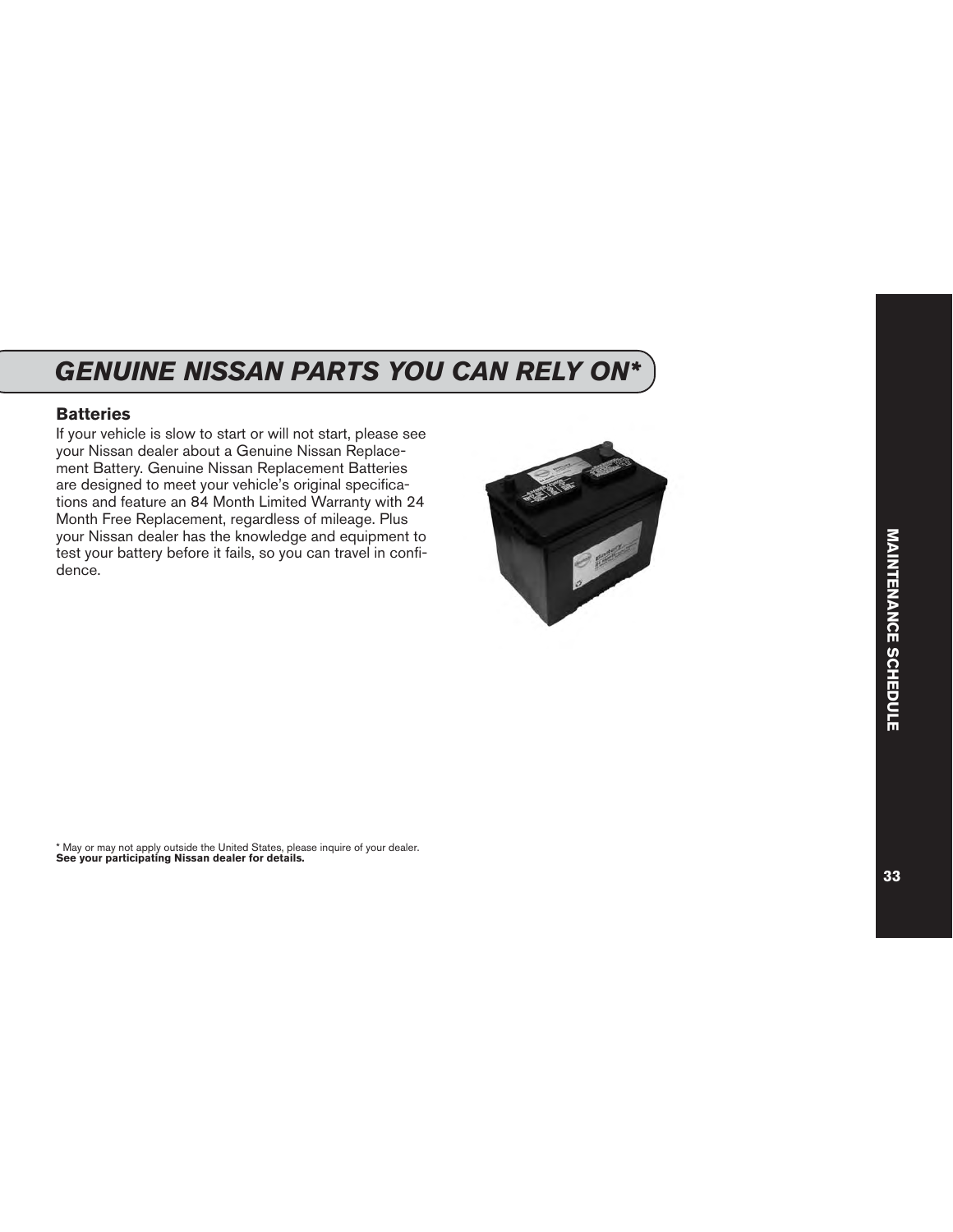## GENUINE NISSAN PARTS YOU CAN RELY ON*

### Batteries

If your vehicle is slow to start or will not start, please see your Nissan dealer about a Genuine Nissan Replacement Battery. Genuine Nissan Replacement Batteries are designed to meet your vehicle's original specifications and feature an 84 Month Limited Warranty with 24 Month Free Replacement, regardless of mileage. Plus your Nissan dealer has the knowledge and equipment to test your battery before it fails, so you can travel in confidence.

* May or may not apply outside the United States, please inquire of your dealer.
**See your participating Nissan dealer for details.**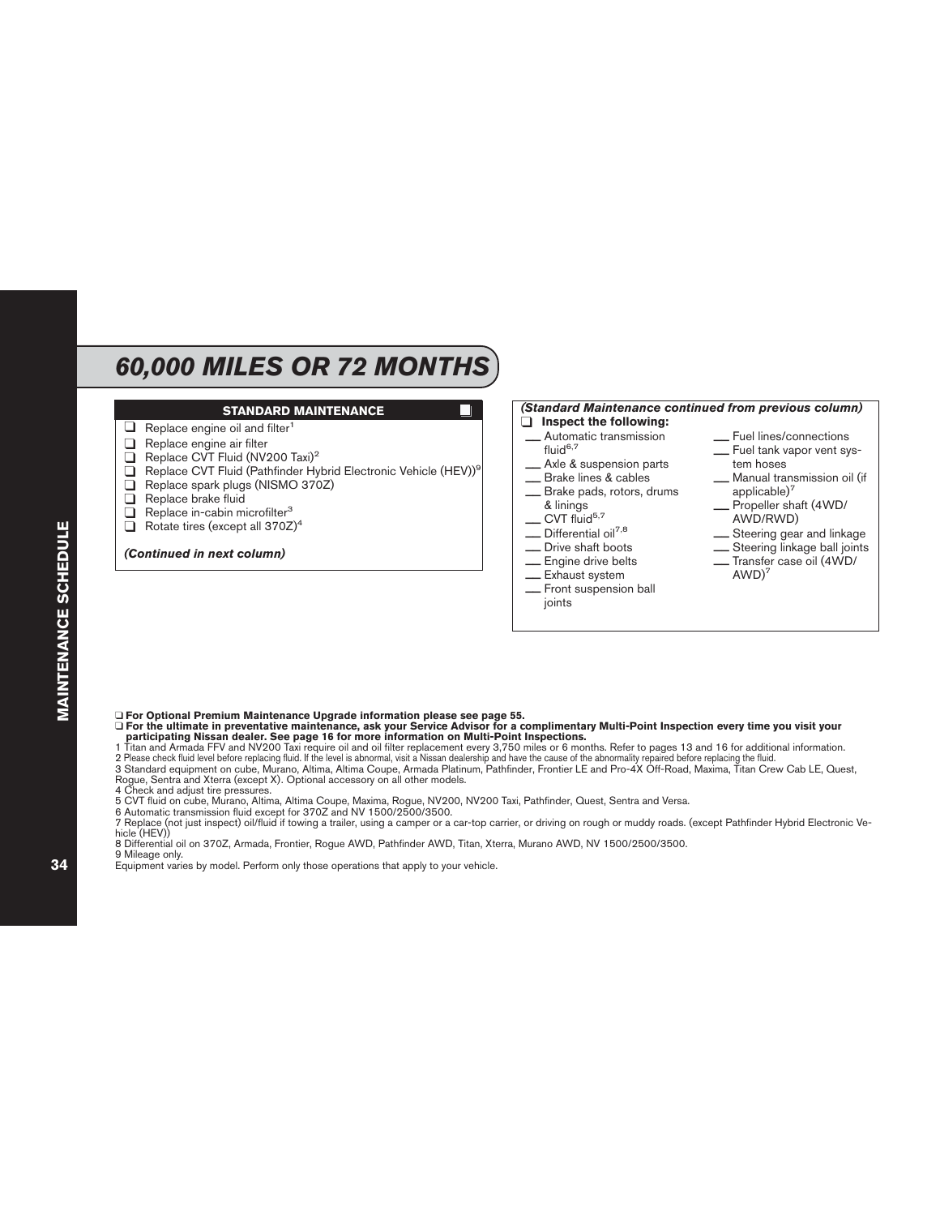# 60,000 MILES OR 72 MONTHS

## STANDARD MAINTENANCE

- ❑ Replace engine oil and filter[1]
- ❑ Replace engine air filter
- ❑ Replace CVT Fluid (NV200 Taxi)[2]
- ❑ Replace CVT Fluid (Pathfinder Hybrid Electronic Vehicle (HEV))[9]
- ❑ Replace spark plugs (NISMO 370Z)
- ❑ Replace brake fluid
- ❑ Replace in-cabin microfilter[3]
- ❑ Rotate tires (except all 370Z)[4]

***(Continued in next column)***

***(Standard Maintenance continued from previous column)***

❑ **Inspect the following:**

- ___ Automatic transmission fluid[6,7]
- ___ Axle & suspension parts
- ___ Brake lines & cables
- ___ Brake pads, rotors, drums & linings
- ___ CVT fluid[5,7]
- ___ Differential oil[7,8]
- ___ Drive shaft boots
- ___ Engine drive belts
- ___ Exhaust system
- ___ Front suspension ball joints
- ___ Fuel lines/connections
- ___ Fuel tank vapor vent system hoses
- ___ Manual transmission oil (if applicable)[7]
- ___ Propeller shaft (4WD/AWD/RWD)
- ___ Steering gear and linkage
- ___ Steering linkage ball joints
- ___ Transfer case oil (4WD/AWD)[7]

❑ **For Optional Premium Maintenance Upgrade information please see page 55.**

❑ **For the ultimate in preventative maintenance, ask your Service Advisor for a complimentary Multi-Point Inspection every time you visit your participating Nissan dealer. See page 16 for more information on Multi-Point Inspections.**

1 Titan and Armada FFV and NV200 Taxi require oil and oil filter replacement every 3,750 miles or 6 months. Refer to pages 13 and 16 for additional information.

2 Please check fluid level before replacing fluid. If the level is abnormal, visit a Nissan dealership and have the cause of the abnormality repaired before replacing the fluid.

3 Standard equipment on cube, Murano, Altima, Altima Coupe, Armada Platinum, Pathfinder, Frontier LE and Pro-4X Off-Road, Maxima, Titan Crew Cab LE, Quest, Rogue, Sentra and Xterra (except X). Optional accessory on all other models.

4 Check and adjust tire pressures.

5 CVT fluid on cube, Murano, Altima, Altima Coupe, Maxima, Rogue, NV200, NV200 Taxi, Pathfinder, Quest, Sentra and Versa.

6 Automatic transmission fluid except for 370Z and NV 1500/2500/3500.

7 Replace (not just inspect) oil/fluid if towing a trailer, using a camper or a car-top carrier, or driving on rough or muddy roads. (except Pathfinder Hybrid Electronic Vehicle (HEV))

8 Differential oil on 370Z, Armada, Frontier, Rogue AWD, Pathfinder AWD, Titan, Xterra, Murano AWD, NV 1500/2500/3500.

9 Mileage only.

Equipment varies by model. Perform only those operations that apply to your vehicle.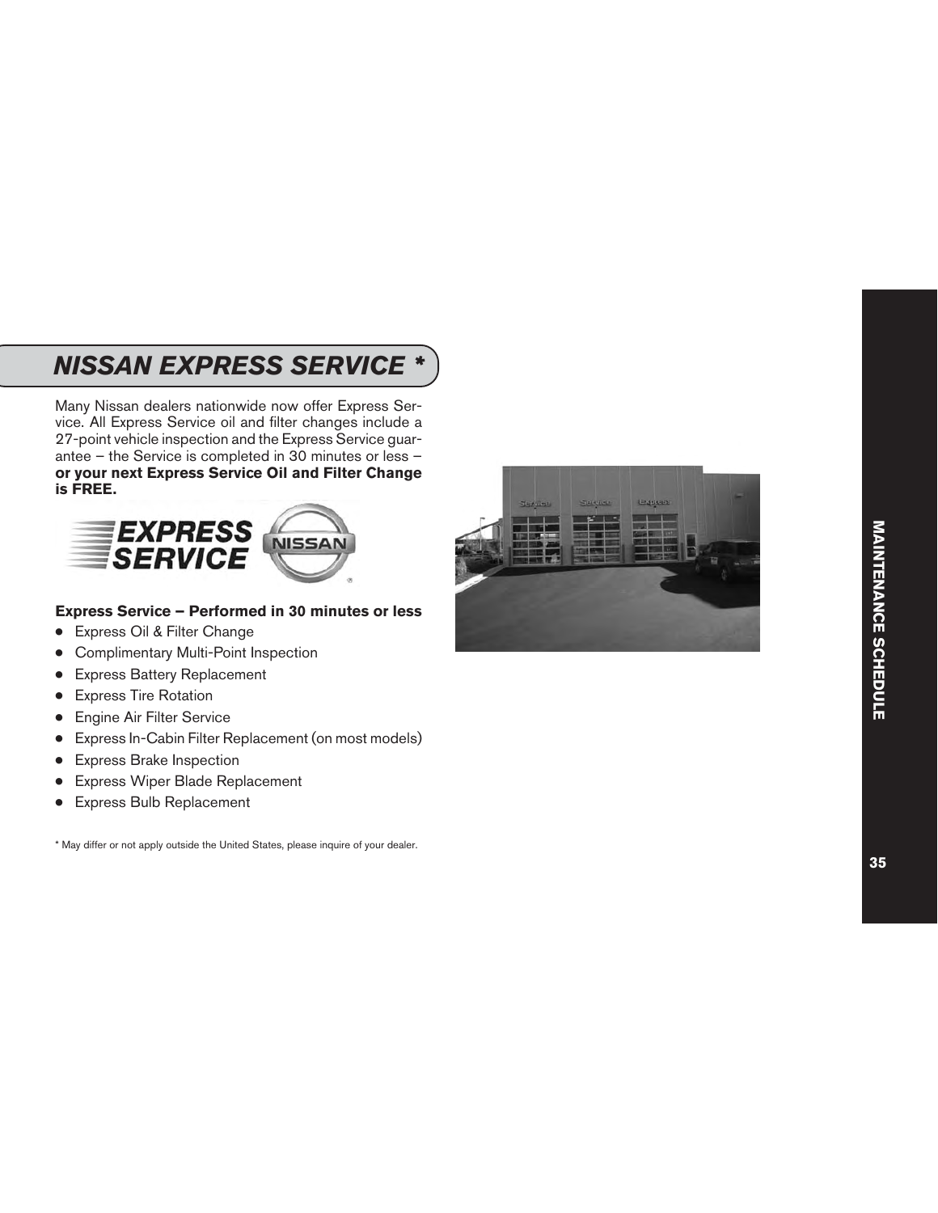# NISSAN EXPRESS SERVICE *

Many Nissan dealers nationwide now offer Express Service. All Express Service oil and filter changes include a 27-point vehicle inspection and the Express Service guarantee – the Service is completed in 30 minutes or less – **or your next Express Service Oil and Filter Change is FREE.**

**Express Service – Performed in 30 minutes or less**

- Express Oil & Filter Change
- Complimentary Multi-Point Inspection
- Express Battery Replacement
- Express Tire Rotation
- Engine Air Filter Service
- Express In-Cabin Filter Replacement (on most models)
- Express Brake Inspection
- Express Wiper Blade Replacement
- Express Bulb Replacement

* May differ or not apply outside the United States, please inquire of your dealer.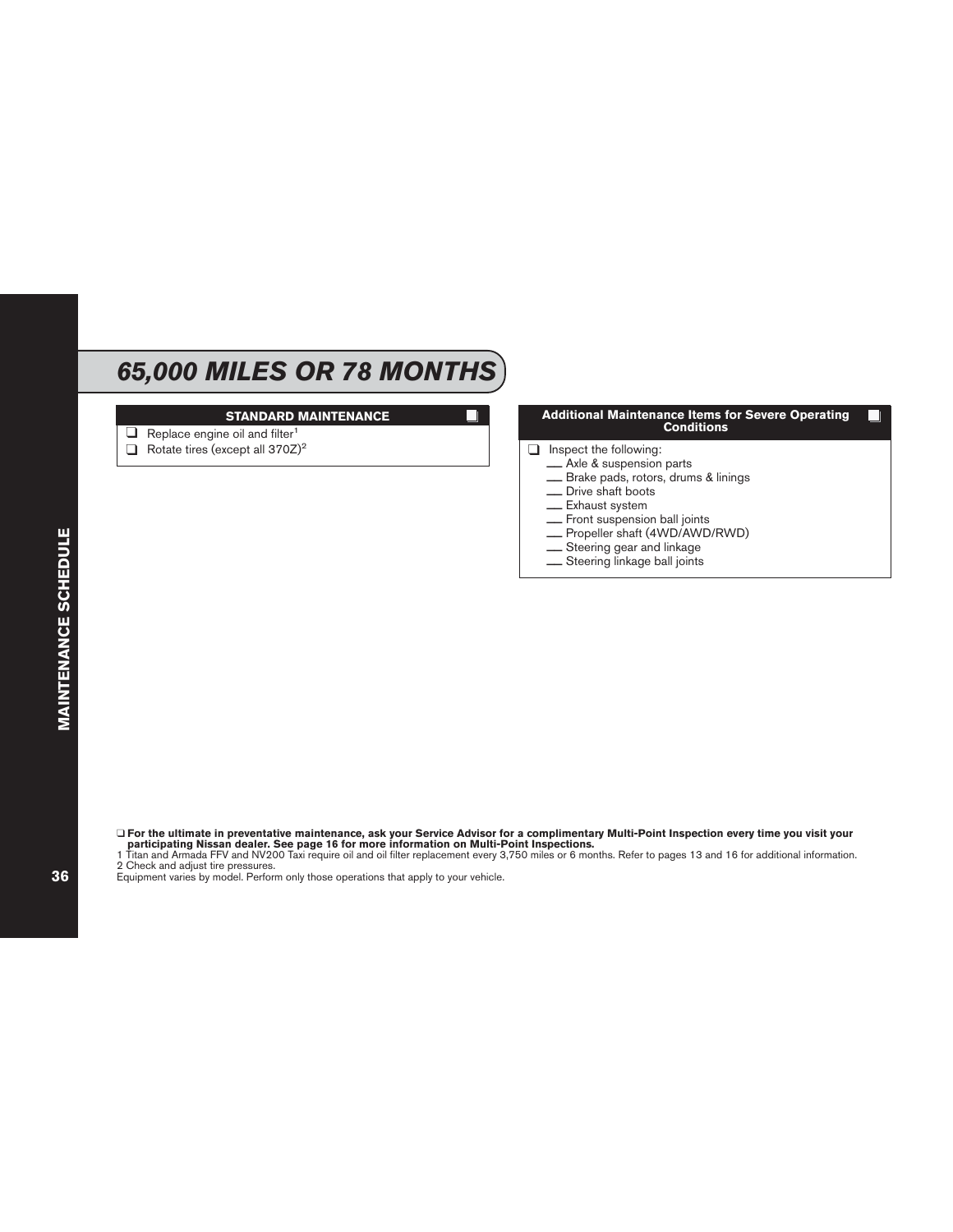# 65,000 MILES OR 78 MONTHS

## STANDARD MAINTENANCE

- ❑ Replace engine oil and filter[1]
- ❑ Rotate tires (except all 370Z)[2]

## Additional Maintenance Items for Severe Operating Conditions

- ❑ Inspect the following:
  - ___ Axle & suspension parts
  - ___ Brake pads, rotors, drums & linings
  - ___ Drive shaft boots
  - ___ Exhaust system
  - ___ Front suspension ball joints
  - ___ Propeller shaft (4WD/AWD/RWD)
  - ___ Steering gear and linkage
  - ___ Steering linkage ball joints

❑ **For the ultimate in preventative maintenance, ask your Service Advisor for a complimentary Multi-Point Inspection every time you visit your participating Nissan dealer. See page 16 for more information on Multi-Point Inspections.**

1 Titan and Armada FFV and NV200 Taxi require oil and oil filter replacement every 3,750 miles or 6 months. Refer to pages 13 and 16 for additional information.

2 Check and adjust tire pressures.

Equipment varies by model. Perform only those operations that apply to your vehicle.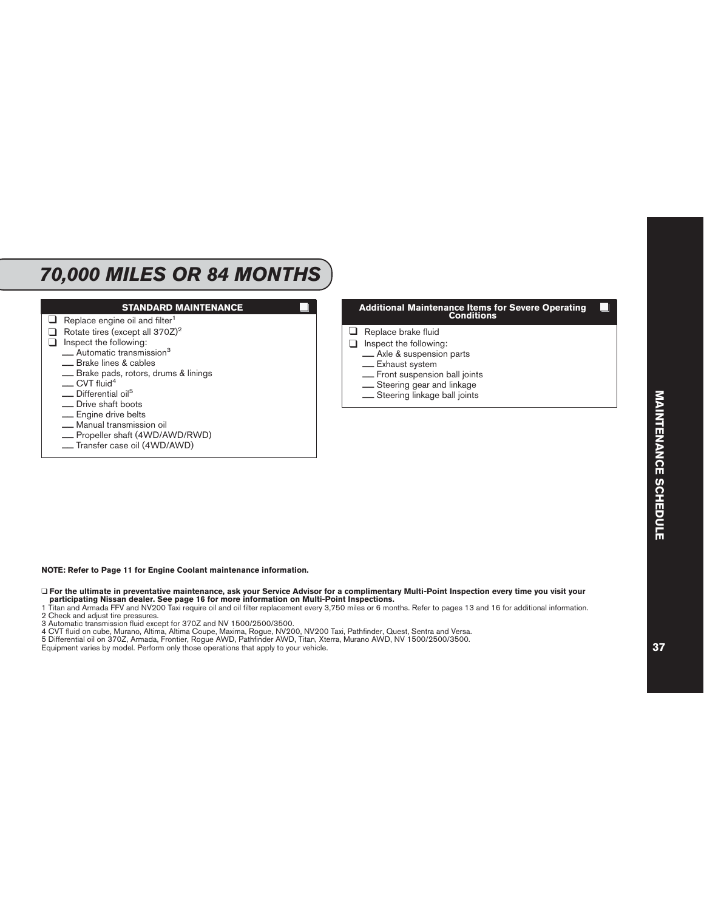# 70,000 MILES OR 84 MONTHS

## STANDARD MAINTENANCE

- ❑ Replace engine oil and filter[1]
- ❑ Rotate tires (except all 370Z)[2]
- ❑ Inspect the following:
  - ___ Automatic transmission[3]
  - ___ Brake lines & cables
  - ___ Brake pads, rotors, drums & linings
  - ___ CVT fluid[4]
  - ___ Differential oil[5]
  - ___ Drive shaft boots
  - ___ Engine drive belts
  - ___ Manual transmission oil
  - ___ Propeller shaft (4WD/AWD/RWD)
  - ___ Transfer case oil (4WD/AWD)

## Additional Maintenance Items for Severe Operating Conditions

- ❑ Replace brake fluid
- ❑ Inspect the following:
  - ___ Axle & suspension parts
  - ___ Exhaust system
  - ___ Front suspension ball joints
  - ___ Steering gear and linkage
  - ___ Steering linkage ball joints

**NOTE: Refer to Page 11 for Engine Coolant maintenance information.**

❑ **For the ultimate in preventative maintenance, ask your Service Advisor for a complimentary Multi-Point Inspection every time you visit your participating Nissan dealer. See page 16 for more information on Multi-Point Inspections.**

1 Titan and Armada FFV and NV200 Taxi require oil and oil filter replacement every 3,750 miles or 6 months. Refer to pages 13 and 16 for additional information.
2 Check and adjust tire pressures.
3 Automatic transmission fluid except for 370Z and NV 1500/2500/3500.
4 CVT fluid on cube, Murano, Altima, Altima Coupe, Maxima, Rogue, NV200, NV200 Taxi, Pathfinder, Quest, Sentra and Versa.
5 Differential oil on 370Z, Armada, Frontier, Rogue AWD, Pathfinder AWD, Titan, Xterra, Murano AWD, NV 1500/2500/3500.
Equipment varies by model. Perform only those operations that apply to your vehicle.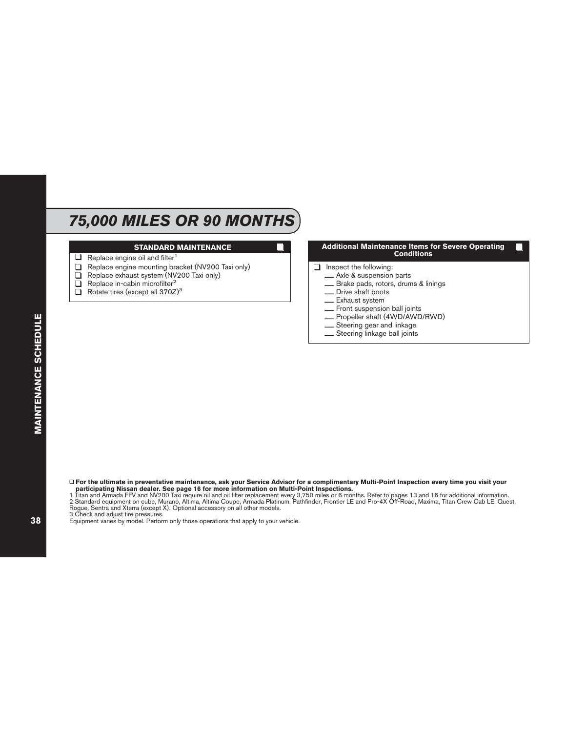# 75,000 MILES OR 90 MONTHS

## STANDARD MAINTENANCE

- ❑ Replace engine oil and filter[1]
- ❑ Replace engine mounting bracket (NV200 Taxi only)
- ❑ Replace exhaust system (NV200 Taxi only)
- ❑ Replace in-cabin microfilter[2]
- ❑ Rotate tires (except all 370Z)[3]

## Additional Maintenance Items for Severe Operating Conditions

- ❑ Inspect the following:
  - ___ Axle & suspension parts
  - ___ Brake pads, rotors, drums & linings
  - ___ Drive shaft boots
  - ___ Exhaust system
  - ___ Front suspension ball joints
  - ___ Propeller shaft (4WD/AWD/RWD)
  - ___ Steering gear and linkage
  - ___ Steering linkage ball joints

❑ **For the ultimate in preventative maintenance, ask your Service Advisor for a complimentary Multi-Point Inspection every time you visit your participating Nissan dealer. See page 16 for more information on Multi-Point Inspections.**

1 Titan and Armada FFV and NV200 Taxi require oil and oil filter replacement every 3,750 miles or 6 months. Refer to pages 13 and 16 for additional information.

2 Standard equipment on cube, Murano, Altima, Altima Coupe, Armada Platinum, Pathfinder, Frontier LE and Pro-4X Off-Road, Maxima, Titan Crew Cab LE, Quest, Rogue, Sentra and Xterra (except X). Optional accessory on all other models.

3 Check and adjust tire pressures.

Equipment varies by model. Perform only those operations that apply to your vehicle.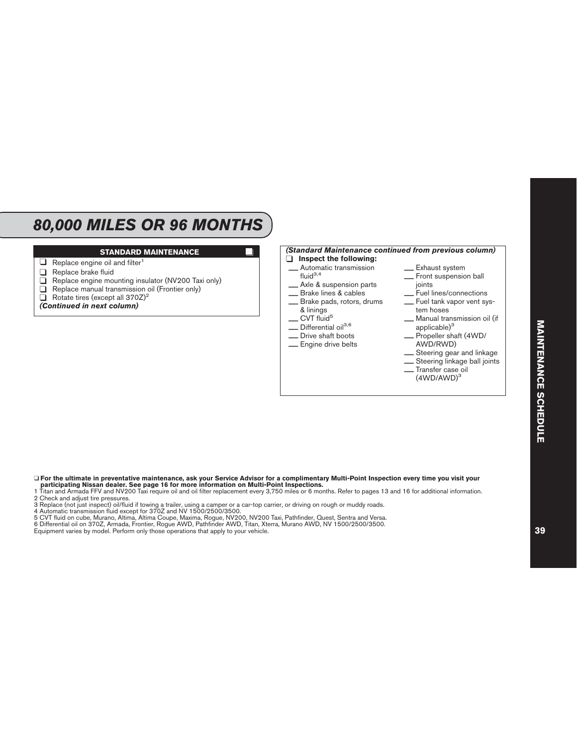# 80,000 MILES OR 96 MONTHS

### STANDARD MAINTENANCE

- ❑ Replace engine oil and filter[1]
- ❑ Replace brake fluid
- ❑ Replace engine mounting insulator (NV200 Taxi only)
- ❑ Replace manual transmission oil (Frontier only)
- ❑ Rotate tires (except all 370Z)[2]

***(Continued in next column)***

***(Standard Maintenance continued from previous column)***

❑ **Inspect the following:**

- ___ Automatic transmission fluid[3,4]
- ___ Axle & suspension parts
- ___ Brake lines & cables
- ___ Brake pads, rotors, drums & linings
- ___ CVT fluid[5]
- ___ Differential oil[3,6]
- ___ Drive shaft boots
- ___ Engine drive belts
- ___ Exhaust system
- ___ Front suspension ball joints
- ___ Fuel lines/connections
- ___ Fuel tank vapor vent system hoses
- ___ Manual transmission oil (if applicable)[3]
- ___ Propeller shaft (4WD/AWD/RWD)
- ___ Steering gear and linkage
- ___ Steering linkage ball joints
- ___ Transfer case oil (4WD/AWD)[3]

❑ **For the ultimate in preventative maintenance, ask your Service Advisor for a complimentary Multi-Point Inspection every time you visit your participating Nissan dealer. See page 16 for more information on Multi-Point Inspections.**

1 Titan and Armada FFV and NV200 Taxi require oil and oil filter replacement every 3,750 miles or 6 months. Refer to pages 13 and 16 for additional information.
2 Check and adjust tire pressures.
3 Replace (not just inspect) oil/fluid if towing a trailer, using a camper or a car-top carrier, or driving on rough or muddy roads.
4 Automatic transmission fluid except for 370Z and NV 1500/2500/3500.
5 CVT fluid on cube, Murano, Altima, Altima Coupe, Maxima, Rogue, NV200, NV200 Taxi, Pathfinder, Quest, Sentra and Versa.
6 Differential oil on 370Z, Armada, Frontier, Rogue AWD, Pathfinder AWD, Titan, Xterra, Murano AWD, NV 1500/2500/3500.
Equipment varies by model. Perform only those operations that apply to your vehicle.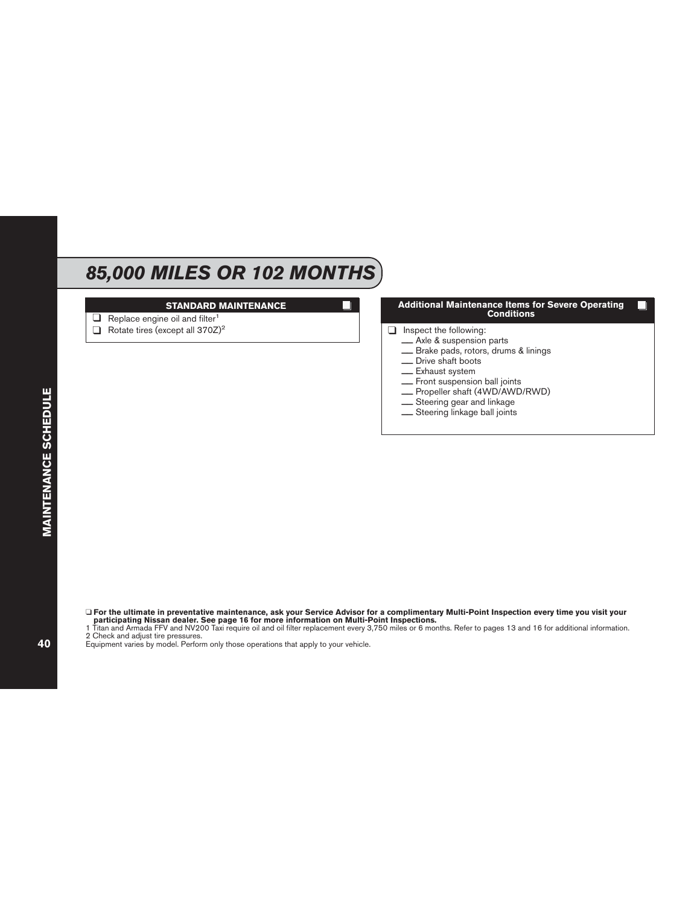# 85,000 MILES OR 102 MONTHS

## STANDARD MAINTENANCE ❑

- ❑ Replace engine oil and filter[1]
- ❑ Rotate tires (except all 370Z)[2]

## Additional Maintenance Items for Severe Operating Conditions ❑

- ❑ Inspect the following:
  - ___ Axle & suspension parts
  - ___ Brake pads, rotors, drums & linings
  - ___ Drive shaft boots
  - ___ Exhaust system
  - ___ Front suspension ball joints
  - ___ Propeller shaft (4WD/AWD/RWD)
  - ___ Steering gear and linkage
  - ___ Steering linkage ball joints

❑ **For the ultimate in preventative maintenance, ask your Service Advisor for a complimentary Multi-Point Inspection every time you visit your participating Nissan dealer. See page 16 for more information on Multi-Point Inspections.**

1 Titan and Armada FFV and NV200 Taxi require oil and oil filter replacement every 3,750 miles or 6 months. Refer to pages 13 and 16 for additional information.

2 Check and adjust tire pressures.

Equipment varies by model. Perform only those operations that apply to your vehicle.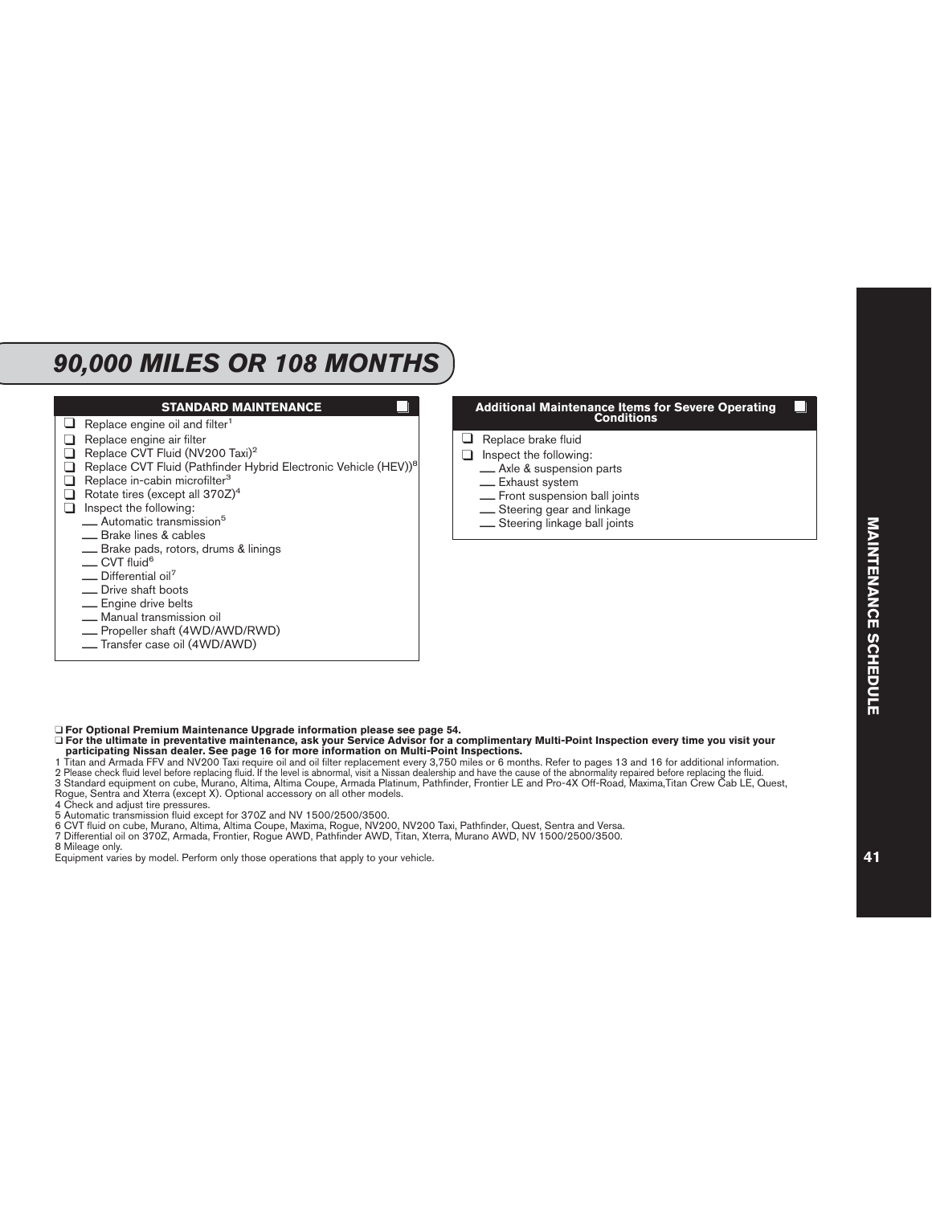# 90,000 MILES OR 108 MONTHS

## STANDARD MAINTENANCE ❑

- ❑ Replace engine oil and filter[1]
- ❑ Replace engine air filter
- ❑ Replace CVT Fluid (NV200 Taxi)[2]
- ❑ Replace CVT Fluid (Pathfinder Hybrid Electronic Vehicle (HEV))[8]
- ❑ Replace in-cabin microfilter[3]
- ❑ Rotate tires (except all 370Z)[4]
- ❑ Inspect the following:
  - ___ Automatic transmission[5]
  - ___ Brake lines & cables
  - ___ Brake pads, rotors, drums & linings
  - ___ CVT fluid[6]
  - ___ Differential oil[7]
  - ___ Drive shaft boots
  - ___ Engine drive belts
  - ___ Manual transmission oil
  - ___ Propeller shaft (4WD/AWD/RWD)
  - ___ Transfer case oil (4WD/AWD)

## Additional Maintenance Items for Severe Operating Conditions ❑

- ❑ Replace brake fluid
- ❑ Inspect the following:
  - ___ Axle & suspension parts
  - ___ Exhaust system
  - ___ Front suspension ball joints
  - ___ Steering gear and linkage
  - ___ Steering linkage ball joints

❑ **For Optional Premium Maintenance Upgrade information please see page 54.**

❑ **For the ultimate in preventative maintenance, ask your Service Advisor for a complimentary Multi-Point Inspection every time you visit your participating Nissan dealer. See page 16 for more information on Multi-Point Inspections.**

1 Titan and Armada FFV and NV200 Taxi require oil and oil filter replacement every 3,750 miles or 6 months. Refer to pages 13 and 16 for additional information.

2 Please check fluid level before replacing fluid. If the level is abnormal, visit a Nissan dealership and have the cause of the abnormality repaired before replacing the fluid.

3 Standard equipment on cube, Murano, Altima, Altima Coupe, Armada Platinum, Pathfinder, Frontier LE and Pro-4X Off-Road, Maxima,Titan Crew Cab LE, Quest, Rogue, Sentra and Xterra (except X). Optional accessory on all other models.

4 Check and adjust tire pressures.

5 Automatic transmission fluid except for 370Z and NV 1500/2500/3500.

6 CVT fluid on cube, Murano, Altima, Altima Coupe, Maxima, Rogue, NV200, NV200 Taxi, Pathfinder, Quest, Sentra and Versa.

7 Differential oil on 370Z, Armada, Frontier, Rogue AWD, Pathfinder AWD, Titan, Xterra, Murano AWD, NV 1500/2500/3500.

8 Mileage only.

Equipment varies by model. Perform only those operations that apply to your vehicle.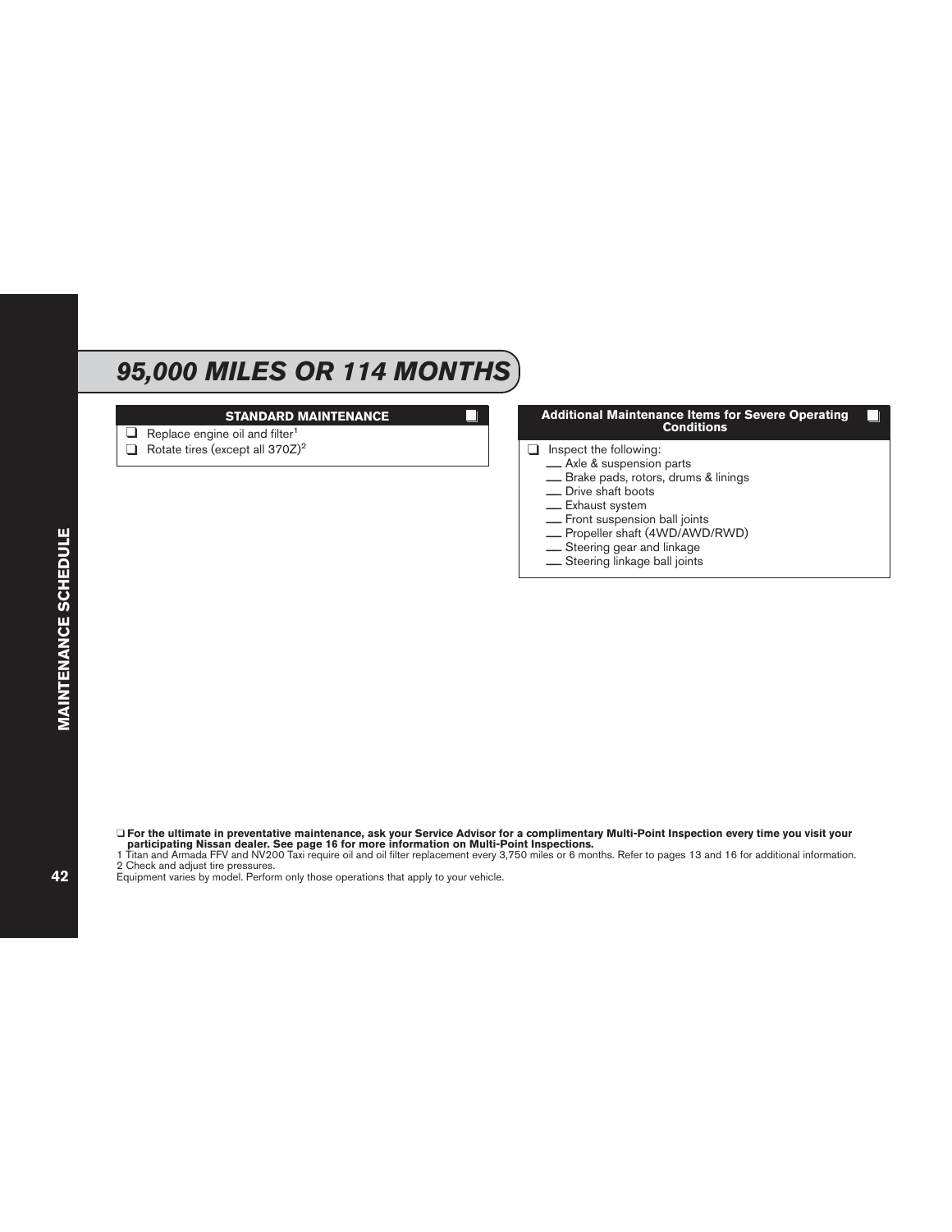# *95,000 MILES OR 114 MONTHS*

## STANDARD MAINTENANCE ❑

- ❑ Replace engine oil and filter[1]
- ❑ Rotate tires (except all 370Z)[2]

## Additional Maintenance Items for Severe Operating Conditions ❑

- ❑ Inspect the following:
  - ___ Axle & suspension parts
  - ___ Brake pads, rotors, drums & linings
  - ___ Drive shaft boots
  - ___ Exhaust system
  - ___ Front suspension ball joints
  - ___ Propeller shaft (4WD/AWD/RWD)
  - ___ Steering gear and linkage
  - ___ Steering linkage ball joints

❑ **For the ultimate in preventative maintenance, ask your Service Advisor for a complimentary Multi-Point Inspection every time you visit your participating Nissan dealer. See page 16 for more information on Multi-Point Inspections.**

1 Titan and Armada FFV and NV200 Taxi require oil and oil filter replacement every 3,750 miles or 6 months. Refer to pages 13 and 16 for additional information.

2 Check and adjust tire pressures.

Equipment varies by model. Perform only those operations that apply to your vehicle.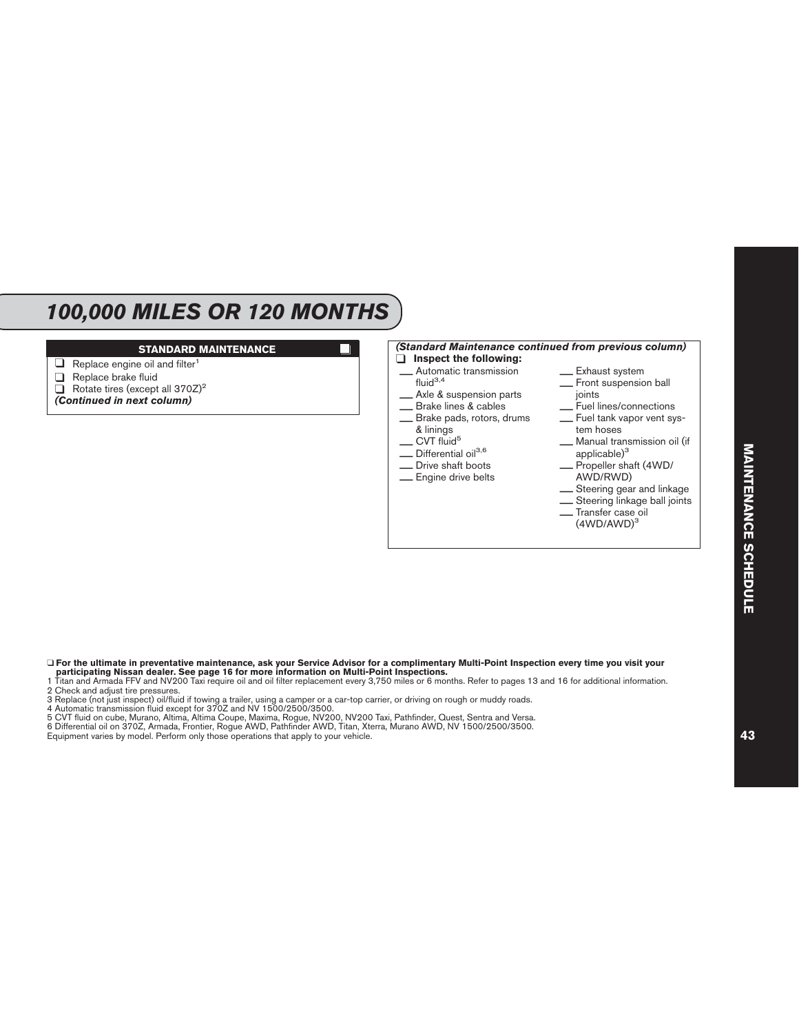# 100,000 MILES OR 120 MONTHS

## STANDARD MAINTENANCE

- ❑ Replace engine oil and filter[1]
- ❑ Replace brake fluid
- ❑ Rotate tires (except all 370Z)[2]

***(Continued in next column)***

***(Standard Maintenance continued from previous column)***

❑ **Inspect the following:**

- ___ Automatic transmission fluid[3,4]
- ___ Axle & suspension parts
- ___ Brake lines & cables
- ___ Brake pads, rotors, drums & linings
- ___ CVT fluid[5]
- ___ Differential oil[3,6]
- ___ Drive shaft boots
- ___ Engine drive belts
- ___ Exhaust system
- ___ Front suspension ball joints
- ___ Fuel lines/connections
- ___ Fuel tank vapor vent system hoses
- ___ Manual transmission oil (if applicable)[3]
- ___ Propeller shaft (4WD/AWD/RWD)
- ___ Steering gear and linkage
- ___ Steering linkage ball joints
- ___ Transfer case oil (4WD/AWD)[3]

❑ **For the ultimate in preventative maintenance, ask your Service Advisor for a complimentary Multi-Point Inspection every time you visit your participating Nissan dealer. See page 16 for more information on Multi-Point Inspections.**

1 Titan and Armada FFV and NV200 Taxi require oil and oil filter replacement every 3,750 miles or 6 months. Refer to pages 13 and 16 for additional information.
2 Check and adjust tire pressures.
3 Replace (not just inspect) oil/fluid if towing a trailer, using a camper or a car-top carrier, or driving on rough or muddy roads.
4 Automatic transmission fluid except for 370Z and NV 1500/2500/3500.
5 CVT fluid on cube, Murano, Altima, Altima Coupe, Maxima, Rogue, NV200, NV200 Taxi, Pathfinder, Quest, Sentra and Versa.
6 Differential oil on 370Z, Armada, Frontier, Rogue AWD, Pathfinder AWD, Titan, Xterra, Murano AWD, NV 1500/2500/3500.
Equipment varies by model. Perform only those operations that apply to your vehicle.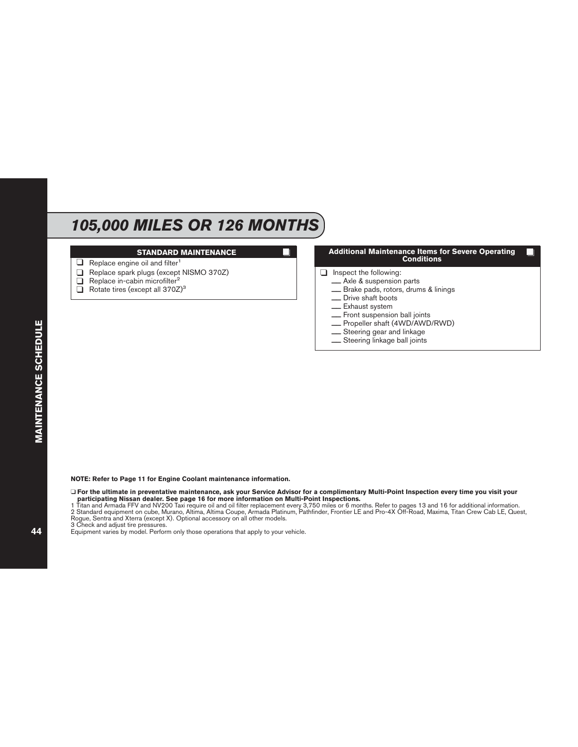# 105,000 MILES OR 126 MONTHS

### STANDARD MAINTENANCE

- ❑ Replace engine oil and filter[1]
- ❑ Replace spark plugs (except NISMO 370Z)
- ❑ Replace in-cabin microfilter[2]
- ❑ Rotate tires (except all 370Z)[3]

### Additional Maintenance Items for Severe Operating Conditions

- ❑ Inspect the following:
  - ___ Axle & suspension parts
  - ___ Brake pads, rotors, drums & linings
  - ___ Drive shaft boots
  - ___ Exhaust system
  - ___ Front suspension ball joints
  - ___ Propeller shaft (4WD/AWD/RWD)
  - ___ Steering gear and linkage
  - ___ Steering linkage ball joints

**NOTE: Refer to Page 11 for Engine Coolant maintenance information.**

❑ **For the ultimate in preventative maintenance, ask your Service Advisor for a complimentary Multi-Point Inspection every time you visit your participating Nissan dealer. See page 16 for more information on Multi-Point Inspections.**

1 Titan and Armada FFV and NV200 Taxi require oil and oil filter replacement every 3,750 miles or 6 months. Refer to pages 13 and 16 for additional information.

2 Standard equipment on cube, Murano, Altima, Altima Coupe, Armada Platinum, Pathfinder, Frontier LE and Pro-4X Off-Road, Maxima, Titan Crew Cab LE, Quest, Rogue, Sentra and Xterra (except X). Optional accessory on all other models.

3 Check and adjust tire pressures.

Equipment varies by model. Perform only those operations that apply to your vehicle.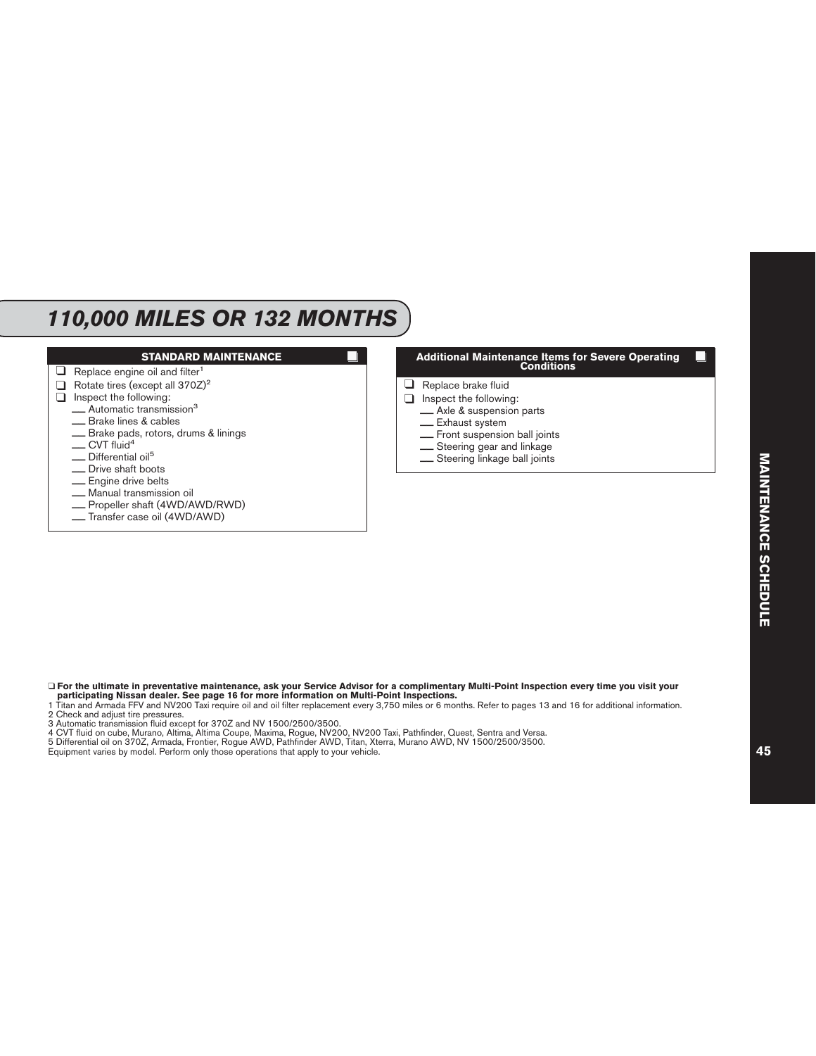# 110,000 MILES OR 132 MONTHS

## STANDARD MAINTENANCE

- ❑ Replace engine oil and filter[1]
- ❑ Rotate tires (except all 370Z)[2]
- ❑ Inspect the following:
  - ___ Automatic transmission[3]
  - ___ Brake lines & cables
  - ___ Brake pads, rotors, drums & linings
  - ___ CVT fluid[4]
  - ___ Differential oil[5]
  - ___ Drive shaft boots
  - ___ Engine drive belts
  - ___ Manual transmission oil
  - ___ Propeller shaft (4WD/AWD/RWD)
  - ___ Transfer case oil (4WD/AWD)

## Additional Maintenance Items for Severe Operating Conditions

- ❑ Replace brake fluid
- ❑ Inspect the following:
  - ___ Axle & suspension parts
  - ___ Exhaust system
  - ___ Front suspension ball joints
  - ___ Steering gear and linkage
  - ___ Steering linkage ball joints

❑ **For the ultimate in preventative maintenance, ask your Service Advisor for a complimentary Multi-Point Inspection every time you visit your participating Nissan dealer. See page 16 for more information on Multi-Point Inspections.**

1 Titan and Armada FFV and NV200 Taxi require oil and oil filter replacement every 3,750 miles or 6 months. Refer to pages 13 and 16 for additional information.
2 Check and adjust tire pressures.
3 Automatic transmission fluid except for 370Z and NV 1500/2500/3500.
4 CVT fluid on cube, Murano, Altima, Altima Coupe, Maxima, Rogue, NV200, NV200 Taxi, Pathfinder, Quest, Sentra and Versa.
5 Differential oil on 370Z, Armada, Frontier, Rogue AWD, Pathfinder AWD, Titan, Xterra, Murano AWD, NV 1500/2500/3500.
Equipment varies by model. Perform only those operations that apply to your vehicle.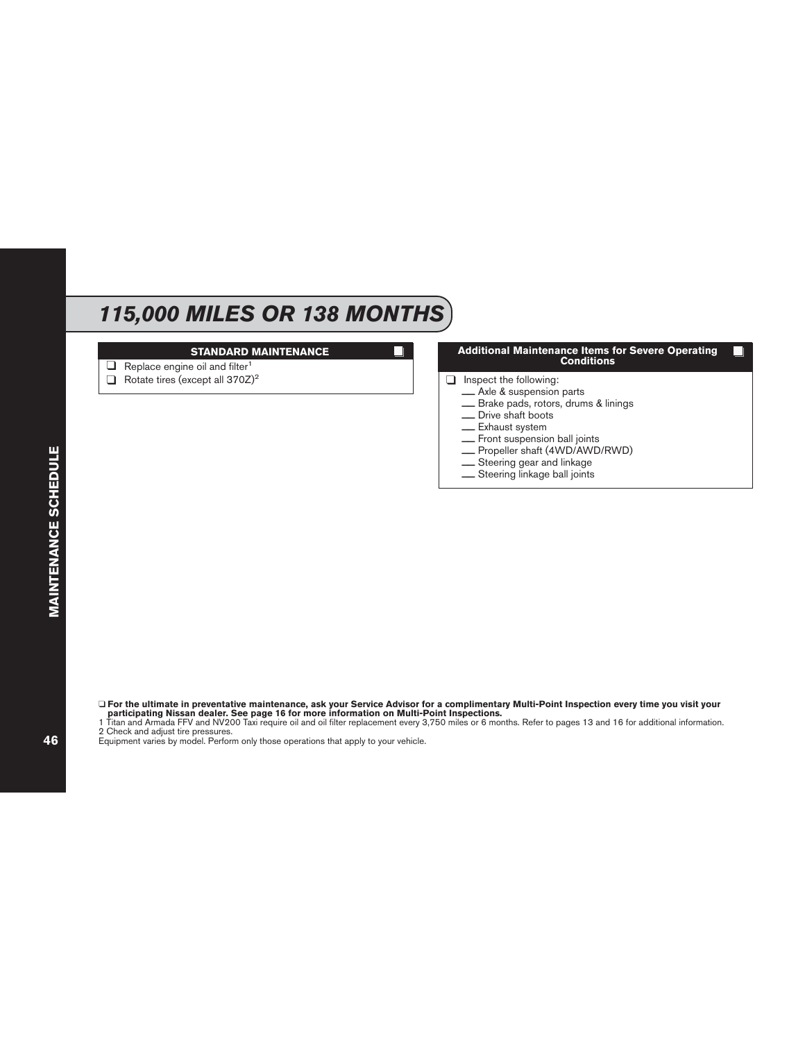# 115,000 MILES OR 138 MONTHS

## STANDARD MAINTENANCE

- ❑ Replace engine oil and filter[1]
- ❑ Rotate tires (except all 370Z)[2]

## Additional Maintenance Items for Severe Operating Conditions

- ❑ Inspect the following:
  - ___ Axle & suspension parts
  - ___ Brake pads, rotors, drums & linings
  - ___ Drive shaft boots
  - ___ Exhaust system
  - ___ Front suspension ball joints
  - ___ Propeller shaft (4WD/AWD/RWD)
  - ___ Steering gear and linkage
  - ___ Steering linkage ball joints

❑ **For the ultimate in preventative maintenance, ask your Service Advisor for a complimentary Multi-Point Inspection every time you visit your participating Nissan dealer. See page 16 for more information on Multi-Point Inspections.**

1 Titan and Armada FFV and NV200 Taxi require oil and oil filter replacement every 3,750 miles or 6 months. Refer to pages 13 and 16 for additional information.

2 Check and adjust tire pressures.

Equipment varies by model. Perform only those operations that apply to your vehicle.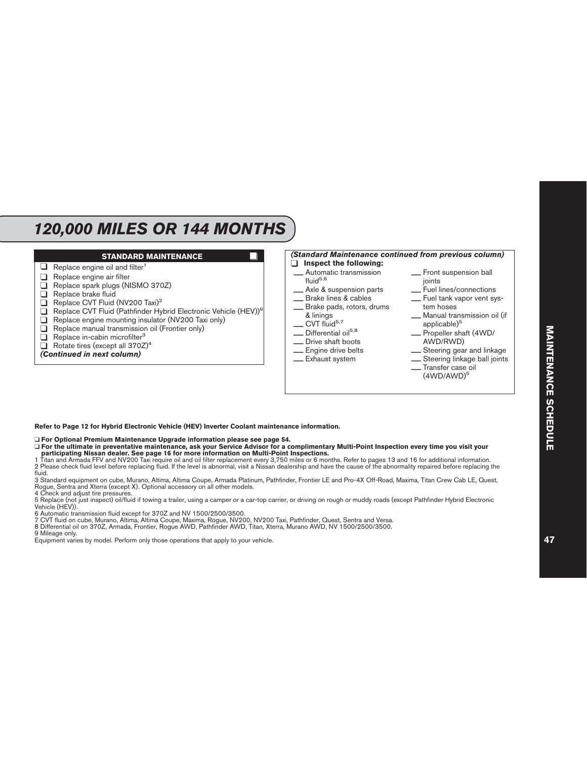# 120,000 MILES OR 144 MONTHS

## STANDARD MAINTENANCE

- ❑ Replace engine oil and filter[1]
- ❑ Replace engine air filter
- ❑ Replace spark plugs (NISMO 370Z)
- ❑ Replace brake fluid
- ❑ Replace CVT Fluid (NV200 Taxi)[2]
- ❑ Replace CVT Fluid (Pathfinder Hybrid Electronic Vehicle (HEV))[9]
- ❑ Replace engine mounting insulator (NV200 Taxi only)
- ❑ Replace manual transmission oil (Frontier only)
- ❑ Replace in-cabin microfilter[3]
- ❑ Rotate tires (except all 370Z)[4]

***(Continued in next column)***

***(Standard Maintenance continued from previous column)***

❑ **Inspect the following:**

- ___ Automatic transmission fluid[5,6]
- ___ Axle & suspension parts
- ___ Brake lines & cables
- ___ Brake pads, rotors, drums & linings
- ___ CVT fluid[5,7]
- ___ Differential oil[5,8]
- ___ Drive shaft boots
- ___ Engine drive belts
- ___ Exhaust system
- ___ Front suspension ball joints
- ___ Fuel lines/connections
- ___ Fuel tank vapor vent system hoses
- ___ Manual transmission oil (if applicable)[5]
- ___ Propeller shaft (4WD/AWD/RWD)
- ___ Steering gear and linkage
- ___ Steering linkage ball joints
- ___ Transfer case oil (4WD/AWD)[5]

**Refer to Page 12 for Hybrid Electronic Vehicle (HEV) Inverter Coolant maintenance information.**

❑ **For Optional Premium Maintenance Upgrade information please see page 54.**

❑ **For the ultimate in preventative maintenance, ask your Service Advisor for a complimentary Multi-Point Inspection every time you visit your participating Nissan dealer. See page 16 for more information on Multi-Point Inspections.**

1 Titan and Armada FFV and NV200 Taxi require oil and oil filter replacement every 3,750 miles or 6 months. Refer to pages 13 and 16 for additional information.
2 Please check fluid level before replacing fluid. If the level is abnormal, visit a Nissan dealership and have the cause of the abnormality repaired before replacing the fluid.
3 Standard equipment on cube, Murano, Altima, Altima Coupe, Armada Platinum, Pathfinder, Frontier LE and Pro-4X Off-Road, Maxima, Titan Crew Cab LE, Quest, Rogue, Sentra and Xterra (except X). Optional accessory on all other models.
4 Check and adjust tire pressures.
5 Replace (not just inspect) oil/fluid if towing a trailer, using a camper or a car-top carrier, or driving on rough or muddy roads (except Pathfinder Hybrid Electronic Vehicle (HEV)).
6 Automatic transmission fluid except for 370Z and NV 1500/2500/3500.
7 CVT fluid on cube, Murano, Altima, Altima Coupe, Maxima, Rogue, NV200, NV200 Taxi, Pathfinder, Quest, Sentra and Versa.
8 Differential oil on 370Z, Armada, Frontier, Rogue AWD, Pathfinder AWD, Titan, Xterra, Murano AWD, NV 1500/2500/3500.
9 Mileage only.
Equipment varies by model. Perform only those operations that apply to your vehicle.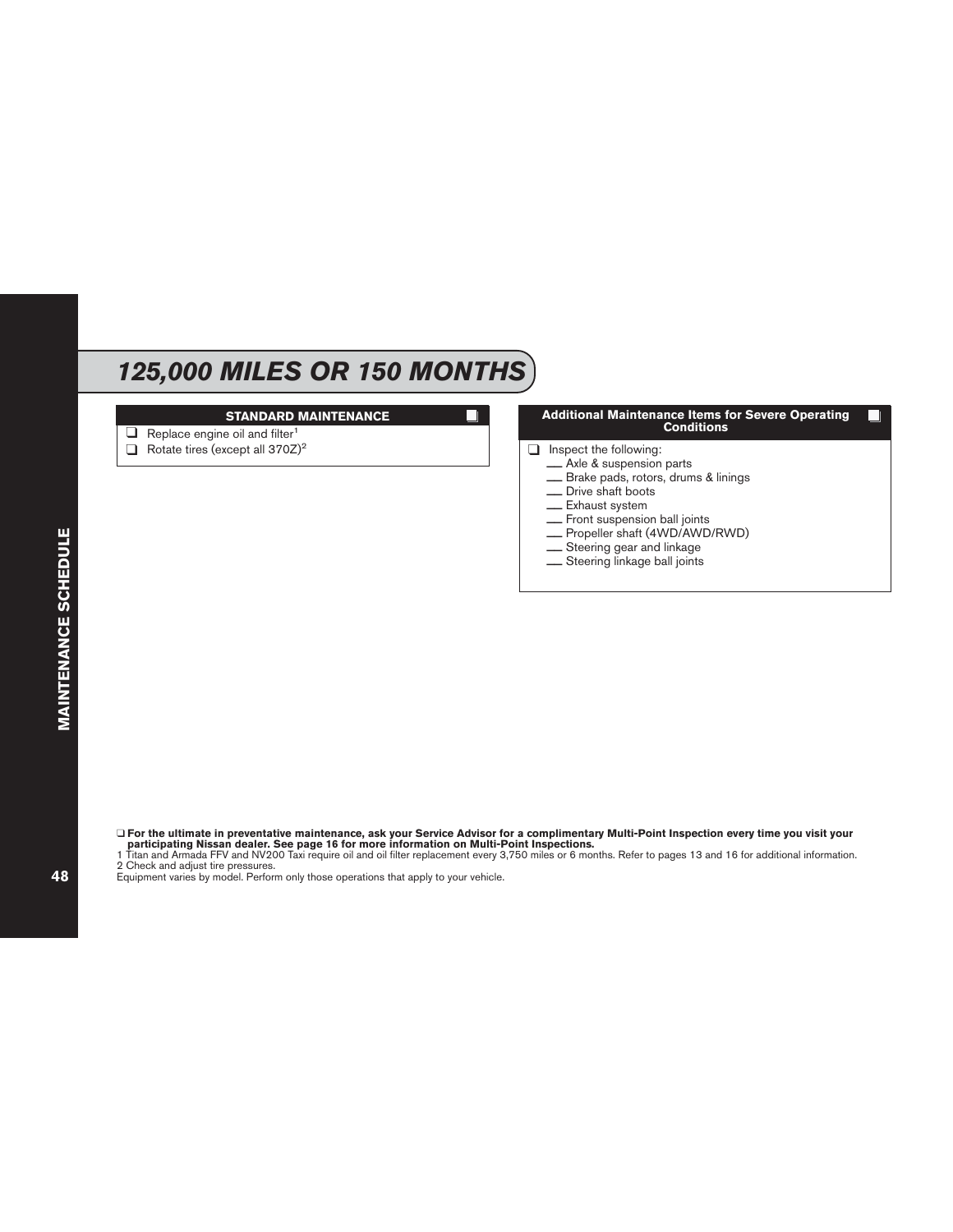# 125,000 MILES OR 150 MONTHS

## STANDARD MAINTENANCE ❑

- ❑ Replace engine oil and filter[1]
- ❑ Rotate tires (except all 370Z)[2]

## Additional Maintenance Items for Severe Operating Conditions ❑

- ❑ Inspect the following:
  - ___ Axle & suspension parts
  - ___ Brake pads, rotors, drums & linings
  - ___ Drive shaft boots
  - ___ Exhaust system
  - ___ Front suspension ball joints
  - ___ Propeller shaft (4WD/AWD/RWD)
  - ___ Steering gear and linkage
  - ___ Steering linkage ball joints

❑ **For the ultimate in preventative maintenance, ask your Service Advisor for a complimentary Multi-Point Inspection every time you visit your participating Nissan dealer. See page 16 for more information on Multi-Point Inspections.**

1 Titan and Armada FFV and NV200 Taxi require oil and oil filter replacement every 3,750 miles or 6 months. Refer to pages 13 and 16 for additional information.

2 Check and adjust tire pressures.

Equipment varies by model. Perform only those operations that apply to your vehicle.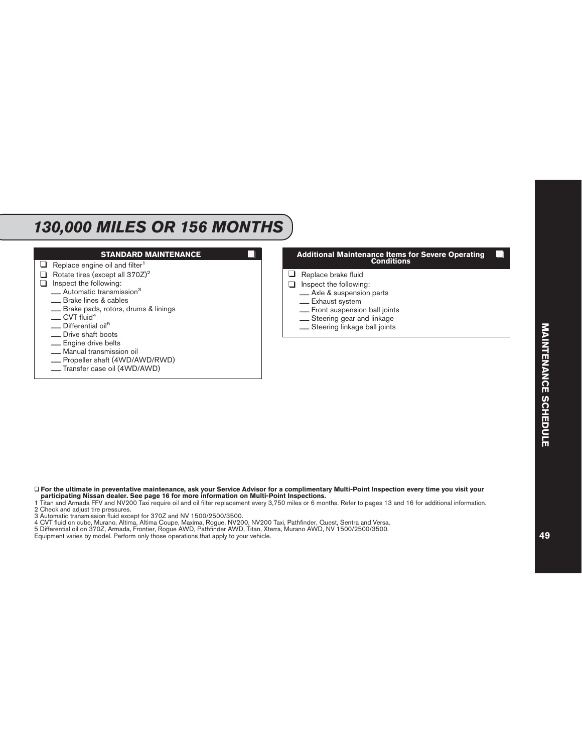# 130,000 MILES OR 156 MONTHS

## STANDARD MAINTENANCE

- ❑ Replace engine oil and filter[1]
- ❑ Rotate tires (except all 370Z)[2]
- ❑ Inspect the following:
  - ___ Automatic transmission[3]
  - ___ Brake lines & cables
  - ___ Brake pads, rotors, drums & linings
  - ___ CVT fluid[4]
  - ___ Differential oil[5]
  - ___ Drive shaft boots
  - ___ Engine drive belts
  - ___ Manual transmission oil
  - ___ Propeller shaft (4WD/AWD/RWD)
  - ___ Transfer case oil (4WD/AWD)

## Additional Maintenance Items for Severe Operating Conditions

- ❑ Replace brake fluid
- ❑ Inspect the following:
  - ___ Axle & suspension parts
  - ___ Exhaust system
  - ___ Front suspension ball joints
  - ___ Steering gear and linkage
  - ___ Steering linkage ball joints

❑ **For the ultimate in preventative maintenance, ask your Service Advisor for a complimentary Multi-Point Inspection every time you visit your participating Nissan dealer. See page 16 for more information on Multi-Point Inspections.**

1 Titan and Armada FFV and NV200 Taxi require oil and oil filter replacement every 3,750 miles or 6 months. Refer to pages 13 and 16 for additional information.
2 Check and adjust tire pressures.
3 Automatic transmission fluid except for 370Z and NV 1500/2500/3500.
4 CVT fluid on cube, Murano, Altima, Altima Coupe, Maxima, Rogue, NV200, NV200 Taxi, Pathfinder, Quest, Sentra and Versa.
5 Differential oil on 370Z, Armada, Frontier, Rogue AWD, Pathfinder AWD, Titan, Xterra, Murano AWD, NV 1500/2500/3500.
Equipment varies by model. Perform only those operations that apply to your vehicle.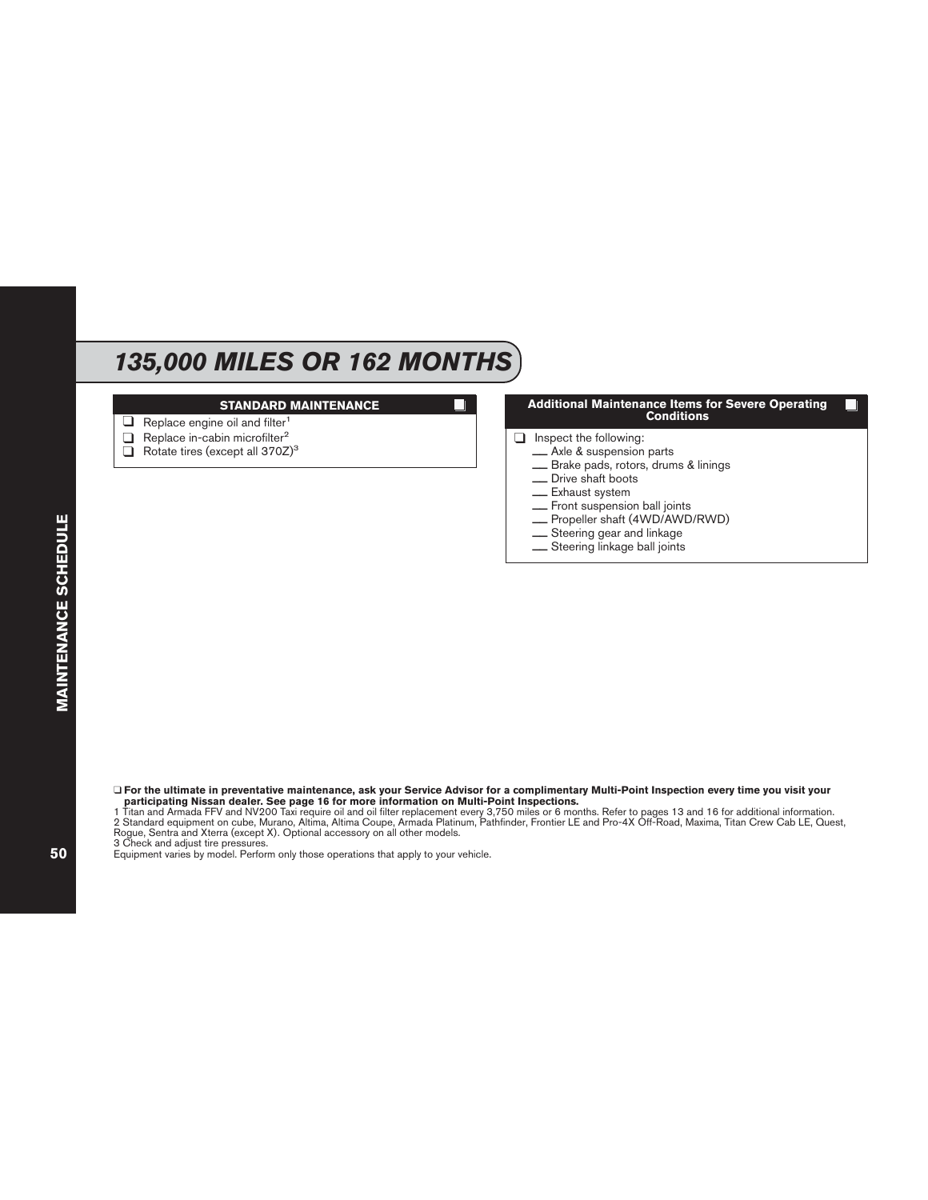# *135,000 MILES OR 162 MONTHS*

## STANDARD MAINTENANCE ❑

- ❑ Replace engine oil and filter[1]
- ❑ Replace in-cabin microfilter[2]
- ❑ Rotate tires (except all 370Z)[3]

## Additional Maintenance Items for Severe Operating Conditions ❑

- ❑ Inspect the following:
  - ___ Axle & suspension parts
  - ___ Brake pads, rotors, drums & linings
  - ___ Drive shaft boots
  - ___ Exhaust system
  - ___ Front suspension ball joints
  - ___ Propeller shaft (4WD/AWD/RWD)
  - ___ Steering gear and linkage
  - ___ Steering linkage ball joints

❑ **For the ultimate in preventative maintenance, ask your Service Advisor for a complimentary Multi-Point Inspection every time you visit your participating Nissan dealer. See page 16 for more information on Multi-Point Inspections.**

1 Titan and Armada FFV and NV200 Taxi require oil and oil filter replacement every 3,750 miles or 6 months. Refer to pages 13 and 16 for additional information.

2 Standard equipment on cube, Murano, Altima, Altima Coupe, Armada Platinum, Pathfinder, Frontier LE and Pro-4X Off-Road, Maxima, Titan Crew Cab LE, Quest, Rogue, Sentra and Xterra (except X). Optional accessory on all other models.

3 Check and adjust tire pressures.

Equipment varies by model. Perform only those operations that apply to your vehicle.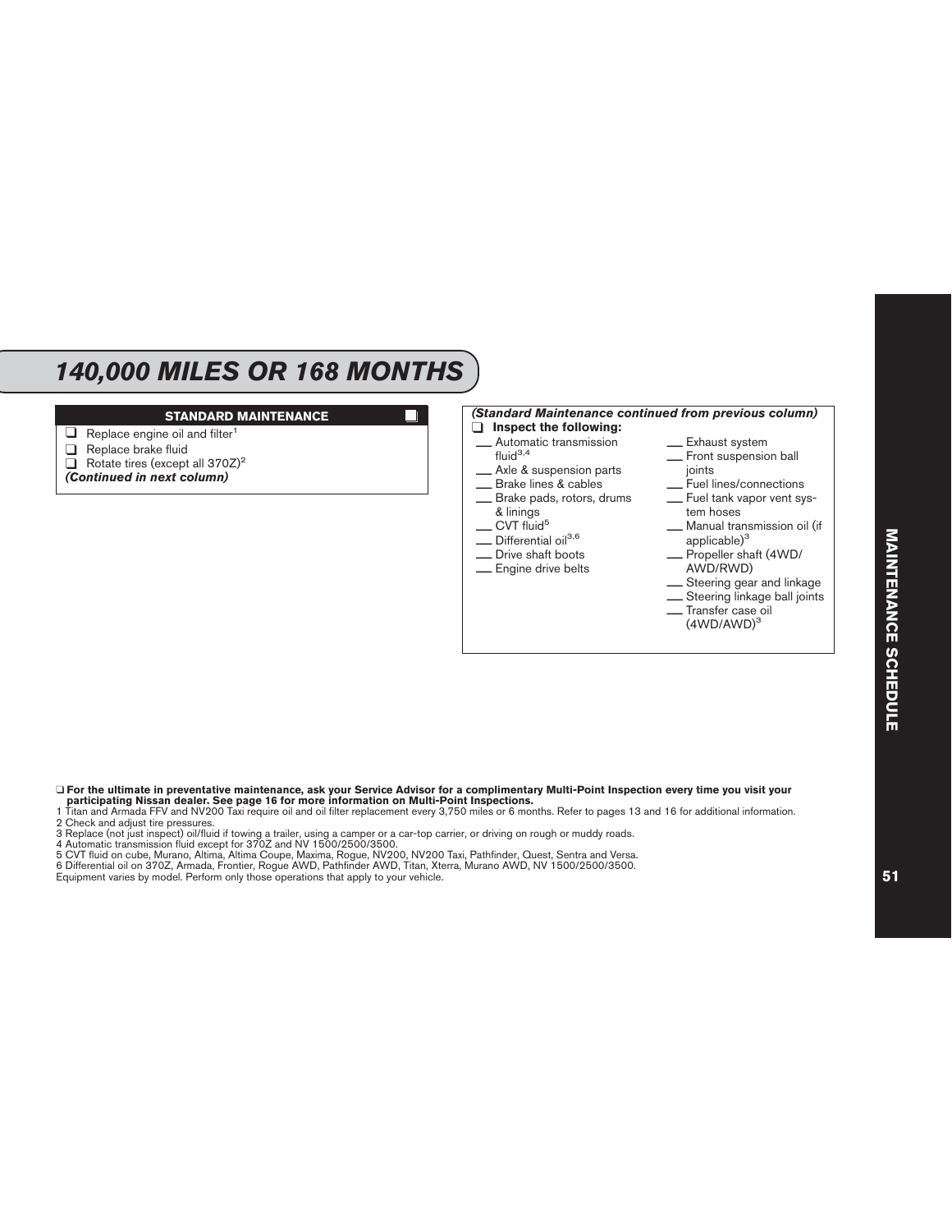# 140,000 MILES OR 168 MONTHS

## STANDARD MAINTENANCE

- ❑ Replace engine oil and filter[1]
- ❑ Replace brake fluid
- ❑ Rotate tires (except all 370Z)[2]

***(Continued in next column)***

***(Standard Maintenance continued from previous column)***

❑ **Inspect the following:**

- ___ Automatic transmission fluid[3,4]
- ___ Axle & suspension parts
- ___ Brake lines & cables
- ___ Brake pads, rotors, drums & linings
- ___ CVT fluid[5]
- ___ Differential oil[3,6]
- ___ Drive shaft boots
- ___ Engine drive belts
- ___ Exhaust system
- ___ Front suspension ball joints
- ___ Fuel lines/connections
- ___ Fuel tank vapor vent system hoses
- ___ Manual transmission oil (if applicable)[3]
- ___ Propeller shaft (4WD/AWD/RWD)
- ___ Steering gear and linkage
- ___ Steering linkage ball joints
- ___ Transfer case oil (4WD/AWD)[3]

❑ **For the ultimate in preventative maintenance, ask your Service Advisor for a complimentary Multi-Point Inspection every time you visit your participating Nissan dealer. See page 16 for more information on Multi-Point Inspections.**

1 Titan and Armada FFV and NV200 Taxi require oil and oil filter replacement every 3,750 miles or 6 months. Refer to pages 13 and 16 for additional information.
2 Check and adjust tire pressures.
3 Replace (not just inspect) oil/fluid if towing a trailer, using a camper or a car-top carrier, or driving on rough or muddy roads.
4 Automatic transmission fluid except for 370Z and NV 1500/2500/3500.
5 CVT fluid on cube, Murano, Altima, Altima Coupe, Maxima, Rogue, NV200, NV200 Taxi, Pathfinder, Quest, Sentra and Versa.
6 Differential oil on 370Z, Armada, Frontier, Rogue AWD, Pathfinder AWD, Titan, Xterra, Murano AWD, NV 1500/2500/3500.
Equipment varies by model. Perform only those operations that apply to your vehicle.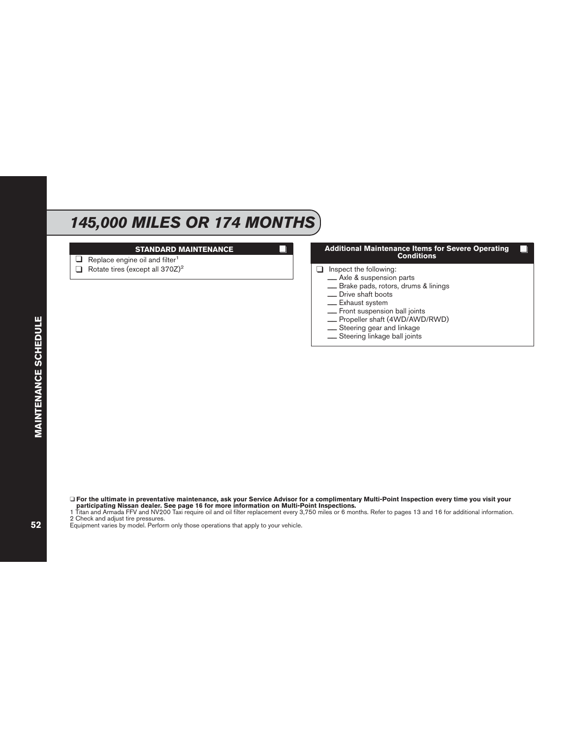# 145,000 MILES OR 174 MONTHS

## STANDARD MAINTENANCE ❑

- ❑ Replace engine oil and filter[1]
- ❑ Rotate tires (except all 370Z)[2]

## Additional Maintenance Items for Severe Operating Conditions ❑

- ❑ Inspect the following:
  - ___ Axle & suspension parts
  - ___ Brake pads, rotors, drums & linings
  - ___ Drive shaft boots
  - ___ Exhaust system
  - ___ Front suspension ball joints
  - ___ Propeller shaft (4WD/AWD/RWD)
  - ___ Steering gear and linkage
  - ___ Steering linkage ball joints

❑ **For the ultimate in preventative maintenance, ask your Service Advisor for a complimentary Multi-Point Inspection every time you visit your participating Nissan dealer. See page 16 for more information on Multi-Point Inspections.**

1 Titan and Armada FFV and NV200 Taxi require oil and oil filter replacement every 3,750 miles or 6 months. Refer to pages 13 and 16 for additional information.

2 Check and adjust tire pressures.

Equipment varies by model. Perform only those operations that apply to your vehicle.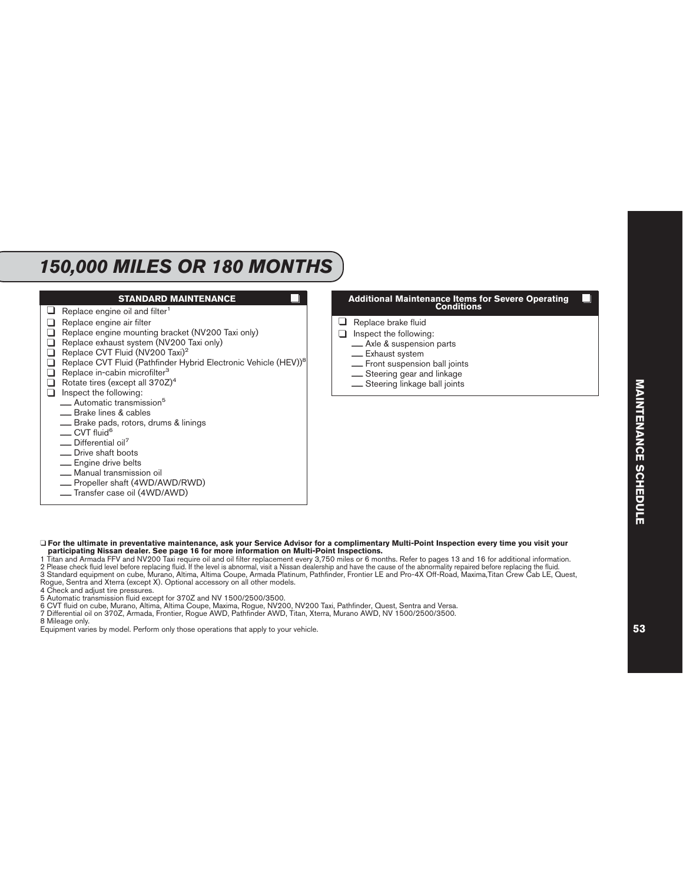# 150,000 MILES OR 180 MONTHS

## STANDARD MAINTENANCE

- ❑ Replace engine oil and filter[1]
- ❑ Replace engine air filter
- ❑ Replace engine mounting bracket (NV200 Taxi only)
- ❑ Replace exhaust system (NV200 Taxi only)
- ❑ Replace CVT Fluid (NV200 Taxi)[2]
- ❑ Replace CVT Fluid (Pathfinder Hybrid Electronic Vehicle (HEV))[8]
- ❑ Replace in-cabin microfilter[3]
- ❑ Rotate tires (except all 370Z)[4]
- ❑ Inspect the following:
  - ___ Automatic transmission[5]
  - ___ Brake lines & cables
  - ___ Brake pads, rotors, drums & linings
  - ___ CVT fluid[6]
  - ___ Differential oil[7]
  - ___ Drive shaft boots
  - ___ Engine drive belts
  - ___ Manual transmission oil
  - ___ Propeller shaft (4WD/AWD/RWD)
  - ___ Transfer case oil (4WD/AWD)

## Additional Maintenance Items for Severe Operating Conditions

- ❑ Replace brake fluid
- ❑ Inspect the following:
  - ___ Axle & suspension parts
  - ___ Exhaust system
  - ___ Front suspension ball joints
  - ___ Steering gear and linkage
  - ___ Steering linkage ball joints

❑ **For the ultimate in preventative maintenance, ask your Service Advisor for a complimentary Multi-Point Inspection every time you visit your participating Nissan dealer. See page 16 for more information on Multi-Point Inspections.**

1 Titan and Armada FFV and NV200 Taxi require oil and oil filter replacement every 3,750 miles or 6 months. Refer to pages 13 and 16 for additional information.
2 Please check fluid level before replacing fluid. If the level is abnormal, visit a Nissan dealership and have the cause of the abnormality repaired before replacing the fluid.
3 Standard equipment on cube, Murano, Altima, Altima Coupe, Armada Platinum, Pathfinder, Frontier LE and Pro-4X Off-Road, Maxima,Titan Crew Cab LE, Quest, Rogue, Sentra and Xterra (except X). Optional accessory on all other models.
4 Check and adjust tire pressures.
5 Automatic transmission fluid except for 370Z and NV 1500/2500/3500.
6 CVT fluid on cube, Murano, Altima, Altima Coupe, Maxima, Rogue, NV200, NV200 Taxi, Pathfinder, Quest, Sentra and Versa.
7 Differential oil on 370Z, Armada, Frontier, Rogue AWD, Pathfinder AWD, Titan, Xterra, Murano AWD, NV 1500/2500/3500.
8 Mileage only.
Equipment varies by model. Perform only those operations that apply to your vehicle.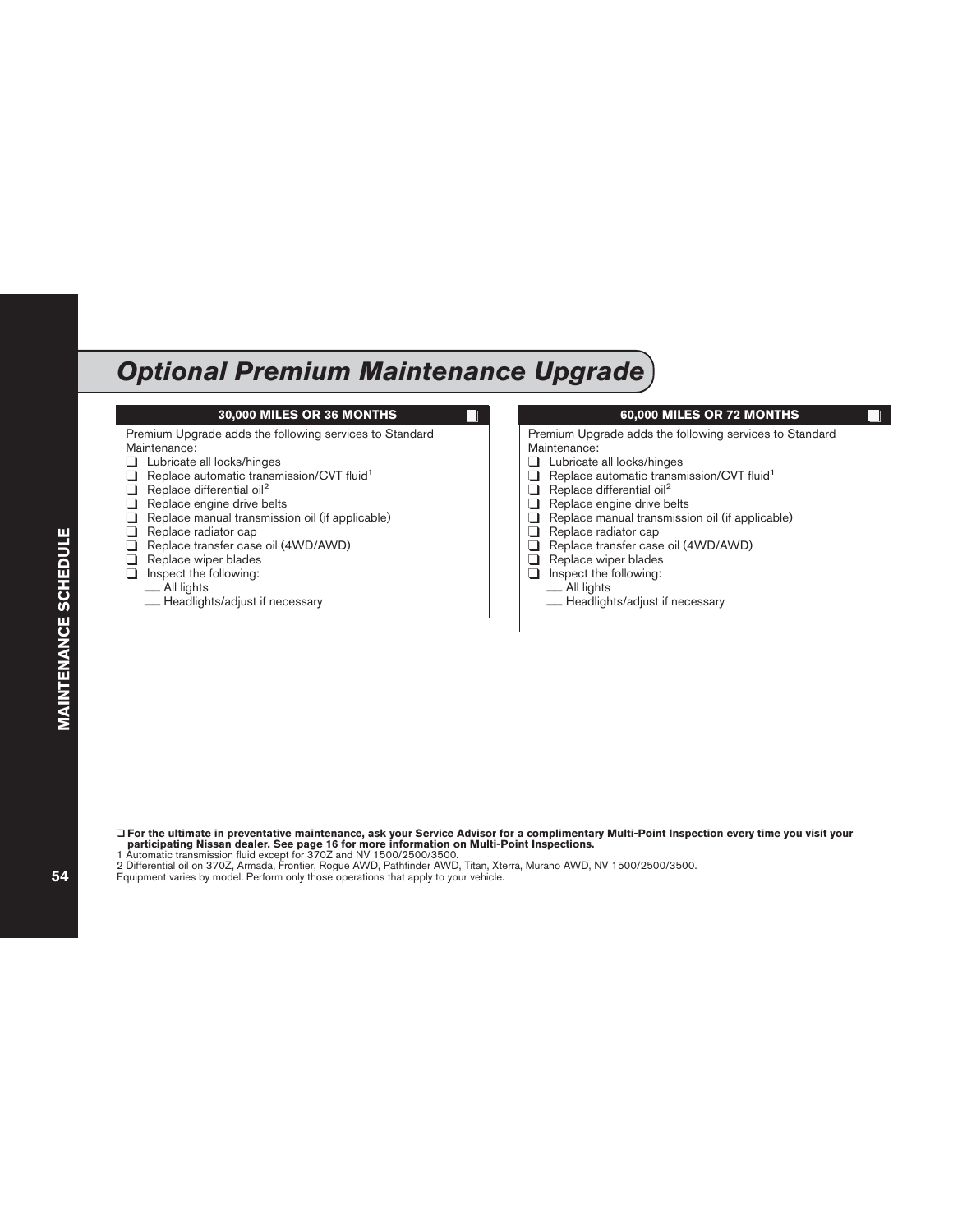# Optional Premium Maintenance Upgrade

## 30,000 MILES OR 36 MONTHS ❑

Premium Upgrade adds the following services to Standard Maintenance:

- ❑ Lubricate all locks/hinges
- ❑ Replace automatic transmission/CVT fluid[1]
- ❑ Replace differential oil[2]
- ❑ Replace engine drive belts
- ❑ Replace manual transmission oil (if applicable)
- ❑ Replace radiator cap
- ❑ Replace transfer case oil (4WD/AWD)
- ❑ Replace wiper blades
- ❑ Inspect the following:
  - ___ All lights
  - ___ Headlights/adjust if necessary

## 60,000 MILES OR 72 MONTHS ❑

Premium Upgrade adds the following services to Standard Maintenance:

- ❑ Lubricate all locks/hinges
- ❑ Replace automatic transmission/CVT fluid[1]
- ❑ Replace differential oil[2]
- ❑ Replace engine drive belts
- ❑ Replace manual transmission oil (if applicable)
- ❑ Replace radiator cap
- ❑ Replace transfer case oil (4WD/AWD)
- ❑ Replace wiper blades
- ❑ Inspect the following:
  - ___ All lights
  - ___ Headlights/adjust if necessary

❑ **For the ultimate in preventative maintenance, ask your Service Advisor for a complimentary Multi-Point Inspection every time you visit your participating Nissan dealer. See page 16 for more information on Multi-Point Inspections.**

1 Automatic transmission fluid except for 370Z and NV 1500/2500/3500.

2 Differential oil on 370Z, Armada, Frontier, Rogue AWD, Pathfinder AWD, Titan, Xterra, Murano AWD, NV 1500/2500/3500.

Equipment varies by model. Perform only those operations that apply to your vehicle.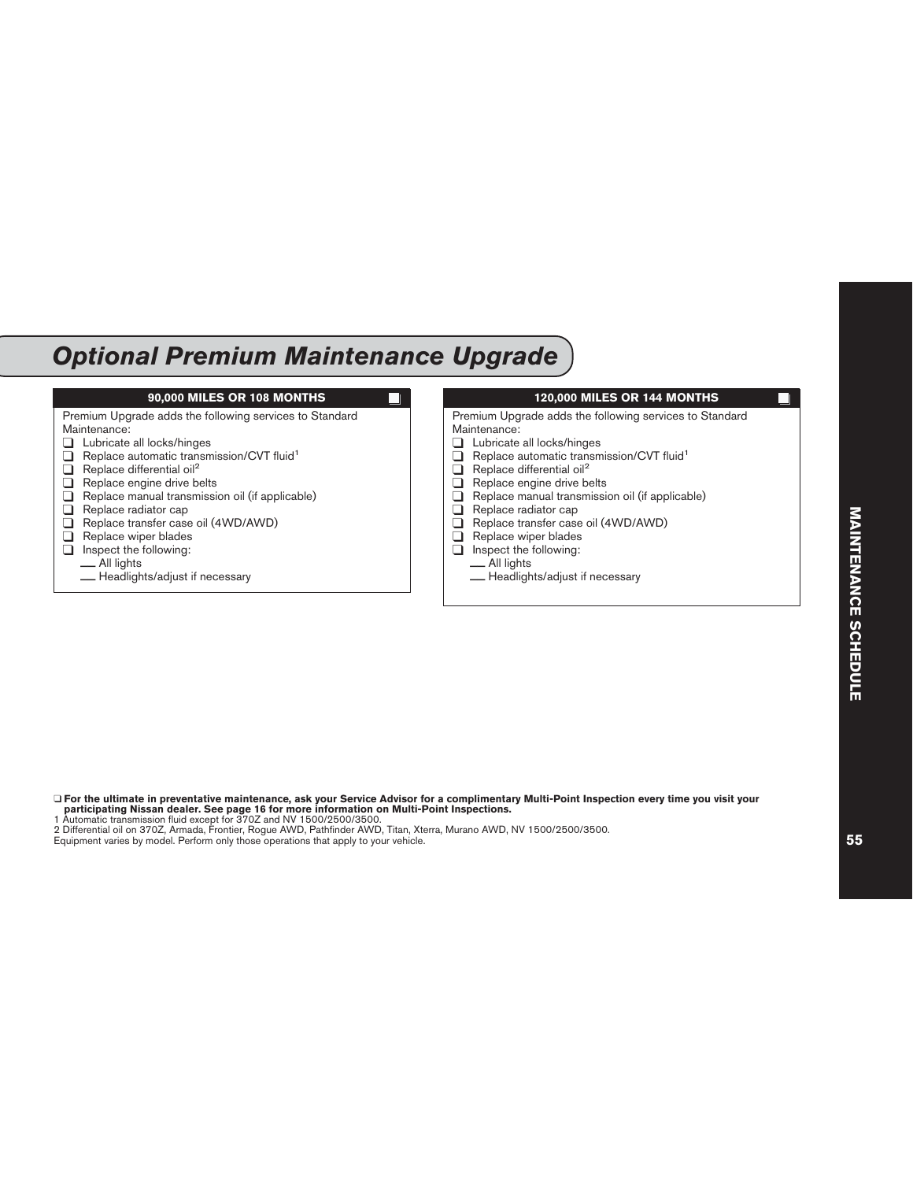# Optional Premium Maintenance Upgrade

## 90,000 MILES OR 108 MONTHS ❑

Premium Upgrade adds the following services to Standard Maintenance:

- ❑ Lubricate all locks/hinges
- ❑ Replace automatic transmission/CVT fluid[1]
- ❑ Replace differential oil[2]
- ❑ Replace engine drive belts
- ❑ Replace manual transmission oil (if applicable)
- ❑ Replace radiator cap
- ❑ Replace transfer case oil (4WD/AWD)
- ❑ Replace wiper blades
- ❑ Inspect the following:
  - ___ All lights
  - ___ Headlights/adjust if necessary

## 120,000 MILES OR 144 MONTHS ❑

Premium Upgrade adds the following services to Standard Maintenance:

- ❑ Lubricate all locks/hinges
- ❑ Replace automatic transmission/CVT fluid[1]
- ❑ Replace differential oil[2]
- ❑ Replace engine drive belts
- ❑ Replace manual transmission oil (if applicable)
- ❑ Replace radiator cap
- ❑ Replace transfer case oil (4WD/AWD)
- ❑ Replace wiper blades
- ❑ Inspect the following:
  - ___ All lights
  - ___ Headlights/adjust if necessary

❑ **For the ultimate in preventative maintenance, ask your Service Advisor for a complimentary Multi-Point Inspection every time you visit your participating Nissan dealer. See page 16 for more information on Multi-Point Inspections.**

1 Automatic transmission fluid except for 370Z and NV 1500/2500/3500.

2 Differential oil on 370Z, Armada, Frontier, Rogue AWD, Pathfinder AWD, Titan, Xterra, Murano AWD, NV 1500/2500/3500.

Equipment varies by model. Perform only those operations that apply to your vehicle.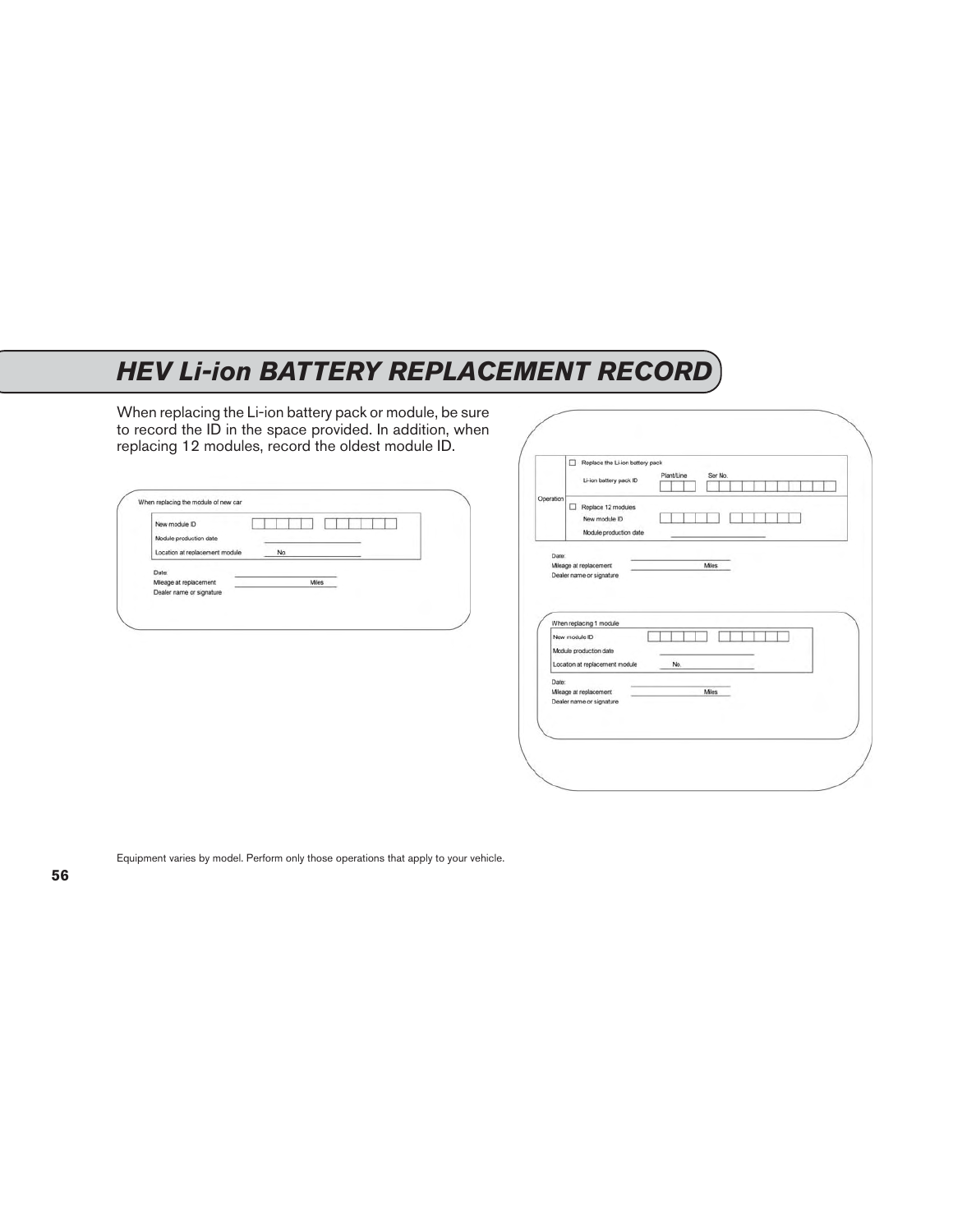# HEV Li-ion BATTERY REPLACEMENT RECORD

When replacing the Li-ion battery pack or module, be sure to record the ID in the space provided. In addition, when replacing 12 modules, record the oldest module ID.

When replacing the module of new car

| | |
|---|---|
| New module ID | |
| Module production date | |
| Location at replacement module | No. |

Date:

Mileage at replacement ______ Miles

Dealer name or signature

| Operation | | |
|---|---|---|
| | ☐ Replace the Li-ion battery pack | |
| | Li-ion battery pack ID | Plant/Line &nbsp;&nbsp; Ser No. |
| | ☐ Replace 12 modules | |
| | New module ID | |
| | Module production date | |

Date:

Mileage at replacement ______ Miles

Dealer name or signature

When replacing 1 module

| | |
|---|---|
| New module ID | |
| Module production date | |
| Location at replacement module | No. |

Date:

Mileage at replacement ______ Miles

Dealer name or signature

Equipment varies by model. Perform only those operations that apply to your vehicle.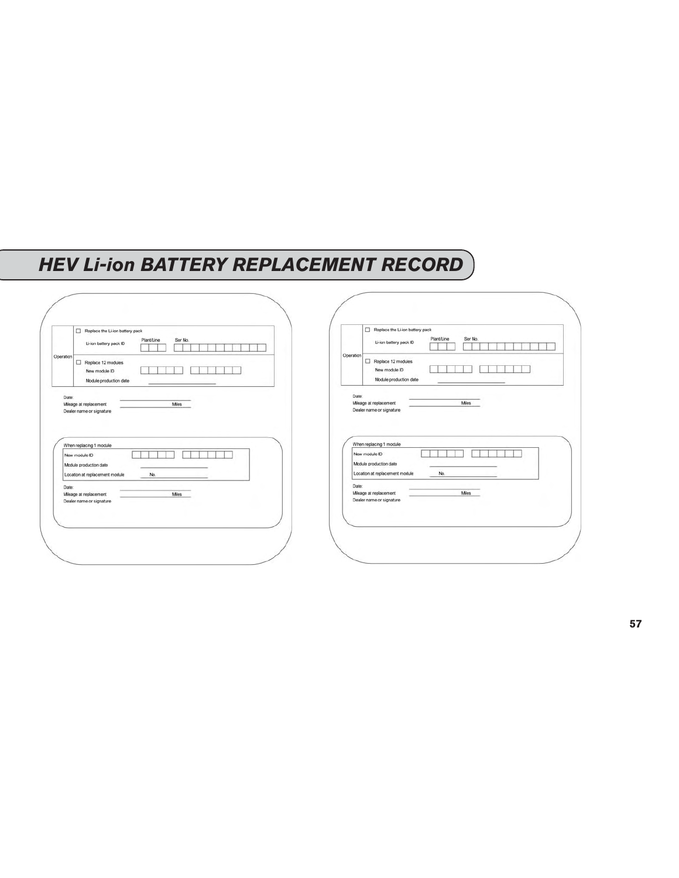# HEV Li-ion BATTERY REPLACEMENT RECORD

| Operation | |
|---|---|
| | ☐ Replace the Li-ion battery pack |
| | Li-ion battery pack ID — Plant/Line ☐☐☐ — Ser No. ☐☐☐☐☐☐☐☐☐☐☐ |
| | ☐ Replace 12 modules |
| | New module ID ☐☐☐☐☐ ☐☐☐☐☐☐ |
| | Module production date ____________ |

Date: ____________

Mileage at replacement ____________ Miles

Dealer name or signature

**When replacing 1 module**

| | |
|---|---|
| New module ID | ☐☐☐☐☐ ☐☐☐☐☐☐ |
| Module producton date | ____________ |
| Locaton at replacement module | No. ____________ |

Date: ____________

Mileage at replacement ____________ Miles

Dealer name or signature

| Operation | |
|---|---|
| | ☐ Replace the Li-ion battery pack |
| | Li-ion battery pack ID — Plant/Line ☐☐☐ — Ser No. ☐☐☐☐☐☐☐☐☐☐☐ |
| | ☐ Replace 12 modules |
| | New module ID ☐☐☐☐☐ ☐☐☐☐☐☐ |
| | Module production date ____________ |

Date: ____________

Mileage at replacement ____________ Miles

Dealer name or signature

**When replacing 1 module**

| | |
|---|---|
| New module ID | ☐☐☐☐☐ ☐☐☐☐☐☐ |
| Module producton date | ____________ |
| Locaton at replacement module | No. ____________ |

Date: ____________

Mileage at replacement ____________ Miles

Dealer name or signature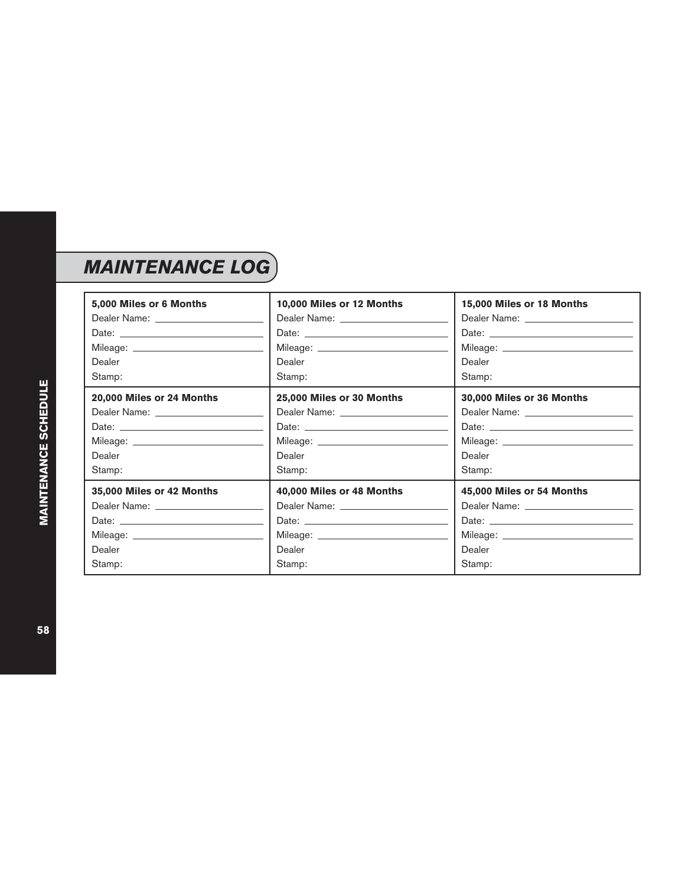# MAINTENANCE LOG

| 5,000 Miles or 6 Months | 10,000 Miles or 12 Months | 15,000 Miles or 18 Months |
|---|---|---|
| Dealer Name: ____________ | Dealer Name: ____________ | Dealer Name: ____________ |
| Date: ____________ | Date: ____________ | Date: ____________ |
| Mileage: ____________ | Mileage: ____________ | Mileage: ____________ |
| Dealer Stamp: | Dealer Stamp: | Dealer Stamp: |
| **20,000 Miles or 24 Months** | **25,000 Miles or 30 Months** | **30,000 Miles or 36 Months** |
| Dealer Name: ____________ | Dealer Name: ____________ | Dealer Name: ____________ |
| Date: ____________ | Date: ____________ | Date: ____________ |
| Mileage: ____________ | Mileage: ____________ | Mileage: ____________ |
| Dealer Stamp: | Dealer Stamp: | Dealer Stamp: |
| **35,000 Miles or 42 Months** | **40,000 Miles or 48 Months** | **45,000 Miles or 54 Months** |
| Dealer Name: ____________ | Dealer Name: ____________ | Dealer Name: ____________ |
| Date: ____________ | Date: ____________ | Date: ____________ |
| Mileage: ____________ | Mileage: ____________ | Mileage: ____________ |
| Dealer Stamp: | Dealer Stamp: | Dealer Stamp: |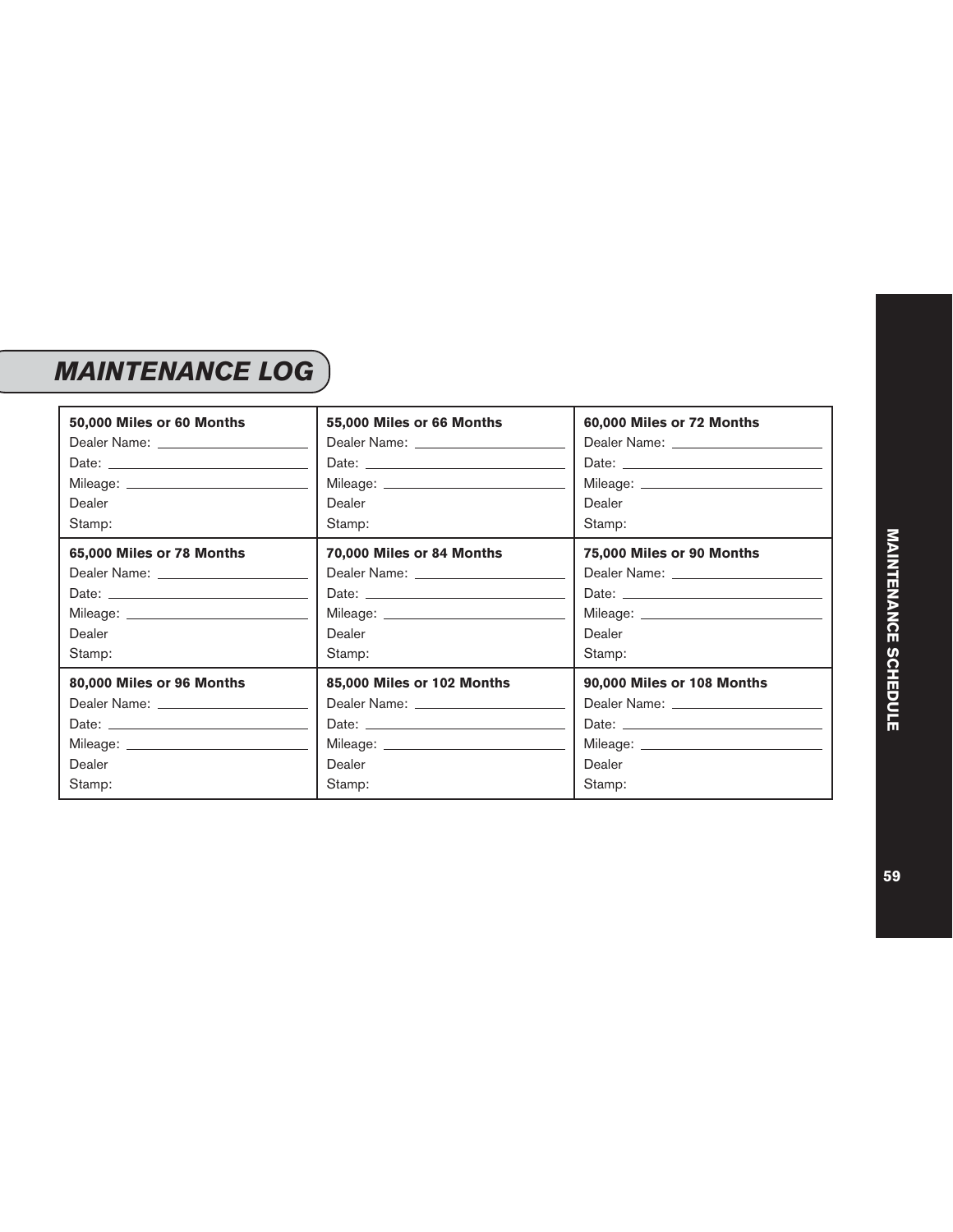# MAINTENANCE LOG

| 50,000 Miles or 60 Months | 55,000 Miles or 66 Months | 60,000 Miles or 72 Months |
|---|---|---|
| Dealer Name: ____<br>Date: ____<br>Mileage: ____<br>Dealer<br>Stamp: | Dealer Name: ____<br>Date: ____<br>Mileage: ____<br>Dealer<br>Stamp: | Dealer Name: ____<br>Date: ____<br>Mileage: ____<br>Dealer<br>Stamp: |
| **65,000 Miles or 78 Months** | **70,000 Miles or 84 Months** | **75,000 Miles or 90 Months** |
| Dealer Name: ____<br>Date: ____<br>Mileage: ____<br>Dealer<br>Stamp: | Dealer Name: ____<br>Date: ____<br>Mileage: ____<br>Dealer<br>Stamp: | Dealer Name: ____<br>Date: ____<br>Mileage: ____<br>Dealer<br>Stamp: |
| **80,000 Miles or 96 Months** | **85,000 Miles or 102 Months** | **90,000 Miles or 108 Months** |
| Dealer Name: ____<br>Date: ____<br>Mileage: ____<br>Dealer<br>Stamp: | Dealer Name: ____<br>Date: ____<br>Mileage: ____<br>Dealer<br>Stamp: | Dealer Name: ____<br>Date: ____<br>Mileage: ____<br>Dealer<br>Stamp: |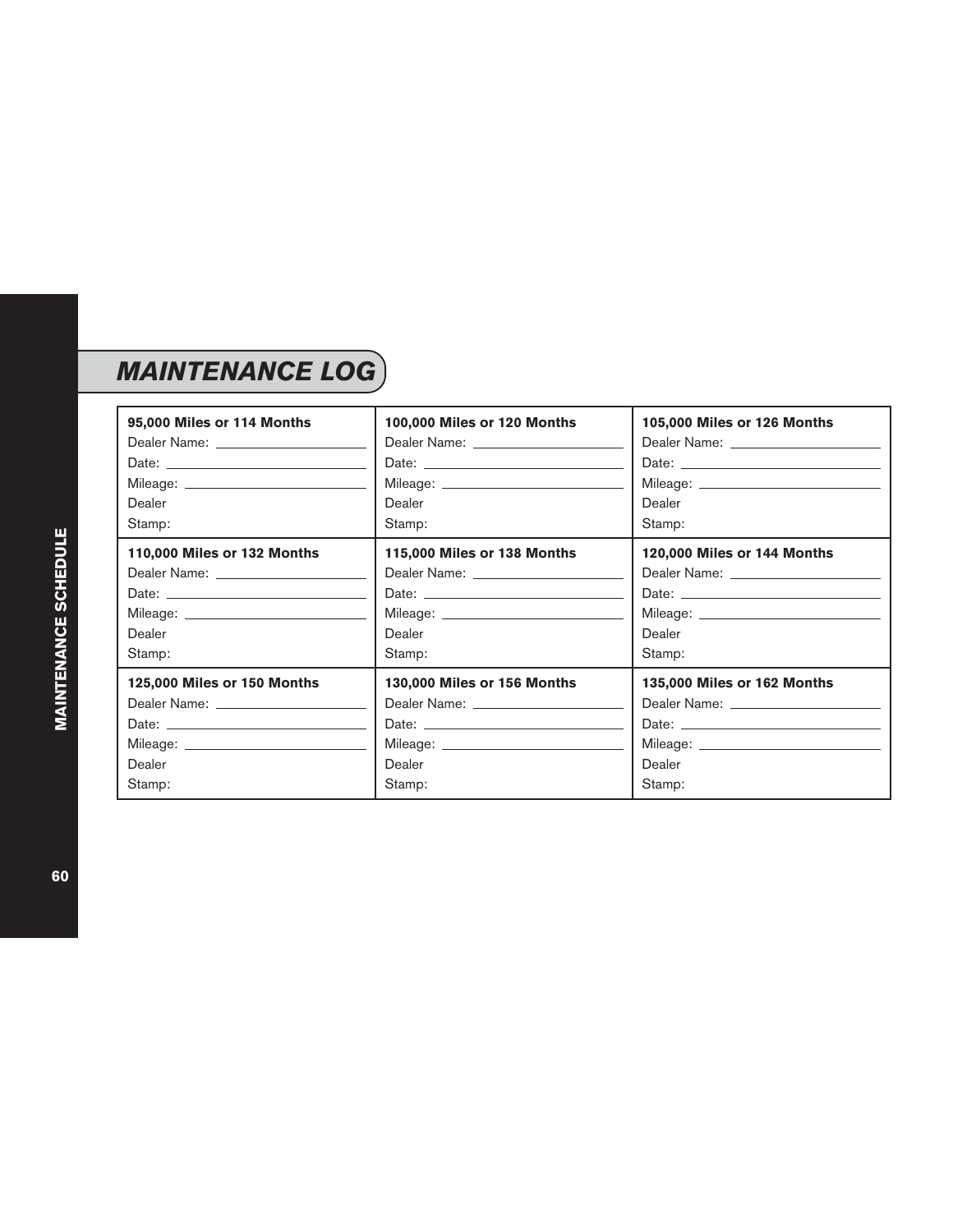# MAINTENANCE LOG

| | | |
|---|---|---|
| **95,000 Miles or 114 Months**<br>Dealer Name: ____________<br>Date: ____________<br>Mileage: ____________<br>Dealer<br>Stamp: | **100,000 Miles or 120 Months**<br>Dealer Name: ____________<br>Date: ____________<br>Mileage: ____________<br>Dealer<br>Stamp: | **105,000 Miles or 126 Months**<br>Dealer Name: ____________<br>Date: ____________<br>Mileage: ____________<br>Dealer<br>Stamp: |
| **110,000 Miles or 132 Months**<br>Dealer Name: ____________<br>Date: ____________<br>Mileage: ____________<br>Dealer<br>Stamp: | **115,000 Miles or 138 Months**<br>Dealer Name: ____________<br>Date: ____________<br>Mileage: ____________<br>Dealer<br>Stamp: | **120,000 Miles or 144 Months**<br>Dealer Name: ____________<br>Date: ____________<br>Mileage: ____________<br>Dealer<br>Stamp: |
| **125,000 Miles or 150 Months**<br>Dealer Name: ____________<br>Date: ____________<br>Mileage: ____________<br>Dealer<br>Stamp: | **130,000 Miles or 156 Months**<br>Dealer Name: ____________<br>Date: ____________<br>Mileage: ____________<br>Dealer<br>Stamp: | **135,000 Miles or 162 Months**<br>Dealer Name: ____________<br>Date: ____________<br>Mileage: ____________<br>Dealer<br>Stamp: |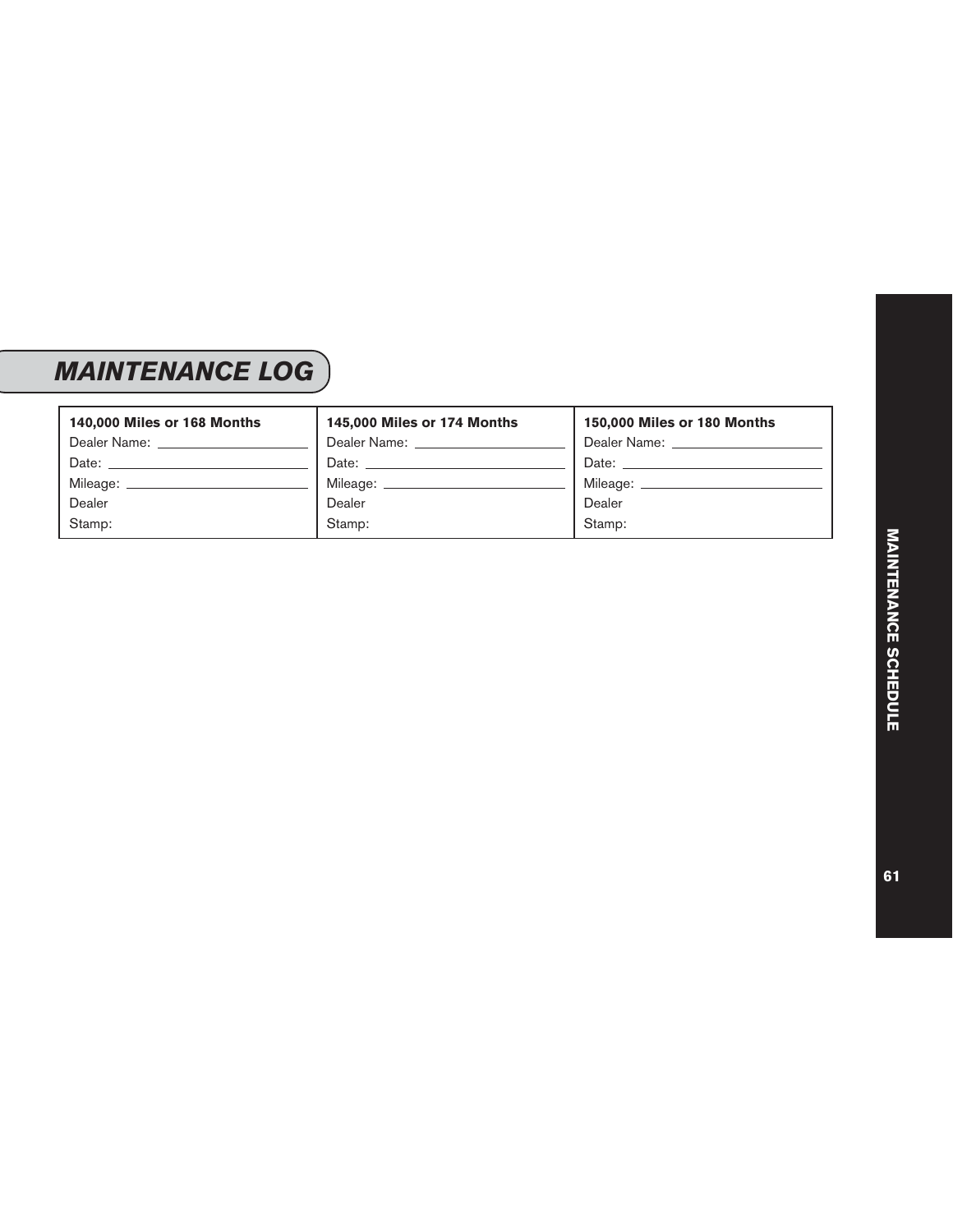## MAINTENANCE LOG

| 140,000 Miles or 168 Months | 145,000 Miles or 174 Months | 150,000 Miles or 180 Months |
| --- | --- | --- |
| Dealer Name: ____________ | Dealer Name: ____________ | Dealer Name: ____________ |
| Date: ____________ | Date: ____________ | Date: ____________ |
| Mileage: ____________ | Mileage: ____________ | Mileage: ____________ |
| Dealer Stamp: | Dealer Stamp: | Dealer Stamp: |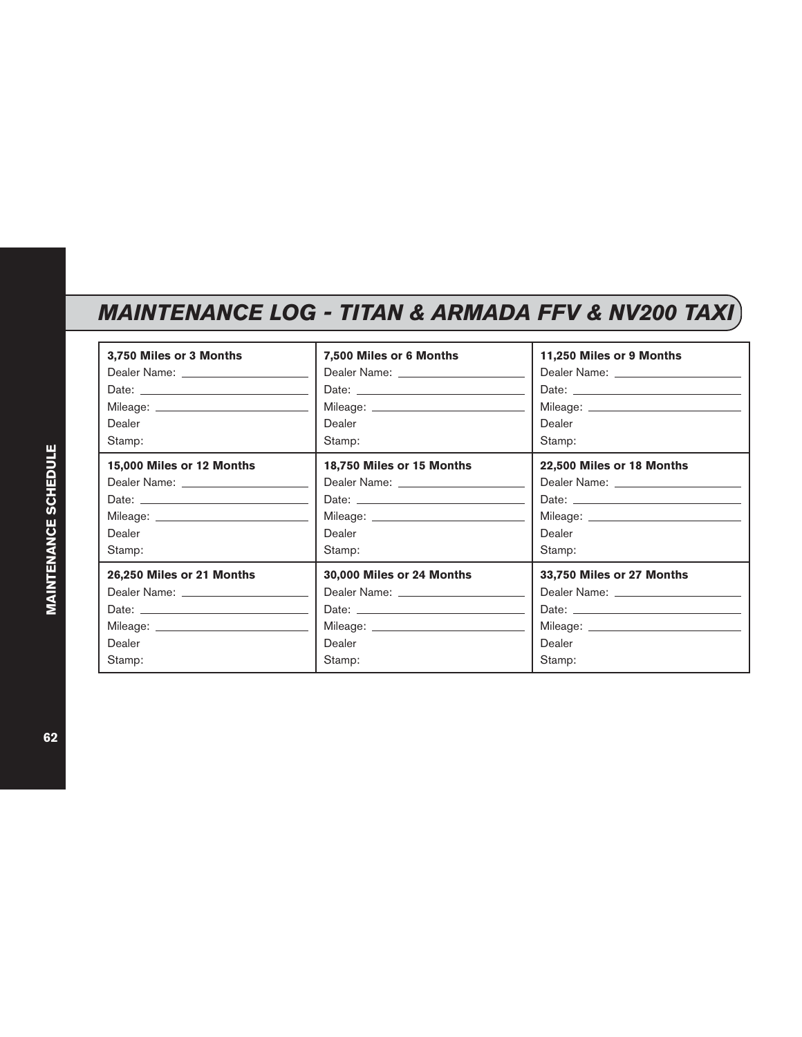# MAINTENANCE LOG - TITAN & ARMADA FFV & NV200 TAXI

| | | |
|---|---|---|
| **3,750 Miles or 3 Months**<br>Dealer Name: \_\_\_\_\_\_\_\_\_\_<br>Date: \_\_\_\_\_\_\_\_\_\_<br>Mileage: \_\_\_\_\_\_\_\_\_\_<br>Dealer<br>Stamp: | **7,500 Miles or 6 Months**<br>Dealer Name: \_\_\_\_\_\_\_\_\_\_<br>Date: \_\_\_\_\_\_\_\_\_\_<br>Mileage: \_\_\_\_\_\_\_\_\_\_<br>Dealer<br>Stamp: | **11,250 Miles or 9 Months**<br>Dealer Name: \_\_\_\_\_\_\_\_\_\_<br>Date: \_\_\_\_\_\_\_\_\_\_<br>Mileage: \_\_\_\_\_\_\_\_\_\_<br>Dealer<br>Stamp: |
| **15,000 Miles or 12 Months**<br>Dealer Name: \_\_\_\_\_\_\_\_\_\_<br>Date: \_\_\_\_\_\_\_\_\_\_<br>Mileage: \_\_\_\_\_\_\_\_\_\_<br>Dealer<br>Stamp: | **18,750 Miles or 15 Months**<br>Dealer Name: \_\_\_\_\_\_\_\_\_\_<br>Date: \_\_\_\_\_\_\_\_\_\_<br>Mileage: \_\_\_\_\_\_\_\_\_\_<br>Dealer<br>Stamp: | **22,500 Miles or 18 Months**<br>Dealer Name: \_\_\_\_\_\_\_\_\_\_<br>Date: \_\_\_\_\_\_\_\_\_\_<br>Mileage: \_\_\_\_\_\_\_\_\_\_<br>Dealer<br>Stamp: |
| **26,250 Miles or 21 Months**<br>Dealer Name: \_\_\_\_\_\_\_\_\_\_<br>Date: \_\_\_\_\_\_\_\_\_\_<br>Mileage: \_\_\_\_\_\_\_\_\_\_<br>Dealer<br>Stamp: | **30,000 Miles or 24 Months**<br>Dealer Name: \_\_\_\_\_\_\_\_\_\_<br>Date: \_\_\_\_\_\_\_\_\_\_<br>Mileage: \_\_\_\_\_\_\_\_\_\_<br>Dealer<br>Stamp: | **33,750 Miles or 27 Months**<br>Dealer Name: \_\_\_\_\_\_\_\_\_\_<br>Date: \_\_\_\_\_\_\_\_\_\_<br>Mileage: \_\_\_\_\_\_\_\_\_\_<br>Dealer<br>Stamp: |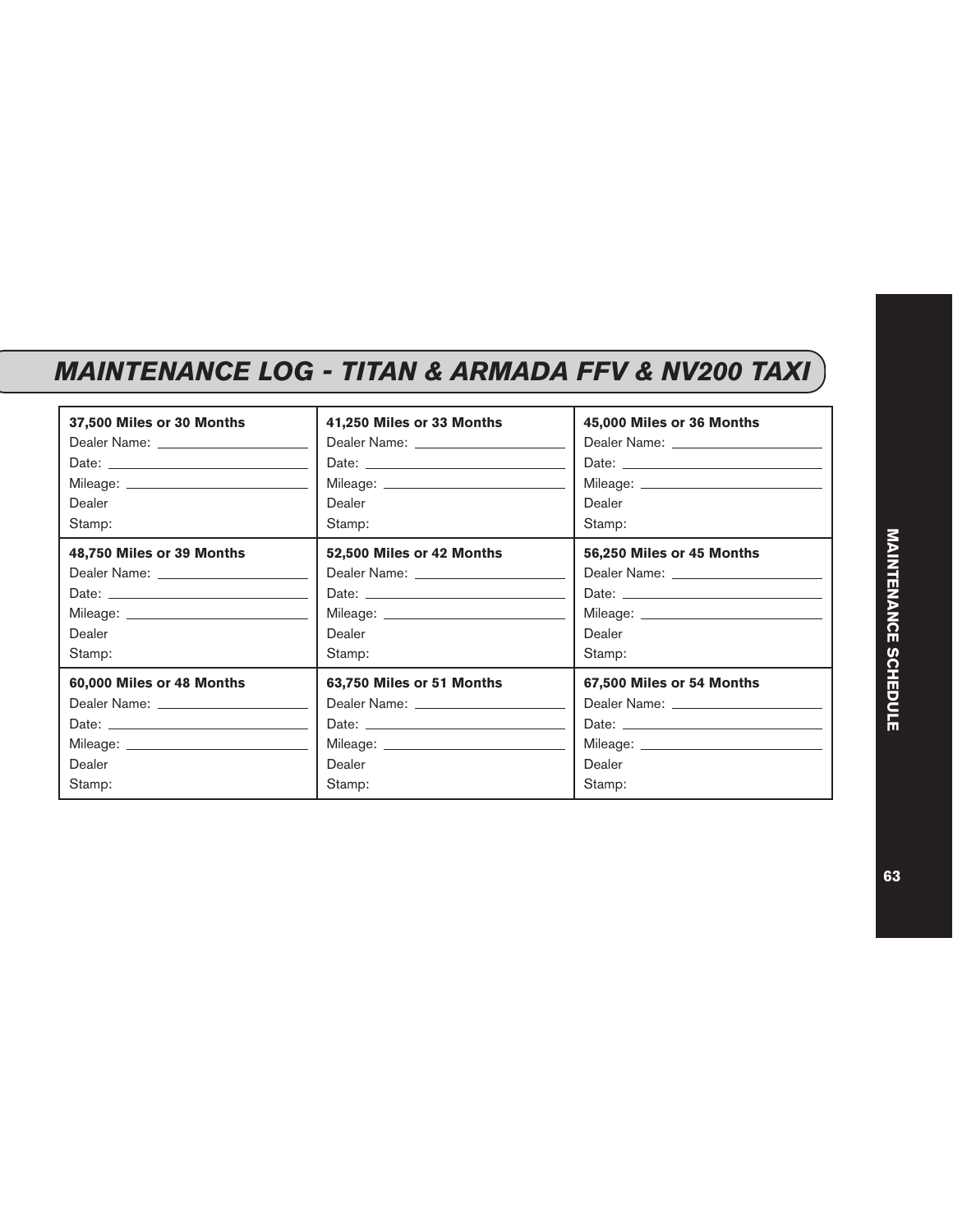# MAINTENANCE LOG - TITAN & ARMADA FFV & NV200 TAXI

| | | |
|---|---|---|
| **37,500 Miles or 30 Months**<br>Dealer Name: \_\_\_\_\_\_\_\_<br>Date: \_\_\_\_\_\_\_\_<br>Mileage: \_\_\_\_\_\_\_\_<br>Dealer<br>Stamp: | **41,250 Miles or 33 Months**<br>Dealer Name: \_\_\_\_\_\_\_\_<br>Date: \_\_\_\_\_\_\_\_<br>Mileage: \_\_\_\_\_\_\_\_<br>Dealer<br>Stamp: | **45,000 Miles or 36 Months**<br>Dealer Name: \_\_\_\_\_\_\_\_<br>Date: \_\_\_\_\_\_\_\_<br>Mileage: \_\_\_\_\_\_\_\_<br>Dealer<br>Stamp: |
| **48,750 Miles or 39 Months**<br>Dealer Name: \_\_\_\_\_\_\_\_<br>Date: \_\_\_\_\_\_\_\_<br>Mileage: \_\_\_\_\_\_\_\_<br>Dealer<br>Stamp: | **52,500 Miles or 42 Months**<br>Dealer Name: \_\_\_\_\_\_\_\_<br>Date: \_\_\_\_\_\_\_\_<br>Mileage: \_\_\_\_\_\_\_\_<br>Dealer<br>Stamp: | **56,250 Miles or 45 Months**<br>Dealer Name: \_\_\_\_\_\_\_\_<br>Date: \_\_\_\_\_\_\_\_<br>Mileage: \_\_\_\_\_\_\_\_<br>Dealer<br>Stamp: |
| **60,000 Miles or 48 Months**<br>Dealer Name: \_\_\_\_\_\_\_\_<br>Date: \_\_\_\_\_\_\_\_<br>Mileage: \_\_\_\_\_\_\_\_<br>Dealer<br>Stamp: | **63,750 Miles or 51 Months**<br>Dealer Name: \_\_\_\_\_\_\_\_<br>Date: \_\_\_\_\_\_\_\_<br>Mileage: \_\_\_\_\_\_\_\_<br>Dealer<br>Stamp: | **67,500 Miles or 54 Months**<br>Dealer Name: \_\_\_\_\_\_\_\_<br>Date: \_\_\_\_\_\_\_\_<br>Mileage: \_\_\_\_\_\_\_\_<br>Dealer<br>Stamp: |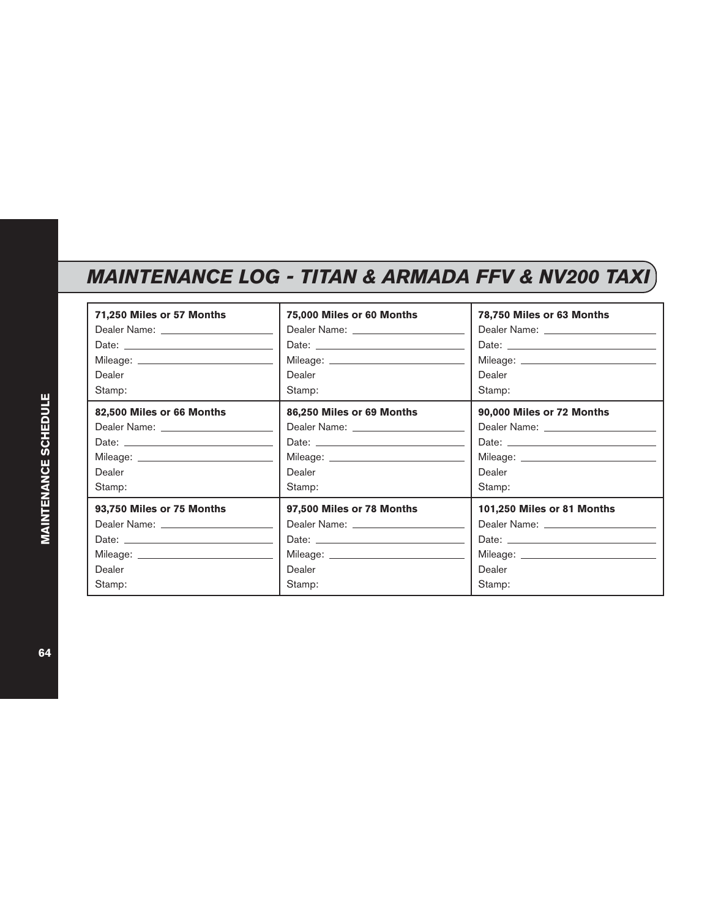# *MAINTENANCE LOG - TITAN & ARMADA FFV & NV200 TAXI*

| **71,250 Miles or 57 Months** | **75,000 Miles or 60 Months** | **78,750 Miles or 63 Months** |
|---|---|---|
| Dealer Name: ____________________ | Dealer Name: ____________________ | Dealer Name: ____________________ |
| Date: ____________________ | Date: ____________________ | Date: ____________________ |
| Mileage: ____________________ | Mileage: ____________________ | Mileage: ____________________ |
| Dealer Stamp: | Dealer Stamp: | Dealer Stamp: |
| **82,500 Miles or 66 Months** | **86,250 Miles or 69 Months** | **90,000 Miles or 72 Months** |
| Dealer Name: ____________________ | Dealer Name: ____________________ | Dealer Name: ____________________ |
| Date: ____________________ | Date: ____________________ | Date: ____________________ |
| Mileage: ____________________ | Mileage: ____________________ | Mileage: ____________________ |
| Dealer Stamp: | Dealer Stamp: | Dealer Stamp: |
| **93,750 Miles or 75 Months** | **97,500 Miles or 78 Months** | **101,250 Miles or 81 Months** |
| Dealer Name: ____________________ | Dealer Name: ____________________ | Dealer Name: ____________________ |
| Date: ____________________ | Date: ____________________ | Date: ____________________ |
| Mileage: ____________________ | Mileage: ____________________ | Mileage: ____________________ |
| Dealer Stamp: | Dealer Stamp: | Dealer Stamp: |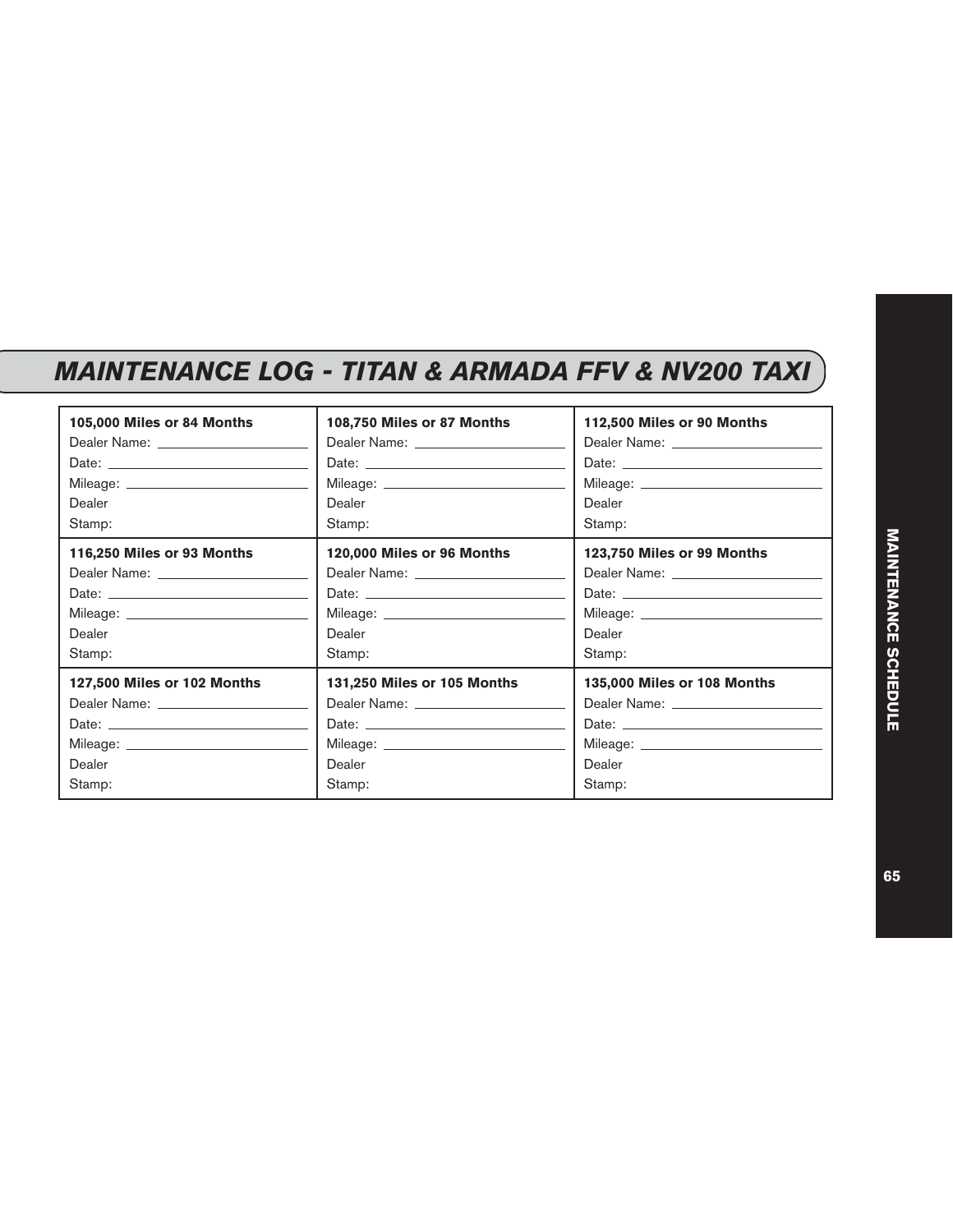## MAINTENANCE LOG - TITAN & ARMADA FFV & NV200 TAXI

| 105,000 Miles or 84 Months | 108,750 Miles or 87 Months | 112,500 Miles or 90 Months |
|---|---|---|
| Dealer Name: ______<br>Date: ______<br>Mileage: ______<br>Dealer<br>Stamp: | Dealer Name: ______<br>Date: ______<br>Mileage: ______<br>Dealer<br>Stamp: | Dealer Name: ______<br>Date: ______<br>Mileage: ______<br>Dealer<br>Stamp: |
| **116,250 Miles or 93 Months** | **120,000 Miles or 96 Months** | **123,750 Miles or 99 Months** |
| Dealer Name: ______<br>Date: ______<br>Mileage: ______<br>Dealer<br>Stamp: | Dealer Name: ______<br>Date: ______<br>Mileage: ______<br>Dealer<br>Stamp: | Dealer Name: ______<br>Date: ______<br>Mileage: ______<br>Dealer<br>Stamp: |
| **127,500 Miles or 102 Months** | **131,250 Miles or 105 Months** | **135,000 Miles or 108 Months** |
| Dealer Name: ______<br>Date: ______<br>Mileage: ______<br>Dealer<br>Stamp: | Dealer Name: ______<br>Date: ______<br>Mileage: ______<br>Dealer<br>Stamp: | Dealer Name: ______<br>Date: ______<br>Mileage: ______<br>Dealer<br>Stamp: |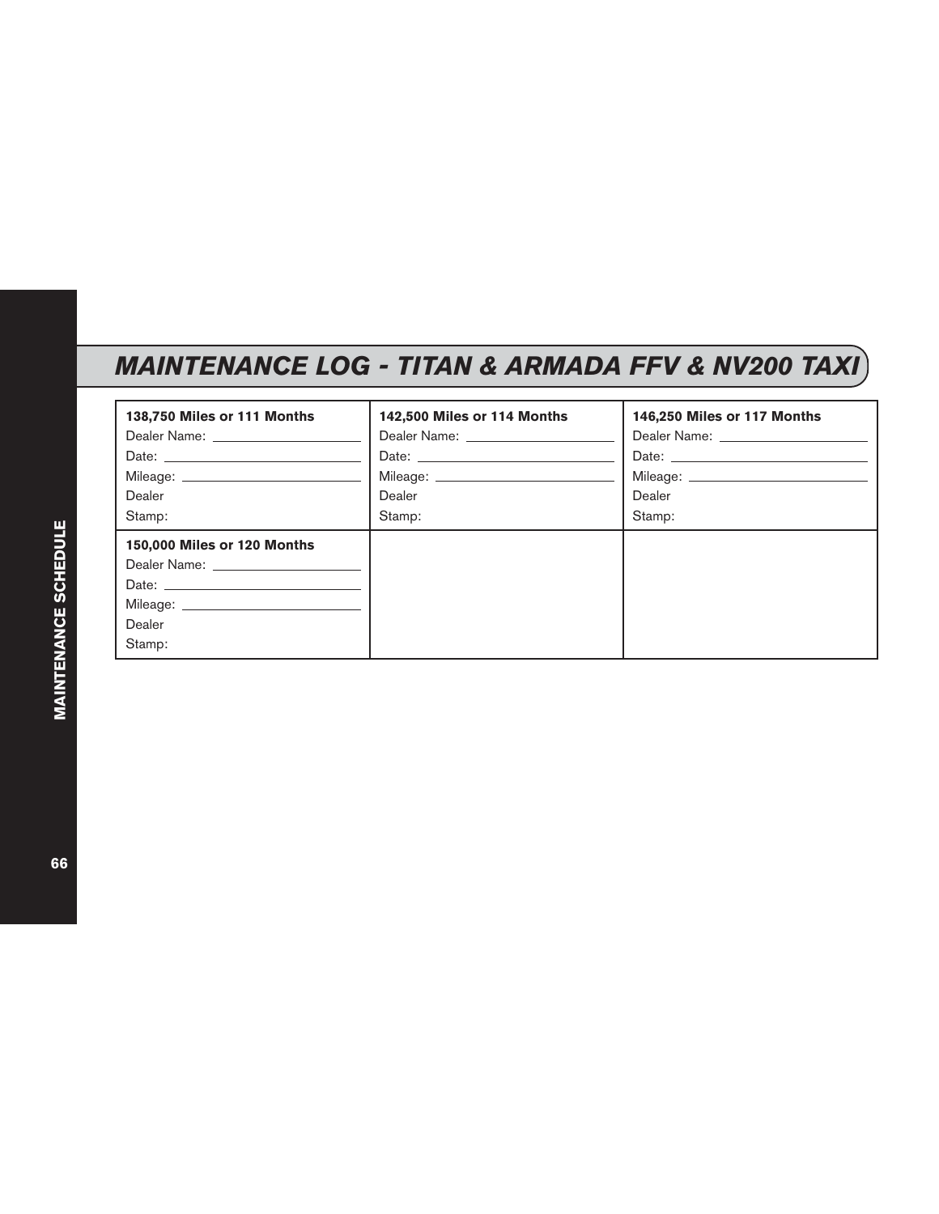# MAINTENANCE LOG - TITAN & ARMADA FFV & NV200 TAXI

| **138,750 Miles or 111 Months**<br>Dealer Name: ____________________<br>Date: ____________________<br>Mileage: ____________________<br>Dealer<br>Stamp: | **142,500 Miles or 114 Months**<br>Dealer Name: ____________________<br>Date: ____________________<br>Mileage: ____________________<br>Dealer<br>Stamp: | **146,250 Miles or 117 Months**<br>Dealer Name: ____________________<br>Date: ____________________<br>Mileage: ____________________<br>Dealer<br>Stamp: |
|---|---|---|
| **150,000 Miles or 120 Months**<br>Dealer Name: ____________________<br>Date: ____________________<br>Mileage: ____________________<br>Dealer<br>Stamp: | | |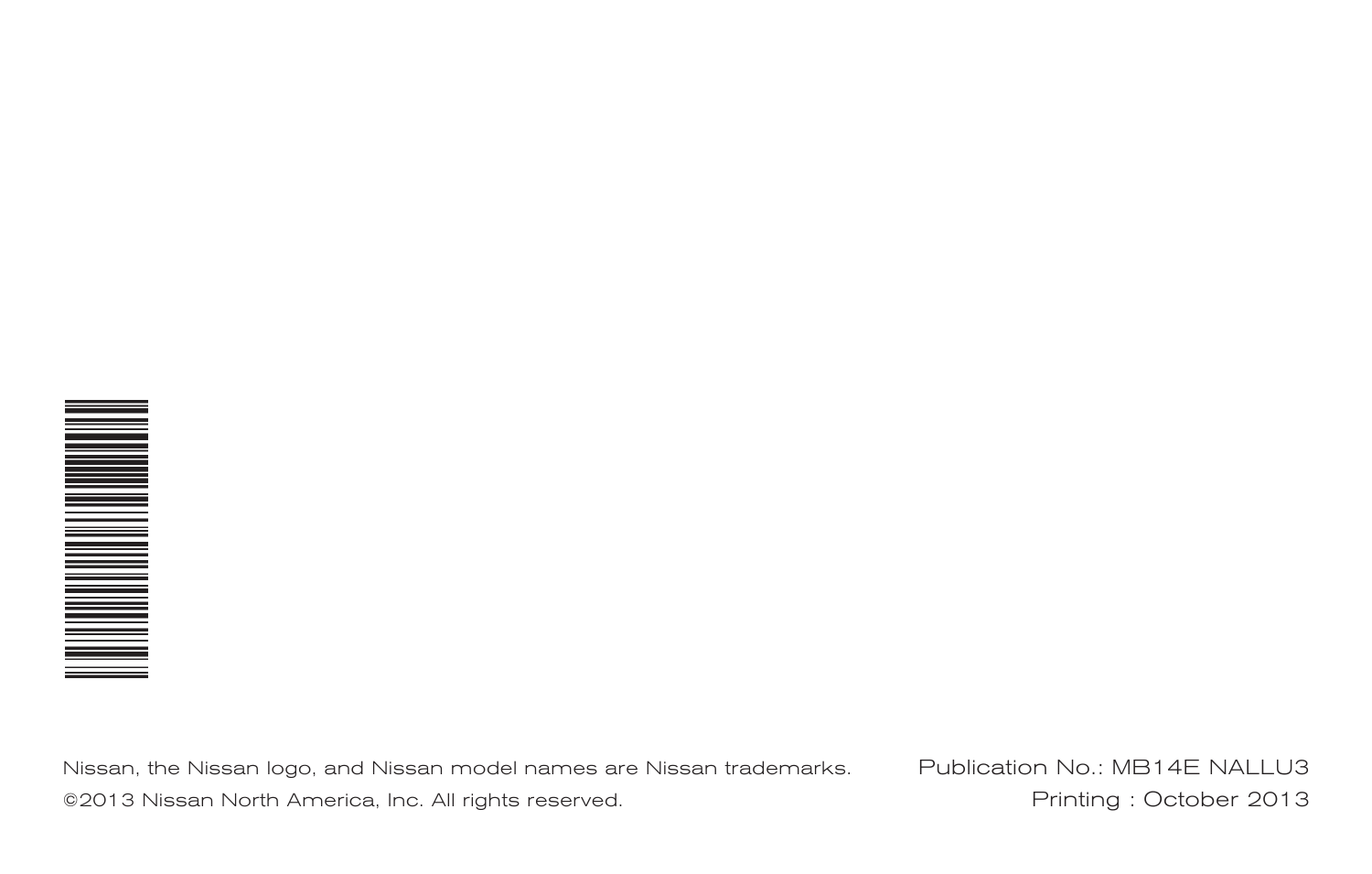Nissan, the Nissan logo, and Nissan model names are Nissan trademarks.

©2013 Nissan North America, Inc. All rights reserved.

Publication No.: MB14E NALLU3

Printing : October 2013